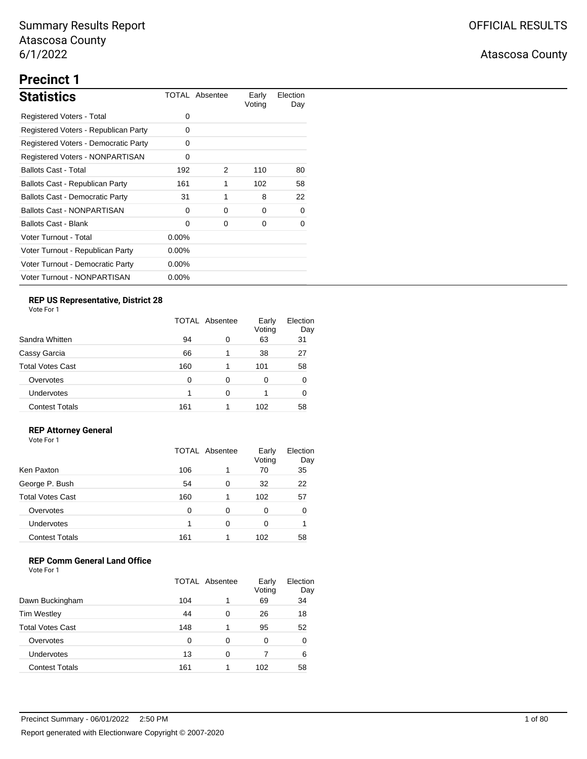# Summary Results Report
Atascosa County
6/1/2022

OFFICIAL RESULTS

Atascosa County

## Precinct 1

### Statistics

| Statistics | TOTAL | Absentee | Early Voting | Election Day |
|---|---|---|---|---|
| Registered Voters - Total | 0 | | | |
| Registered Voters - Republican Party | 0 | | | |
| Registered Voters - Democratic Party | 0 | | | |
| Registered Voters - NONPARTISAN | 0 | | | |
| Ballots Cast - Total | 192 | 2 | 110 | 80 |
| Ballots Cast - Republican Party | 161 | 1 | 102 | 58 |
| Ballots Cast - Democratic Party | 31 | 1 | 8 | 22 |
| Ballots Cast - NONPARTISAN | 0 | 0 | 0 | 0 |
| Ballots Cast - Blank | 0 | 0 | 0 | 0 |
| Voter Turnout - Total | 0.00% | | | |
| Voter Turnout - Republican Party | 0.00% | | | |
| Voter Turnout - Democratic Party | 0.00% | | | |
| Voter Turnout - NONPARTISAN | 0.00% | | | |

### REP US Representative, District 28

Vote For 1

| | TOTAL | Absentee | Early Voting | Election Day |
|---|---|---|---|---|
| Sandra Whitten | 94 | 0 | 63 | 31 |
| Cassy Garcia | 66 | 1 | 38 | 27 |
| Total Votes Cast | 160 | 1 | 101 | 58 |
| Overvotes | 0 | 0 | 0 | 0 |
| Undervotes | 1 | 0 | 1 | 0 |
| Contest Totals | 161 | 1 | 102 | 58 |

### REP Attorney General

Vote For 1

| | TOTAL | Absentee | Early Voting | Election Day |
|---|---|---|---|---|
| Ken Paxton | 106 | 1 | 70 | 35 |
| George P. Bush | 54 | 0 | 32 | 22 |
| Total Votes Cast | 160 | 1 | 102 | 57 |
| Overvotes | 0 | 0 | 0 | 0 |
| Undervotes | 1 | 0 | 0 | 1 |
| Contest Totals | 161 | 1 | 102 | 58 |

### REP Comm General Land Office

Vote For 1

| | TOTAL | Absentee | Early Voting | Election Day |
|---|---|---|---|---|
| Dawn Buckingham | 104 | 1 | 69 | 34 |
| Tim Westley | 44 | 0 | 26 | 18 |
| Total Votes Cast | 148 | 1 | 95 | 52 |
| Overvotes | 0 | 0 | 0 | 0 |
| Undervotes | 13 | 0 | 7 | 6 |
| Contest Totals | 161 | 1 | 102 | 58 |

Precinct Summary - 06/01/2022 2:50 PM

Report generated with Electionware Copyright © 2007-2020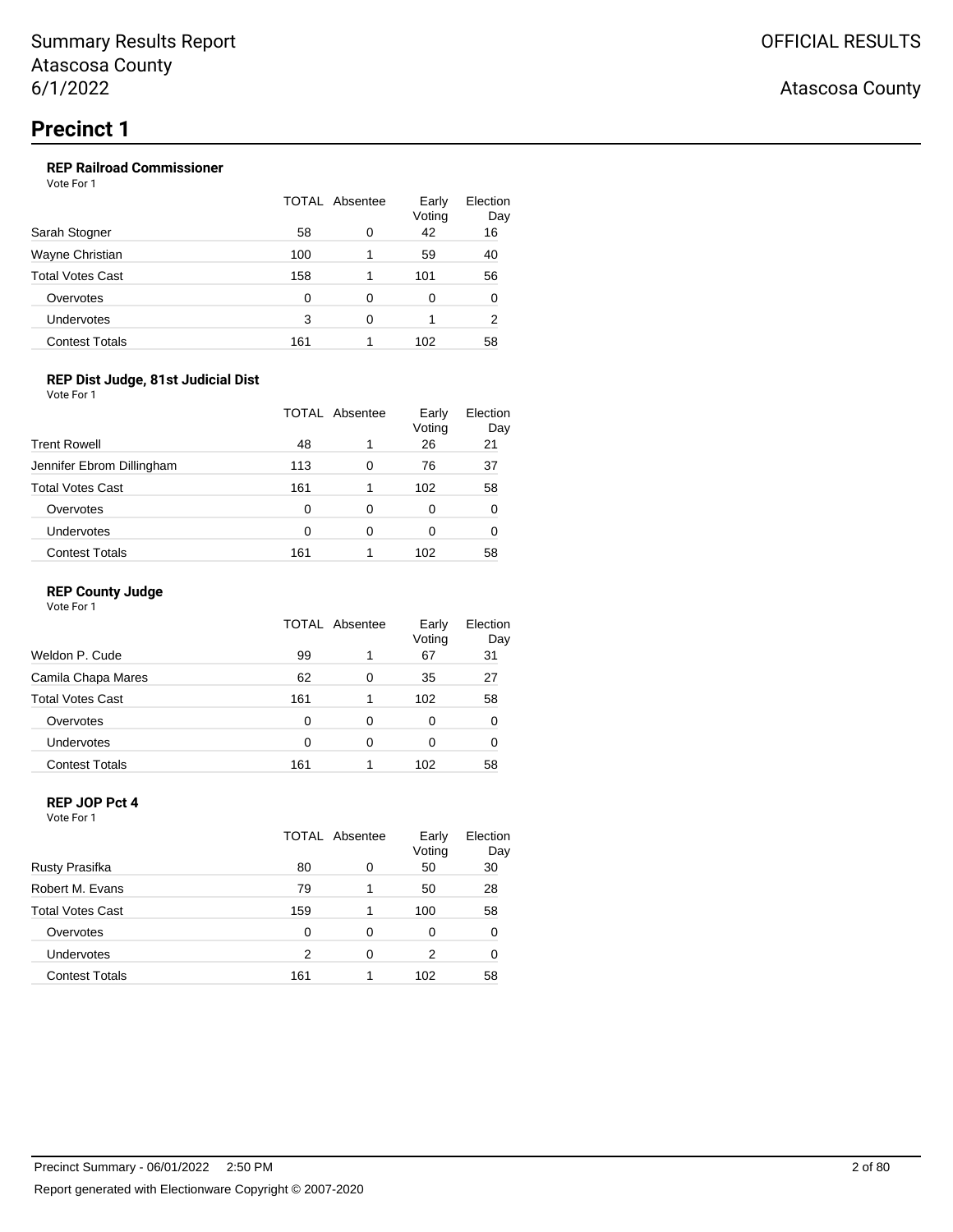# Precinct 1

### REP Railroad Commissioner

Vote For 1

| | TOTAL | Absentee | Early Voting | Election Day |
|---|---|---|---|---|
| Sarah Stogner | 58 | 0 | 42 | 16 |
| Wayne Christian | 100 | 1 | 59 | 40 |
| Total Votes Cast | 158 | 1 | 101 | 56 |
| Overvotes | 0 | 0 | 0 | 0 |
| Undervotes | 3 | 0 | 1 | 2 |
| Contest Totals | 161 | 1 | 102 | 58 |

### REP Dist Judge, 81st Judicial Dist

Vote For 1

| | TOTAL | Absentee | Early Voting | Election Day |
|---|---|---|---|---|
| Trent Rowell | 48 | 1 | 26 | 21 |
| Jennifer Ebrom Dillingham | 113 | 0 | 76 | 37 |
| Total Votes Cast | 161 | 1 | 102 | 58 |
| Overvotes | 0 | 0 | 0 | 0 |
| Undervotes | 0 | 0 | 0 | 0 |
| Contest Totals | 161 | 1 | 102 | 58 |

### REP County Judge

Vote For 1

| | TOTAL | Absentee | Early Voting | Election Day |
|---|---|---|---|---|
| Weldon P. Cude | 99 | 1 | 67 | 31 |
| Camila Chapa Mares | 62 | 0 | 35 | 27 |
| Total Votes Cast | 161 | 1 | 102 | 58 |
| Overvotes | 0 | 0 | 0 | 0 |
| Undervotes | 0 | 0 | 0 | 0 |
| Contest Totals | 161 | 1 | 102 | 58 |

### REP JOP Pct 4

Vote For 1

| | TOTAL | Absentee | Early Voting | Election Day |
|---|---|---|---|---|
| Rusty Prasifka | 80 | 0 | 50 | 30 |
| Robert M. Evans | 79 | 1 | 50 | 28 |
| Total Votes Cast | 159 | 1 | 100 | 58 |
| Overvotes | 0 | 0 | 0 | 0 |
| Undervotes | 2 | 0 | 2 | 0 |
| Contest Totals | 161 | 1 | 102 | 58 |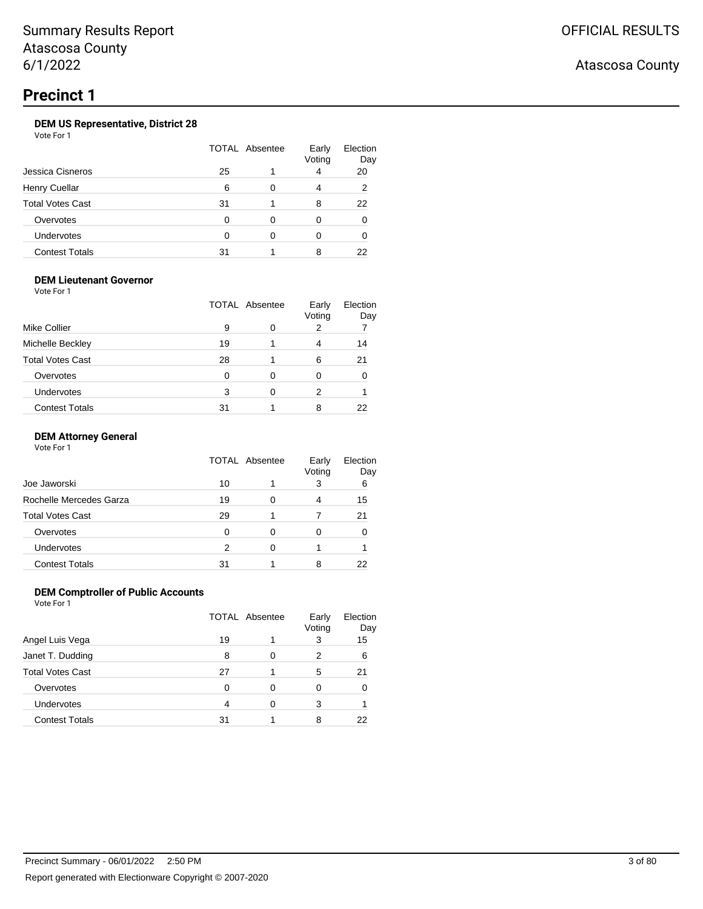# Precinct 1

### DEM US Representative, District 28

Vote For 1

| | TOTAL | Absentee | Early Voting | Election Day |
|---|---|---|---|---|
| Jessica Cisneros | 25 | 1 | 4 | 20 |
| Henry Cuellar | 6 | 0 | 4 | 2 |
| Total Votes Cast | 31 | 1 | 8 | 22 |
| Overvotes | 0 | 0 | 0 | 0 |
| Undervotes | 0 | 0 | 0 | 0 |
| Contest Totals | 31 | 1 | 8 | 22 |

### DEM Lieutenant Governor

Vote For 1

| | TOTAL | Absentee | Early Voting | Election Day |
|---|---|---|---|---|
| Mike Collier | 9 | 0 | 2 | 7 |
| Michelle Beckley | 19 | 1 | 4 | 14 |
| Total Votes Cast | 28 | 1 | 6 | 21 |
| Overvotes | 0 | 0 | 0 | 0 |
| Undervotes | 3 | 0 | 2 | 1 |
| Contest Totals | 31 | 1 | 8 | 22 |

### DEM Attorney General

Vote For 1

| | TOTAL | Absentee | Early Voting | Election Day |
|---|---|---|---|---|
| Joe Jaworski | 10 | 1 | 3 | 6 |
| Rochelle Mercedes Garza | 19 | 0 | 4 | 15 |
| Total Votes Cast | 29 | 1 | 7 | 21 |
| Overvotes | 0 | 0 | 0 | 0 |
| Undervotes | 2 | 0 | 1 | 1 |
| Contest Totals | 31 | 1 | 8 | 22 |

### DEM Comptroller of Public Accounts

Vote For 1

| | TOTAL | Absentee | Early Voting | Election Day |
|---|---|---|---|---|
| Angel Luis Vega | 19 | 1 | 3 | 15 |
| Janet T. Dudding | 8 | 0 | 2 | 6 |
| Total Votes Cast | 27 | 1 | 5 | 21 |
| Overvotes | 0 | 0 | 0 | 0 |
| Undervotes | 4 | 0 | 3 | 1 |
| Contest Totals | 31 | 1 | 8 | 22 |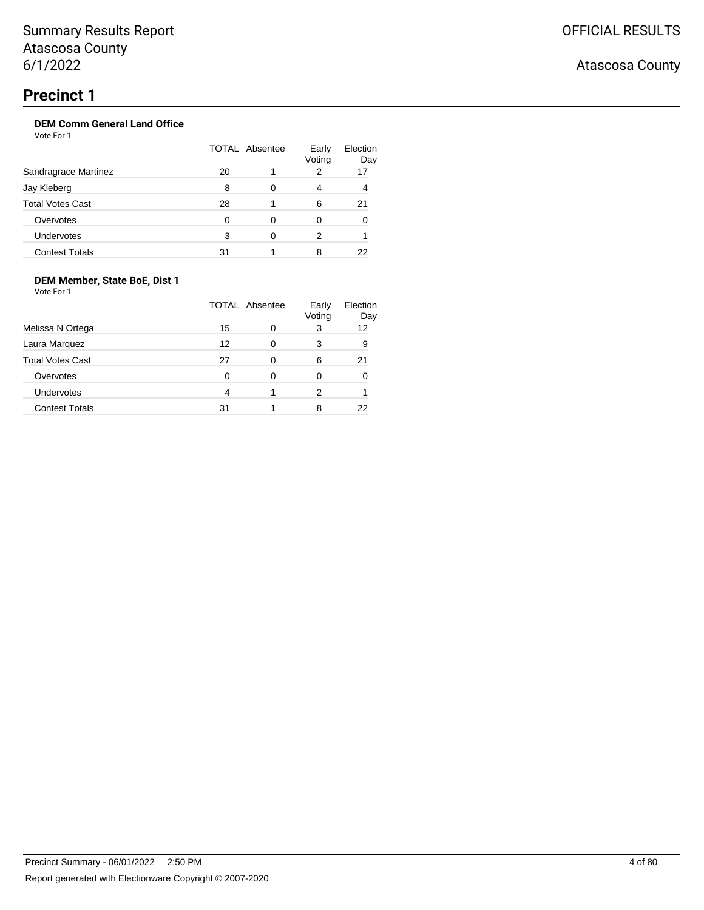# Precinct 1

### DEM Comm General Land Office

Vote For 1

| | TOTAL | Absentee | Early Voting | Election Day |
|---|---|---|---|---|
| Sandragrace Martinez | 20 | 1 | 2 | 17 |
| Jay Kleberg | 8 | 0 | 4 | 4 |
| Total Votes Cast | 28 | 1 | 6 | 21 |
| Overvotes | 0 | 0 | 0 | 0 |
| Undervotes | 3 | 0 | 2 | 1 |
| Contest Totals | 31 | 1 | 8 | 22 |

### DEM Member, State BoE, Dist 1

Vote For 1

| | TOTAL | Absentee | Early Voting | Election Day |
|---|---|---|---|---|
| Melissa N Ortega | 15 | 0 | 3 | 12 |
| Laura Marquez | 12 | 0 | 3 | 9 |
| Total Votes Cast | 27 | 0 | 6 | 21 |
| Overvotes | 0 | 0 | 0 | 0 |
| Undervotes | 4 | 1 | 2 | 1 |
| Contest Totals | 31 | 1 | 8 | 22 |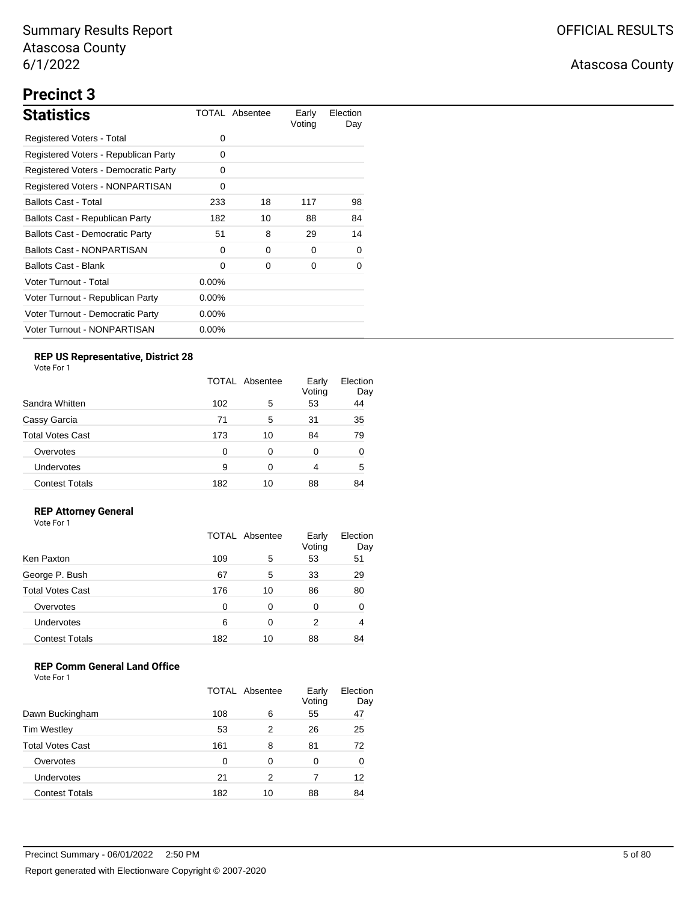# Summary Results Report
Atascosa County
6/1/2022

OFFICIAL RESULTS

Atascosa County

## Precinct 3

### Statistics

| Statistics | TOTAL | Absentee | Early Voting | Election Day |
|---|---|---|---|---|
| Registered Voters - Total | 0 | | | |
| Registered Voters - Republican Party | 0 | | | |
| Registered Voters - Democratic Party | 0 | | | |
| Registered Voters - NONPARTISAN | 0 | | | |
| Ballots Cast - Total | 233 | 18 | 117 | 98 |
| Ballots Cast - Republican Party | 182 | 10 | 88 | 84 |
| Ballots Cast - Democratic Party | 51 | 8 | 29 | 14 |
| Ballots Cast - NONPARTISAN | 0 | 0 | 0 | 0 |
| Ballots Cast - Blank | 0 | 0 | 0 | 0 |
| Voter Turnout - Total | 0.00% | | | |
| Voter Turnout - Republican Party | 0.00% | | | |
| Voter Turnout - Democratic Party | 0.00% | | | |
| Voter Turnout - NONPARTISAN | 0.00% | | | |

#### REP US Representative, District 28

Vote For 1

| | TOTAL | Absentee | Early Voting | Election Day |
|---|---|---|---|---|
| Sandra Whitten | 102 | 5 | 53 | 44 |
| Cassy Garcia | 71 | 5 | 31 | 35 |
| Total Votes Cast | 173 | 10 | 84 | 79 |
| Overvotes | 0 | 0 | 0 | 0 |
| Undervotes | 9 | 0 | 4 | 5 |
| Contest Totals | 182 | 10 | 88 | 84 |

#### REP Attorney General

Vote For 1

| | TOTAL | Absentee | Early Voting | Election Day |
|---|---|---|---|---|
| Ken Paxton | 109 | 5 | 53 | 51 |
| George P. Bush | 67 | 5 | 33 | 29 |
| Total Votes Cast | 176 | 10 | 86 | 80 |
| Overvotes | 0 | 0 | 0 | 0 |
| Undervotes | 6 | 0 | 2 | 4 |
| Contest Totals | 182 | 10 | 88 | 84 |

#### REP Comm General Land Office

Vote For 1

| | TOTAL | Absentee | Early Voting | Election Day |
|---|---|---|---|---|
| Dawn Buckingham | 108 | 6 | 55 | 47 |
| Tim Westley | 53 | 2 | 26 | 25 |
| Total Votes Cast | 161 | 8 | 81 | 72 |
| Overvotes | 0 | 0 | 0 | 0 |
| Undervotes | 21 | 2 | 7 | 12 |
| Contest Totals | 182 | 10 | 88 | 84 |

Precinct Summary - 06/01/2022 2:50 PM

Report generated with Electionware Copyright © 2007-2020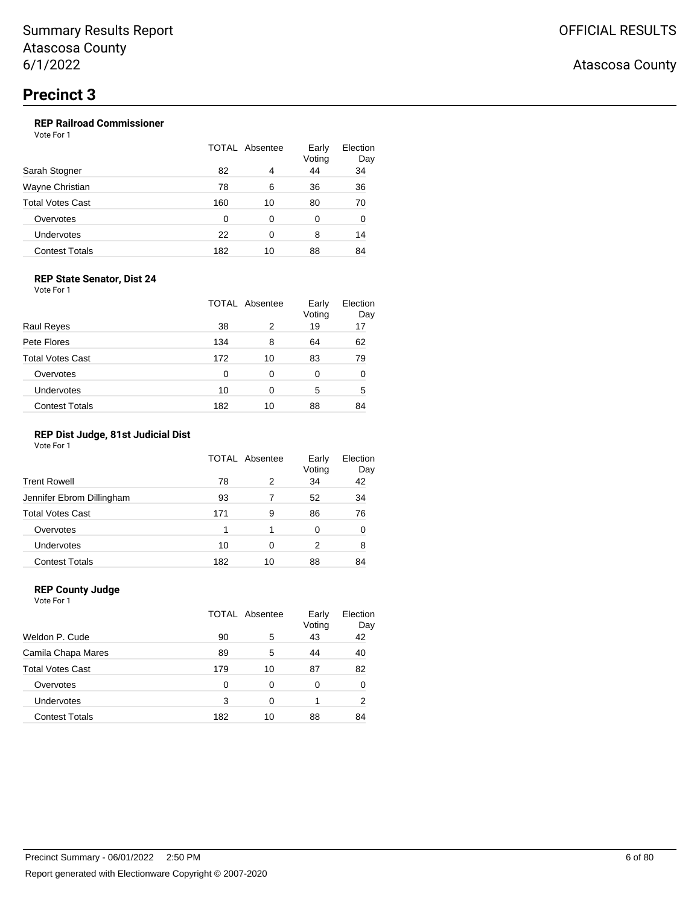Summary Results Report
Atascosa County
6/1/2022

OFFICIAL RESULTS

Atascosa County

# Precinct 3

### REP Railroad Commissioner

Vote For 1

| | TOTAL | Absentee | Early Voting | Election Day |
|---|---|---|---|---|
| Sarah Stogner | 82 | 4 | 44 | 34 |
| Wayne Christian | 78 | 6 | 36 | 36 |
| Total Votes Cast | 160 | 10 | 80 | 70 |
| Overvotes | 0 | 0 | 0 | 0 |
| Undervotes | 22 | 0 | 8 | 14 |
| Contest Totals | 182 | 10 | 88 | 84 |

### REP State Senator, Dist 24

Vote For 1

| | TOTAL | Absentee | Early Voting | Election Day |
|---|---|---|---|---|
| Raul Reyes | 38 | 2 | 19 | 17 |
| Pete Flores | 134 | 8 | 64 | 62 |
| Total Votes Cast | 172 | 10 | 83 | 79 |
| Overvotes | 0 | 0 | 0 | 0 |
| Undervotes | 10 | 0 | 5 | 5 |
| Contest Totals | 182 | 10 | 88 | 84 |

### REP Dist Judge, 81st Judicial Dist

Vote For 1

| | TOTAL | Absentee | Early Voting | Election Day |
|---|---|---|---|---|
| Trent Rowell | 78 | 2 | 34 | 42 |
| Jennifer Ebrom Dillingham | 93 | 7 | 52 | 34 |
| Total Votes Cast | 171 | 9 | 86 | 76 |
| Overvotes | 1 | 1 | 0 | 0 |
| Undervotes | 10 | 0 | 2 | 8 |
| Contest Totals | 182 | 10 | 88 | 84 |

### REP County Judge

Vote For 1

| | TOTAL | Absentee | Early Voting | Election Day |
|---|---|---|---|---|
| Weldon P. Cude | 90 | 5 | 43 | 42 |
| Camila Chapa Mares | 89 | 5 | 44 | 40 |
| Total Votes Cast | 179 | 10 | 87 | 82 |
| Overvotes | 0 | 0 | 0 | 0 |
| Undervotes | 3 | 0 | 1 | 2 |
| Contest Totals | 182 | 10 | 88 | 84 |

Precinct Summary - 06/01/2022 2:50 PM

Report generated with Electionware Copyright © 2007-2020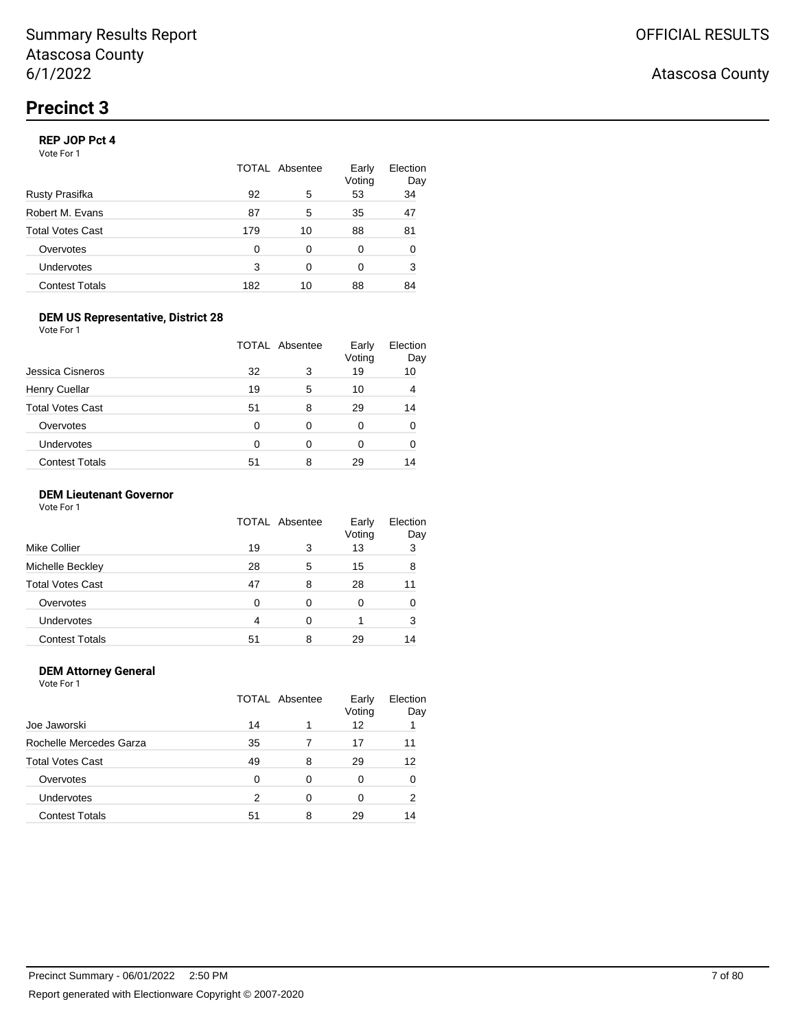# Precinct 3

### REP JOP Pct 4

Vote For 1

| | TOTAL | Absentee | Early Voting | Election Day |
|---|---|---|---|---|
| Rusty Prasifka | 92 | 5 | 53 | 34 |
| Robert M. Evans | 87 | 5 | 35 | 47 |
| Total Votes Cast | 179 | 10 | 88 | 81 |
| Overvotes | 0 | 0 | 0 | 0 |
| Undervotes | 3 | 0 | 0 | 3 |
| Contest Totals | 182 | 10 | 88 | 84 |

### DEM US Representative, District 28

Vote For 1

| | TOTAL | Absentee | Early Voting | Election Day |
|---|---|---|---|---|
| Jessica Cisneros | 32 | 3 | 19 | 10 |
| Henry Cuellar | 19 | 5 | 10 | 4 |
| Total Votes Cast | 51 | 8 | 29 | 14 |
| Overvotes | 0 | 0 | 0 | 0 |
| Undervotes | 0 | 0 | 0 | 0 |
| Contest Totals | 51 | 8 | 29 | 14 |

### DEM Lieutenant Governor

Vote For 1

| | TOTAL | Absentee | Early Voting | Election Day |
|---|---|---|---|---|
| Mike Collier | 19 | 3 | 13 | 3 |
| Michelle Beckley | 28 | 5 | 15 | 8 |
| Total Votes Cast | 47 | 8 | 28 | 11 |
| Overvotes | 0 | 0 | 0 | 0 |
| Undervotes | 4 | 0 | 1 | 3 |
| Contest Totals | 51 | 8 | 29 | 14 |

### DEM Attorney General

Vote For 1

| | TOTAL | Absentee | Early Voting | Election Day |
|---|---|---|---|---|
| Joe Jaworski | 14 | 1 | 12 | 1 |
| Rochelle Mercedes Garza | 35 | 7 | 17 | 11 |
| Total Votes Cast | 49 | 8 | 29 | 12 |
| Overvotes | 0 | 0 | 0 | 0 |
| Undervotes | 2 | 0 | 0 | 2 |
| Contest Totals | 51 | 8 | 29 | 14 |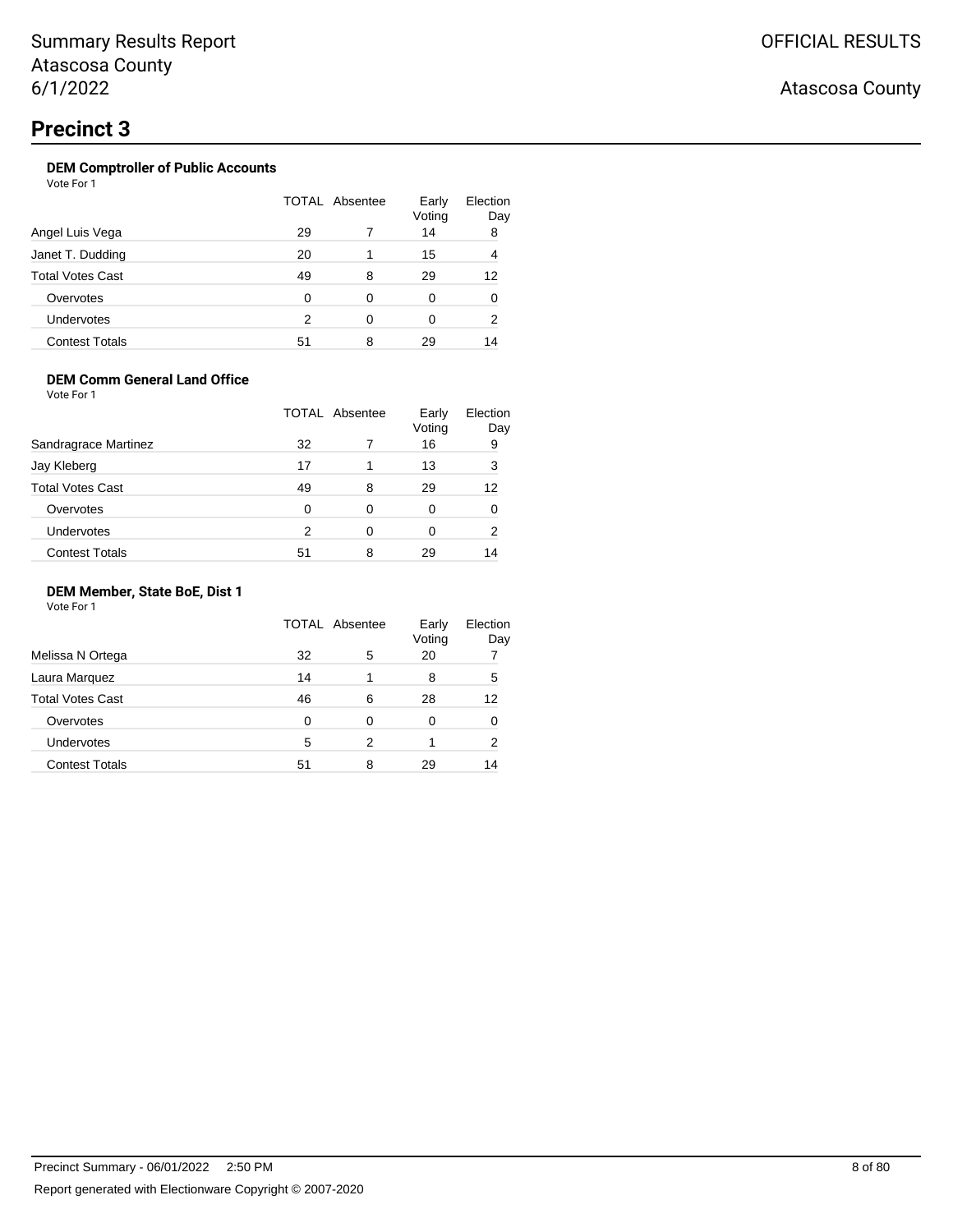Summary Results Report
Atascosa County
6/1/2022

OFFICIAL RESULTS

Atascosa County

# Precinct 3

### DEM Comptroller of Public Accounts

Vote For 1

| | TOTAL | Absentee | Early Voting | Election Day |
|---|---|---|---|---|
| Angel Luis Vega | 29 | 7 | 14 | 8 |
| Janet T. Dudding | 20 | 1 | 15 | 4 |
| Total Votes Cast | 49 | 8 | 29 | 12 |
| Overvotes | 0 | 0 | 0 | 0 |
| Undervotes | 2 | 0 | 0 | 2 |
| Contest Totals | 51 | 8 | 29 | 14 |

### DEM Comm General Land Office

Vote For 1

| | TOTAL | Absentee | Early Voting | Election Day |
|---|---|---|---|---|
| Sandragrace Martinez | 32 | 7 | 16 | 9 |
| Jay Kleberg | 17 | 1 | 13 | 3 |
| Total Votes Cast | 49 | 8 | 29 | 12 |
| Overvotes | 0 | 0 | 0 | 0 |
| Undervotes | 2 | 0 | 0 | 2 |
| Contest Totals | 51 | 8 | 29 | 14 |

### DEM Member, State BoE, Dist 1

Vote For 1

| | TOTAL | Absentee | Early Voting | Election Day |
|---|---|---|---|---|
| Melissa N Ortega | 32 | 5 | 20 | 7 |
| Laura Marquez | 14 | 1 | 8 | 5 |
| Total Votes Cast | 46 | 6 | 28 | 12 |
| Overvotes | 0 | 0 | 0 | 0 |
| Undervotes | 5 | 2 | 1 | 2 |
| Contest Totals | 51 | 8 | 29 | 14 |

Precinct Summary - 06/01/2022 2:50 PM

Report generated with Electionware Copyright © 2007-2020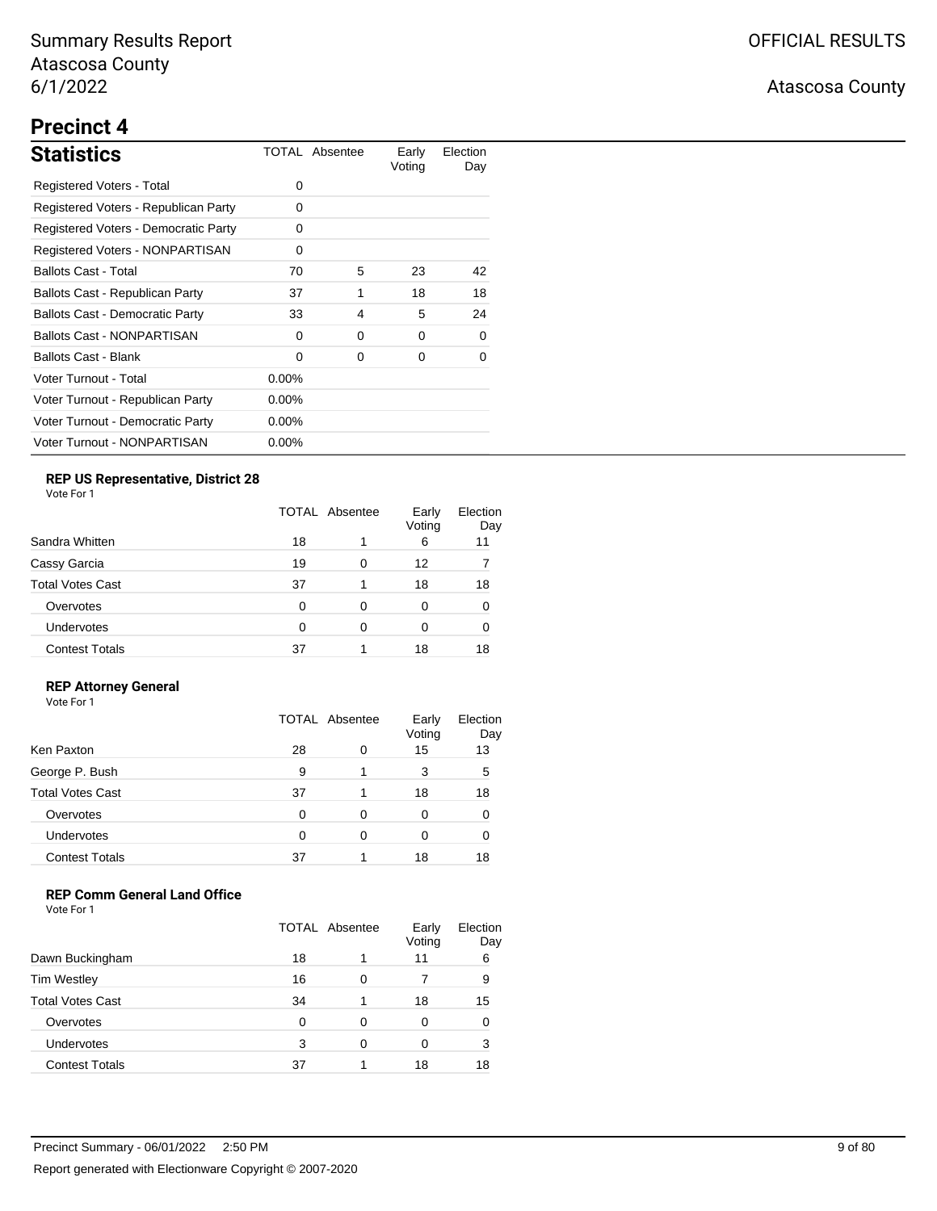Summary Results Report
Atascosa County
6/1/2022

OFFICIAL RESULTS

Atascosa County

# Precinct 4

## Statistics

| Statistics | TOTAL | Absentee | Early Voting | Election Day |
|---|---|---|---|---|
| Registered Voters - Total | 0 | | | |
| Registered Voters - Republican Party | 0 | | | |
| Registered Voters - Democratic Party | 0 | | | |
| Registered Voters - NONPARTISAN | 0 | | | |
| Ballots Cast - Total | 70 | 5 | 23 | 42 |
| Ballots Cast - Republican Party | 37 | 1 | 18 | 18 |
| Ballots Cast - Democratic Party | 33 | 4 | 5 | 24 |
| Ballots Cast - NONPARTISAN | 0 | 0 | 0 | 0 |
| Ballots Cast - Blank | 0 | 0 | 0 | 0 |
| Voter Turnout - Total | 0.00% | | | |
| Voter Turnout - Republican Party | 0.00% | | | |
| Voter Turnout - Democratic Party | 0.00% | | | |
| Voter Turnout - NONPARTISAN | 0.00% | | | |

### REP US Representative, District 28

Vote For 1

| | TOTAL | Absentee | Early Voting | Election Day |
|---|---|---|---|---|
| Sandra Whitten | 18 | 1 | 6 | 11 |
| Cassy Garcia | 19 | 0 | 12 | 7 |
| Total Votes Cast | 37 | 1 | 18 | 18 |
| Overvotes | 0 | 0 | 0 | 0 |
| Undervotes | 0 | 0 | 0 | 0 |
| Contest Totals | 37 | 1 | 18 | 18 |

### REP Attorney General

Vote For 1

| | TOTAL | Absentee | Early Voting | Election Day |
|---|---|---|---|---|
| Ken Paxton | 28 | 0 | 15 | 13 |
| George P. Bush | 9 | 1 | 3 | 5 |
| Total Votes Cast | 37 | 1 | 18 | 18 |
| Overvotes | 0 | 0 | 0 | 0 |
| Undervotes | 0 | 0 | 0 | 0 |
| Contest Totals | 37 | 1 | 18 | 18 |

### REP Comm General Land Office

Vote For 1

| | TOTAL | Absentee | Early Voting | Election Day |
|---|---|---|---|---|
| Dawn Buckingham | 18 | 1 | 11 | 6 |
| Tim Westley | 16 | 0 | 7 | 9 |
| Total Votes Cast | 34 | 1 | 18 | 15 |
| Overvotes | 0 | 0 | 0 | 0 |
| Undervotes | 3 | 0 | 0 | 3 |
| Contest Totals | 37 | 1 | 18 | 18 |

Precinct Summary - 06/01/2022 2:50 PM

Report generated with Electionware Copyright © 2007-2020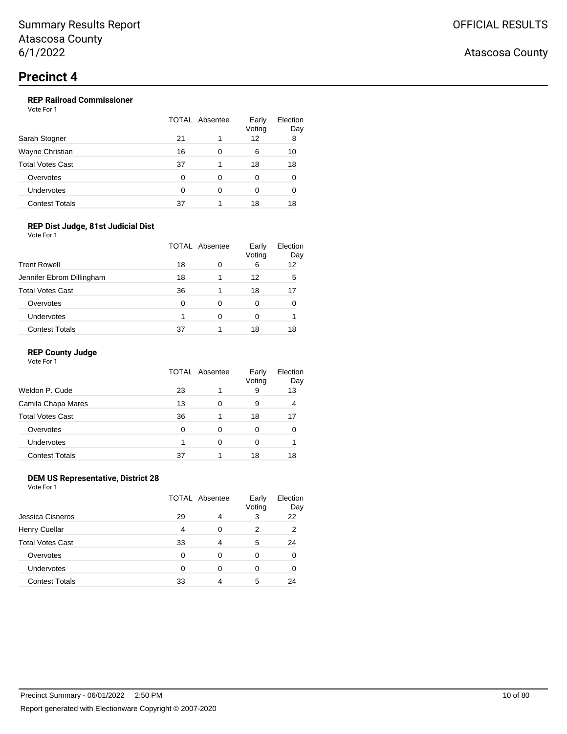# Precinct 4

### REP Railroad Commissioner

Vote For 1

| | TOTAL | Absentee | Early Voting | Election Day |
|---|---|---|---|---|
| Sarah Stogner | 21 | 1 | 12 | 8 |
| Wayne Christian | 16 | 0 | 6 | 10 |
| Total Votes Cast | 37 | 1 | 18 | 18 |
| Overvotes | 0 | 0 | 0 | 0 |
| Undervotes | 0 | 0 | 0 | 0 |
| Contest Totals | 37 | 1 | 18 | 18 |

### REP Dist Judge, 81st Judicial Dist

Vote For 1

| | TOTAL | Absentee | Early Voting | Election Day |
|---|---|---|---|---|
| Trent Rowell | 18 | 0 | 6 | 12 |
| Jennifer Ebrom Dillingham | 18 | 1 | 12 | 5 |
| Total Votes Cast | 36 | 1 | 18 | 17 |
| Overvotes | 0 | 0 | 0 | 0 |
| Undervotes | 1 | 0 | 0 | 1 |
| Contest Totals | 37 | 1 | 18 | 18 |

### REP County Judge

Vote For 1

| | TOTAL | Absentee | Early Voting | Election Day |
|---|---|---|---|---|
| Weldon P. Cude | 23 | 1 | 9 | 13 |
| Camila Chapa Mares | 13 | 0 | 9 | 4 |
| Total Votes Cast | 36 | 1 | 18 | 17 |
| Overvotes | 0 | 0 | 0 | 0 |
| Undervotes | 1 | 0 | 0 | 1 |
| Contest Totals | 37 | 1 | 18 | 18 |

### DEM US Representative, District 28

Vote For 1

| | TOTAL | Absentee | Early Voting | Election Day |
|---|---|---|---|---|
| Jessica Cisneros | 29 | 4 | 3 | 22 |
| Henry Cuellar | 4 | 0 | 2 | 2 |
| Total Votes Cast | 33 | 4 | 5 | 24 |
| Overvotes | 0 | 0 | 0 | 0 |
| Undervotes | 0 | 0 | 0 | 0 |
| Contest Totals | 33 | 4 | 5 | 24 |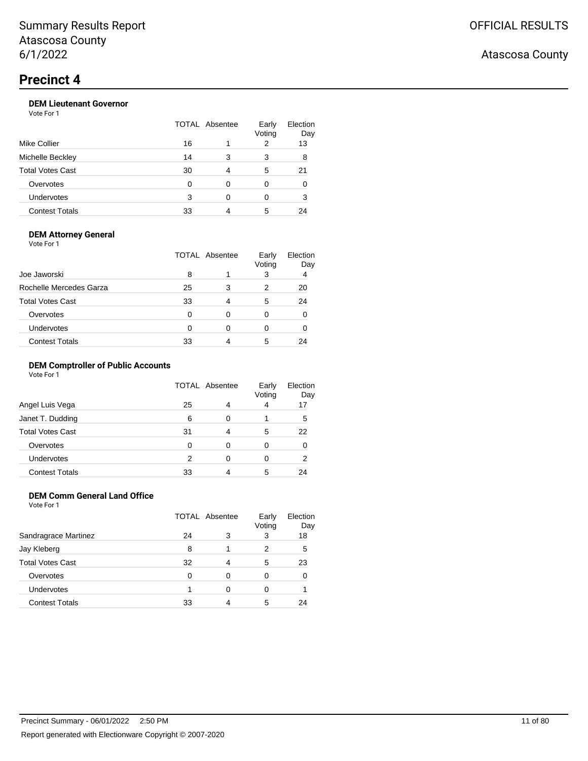# Precinct 4

### DEM Lieutenant Governor

Vote For 1

| | TOTAL | Absentee | Early Voting | Election Day |
|---|---|---|---|---|
| Mike Collier | 16 | 1 | 2 | 13 |
| Michelle Beckley | 14 | 3 | 3 | 8 |
| Total Votes Cast | 30 | 4 | 5 | 21 |
| Overvotes | 0 | 0 | 0 | 0 |
| Undervotes | 3 | 0 | 0 | 3 |
| Contest Totals | 33 | 4 | 5 | 24 |

### DEM Attorney General

Vote For 1

| | TOTAL | Absentee | Early Voting | Election Day |
|---|---|---|---|---|
| Joe Jaworski | 8 | 1 | 3 | 4 |
| Rochelle Mercedes Garza | 25 | 3 | 2 | 20 |
| Total Votes Cast | 33 | 4 | 5 | 24 |
| Overvotes | 0 | 0 | 0 | 0 |
| Undervotes | 0 | 0 | 0 | 0 |
| Contest Totals | 33 | 4 | 5 | 24 |

### DEM Comptroller of Public Accounts

Vote For 1

| | TOTAL | Absentee | Early Voting | Election Day |
|---|---|---|---|---|
| Angel Luis Vega | 25 | 4 | 4 | 17 |
| Janet T. Dudding | 6 | 0 | 1 | 5 |
| Total Votes Cast | 31 | 4 | 5 | 22 |
| Overvotes | 0 | 0 | 0 | 0 |
| Undervotes | 2 | 0 | 0 | 2 |
| Contest Totals | 33 | 4 | 5 | 24 |

### DEM Comm General Land Office

Vote For 1

| | TOTAL | Absentee | Early Voting | Election Day |
|---|---|---|---|---|
| Sandragrace Martinez | 24 | 3 | 3 | 18 |
| Jay Kleberg | 8 | 1 | 2 | 5 |
| Total Votes Cast | 32 | 4 | 5 | 23 |
| Overvotes | 0 | 0 | 0 | 0 |
| Undervotes | 1 | 0 | 0 | 1 |
| Contest Totals | 33 | 4 | 5 | 24 |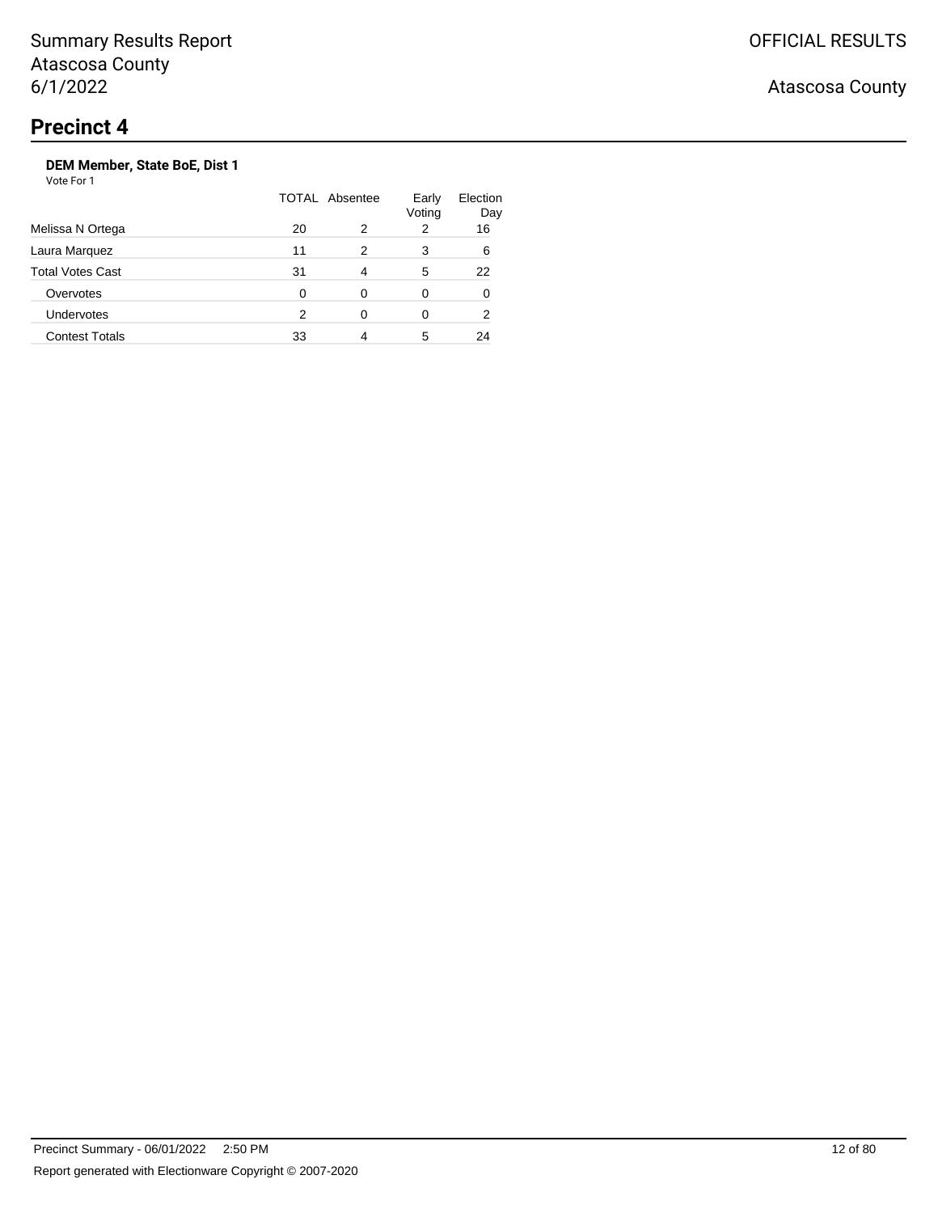# Precinct 4

### DEM Member, State BoE, Dist 1

Vote For 1

| | TOTAL | Absentee | Early Voting | Election Day |
|---|---|---|---|---|
| Melissa N Ortega | 20 | 2 | 2 | 16 |
| Laura Marquez | 11 | 2 | 3 | 6 |
| Total Votes Cast | 31 | 4 | 5 | 22 |
| Overvotes | 0 | 0 | 0 | 0 |
| Undervotes | 2 | 0 | 0 | 2 |
| Contest Totals | 33 | 4 | 5 | 24 |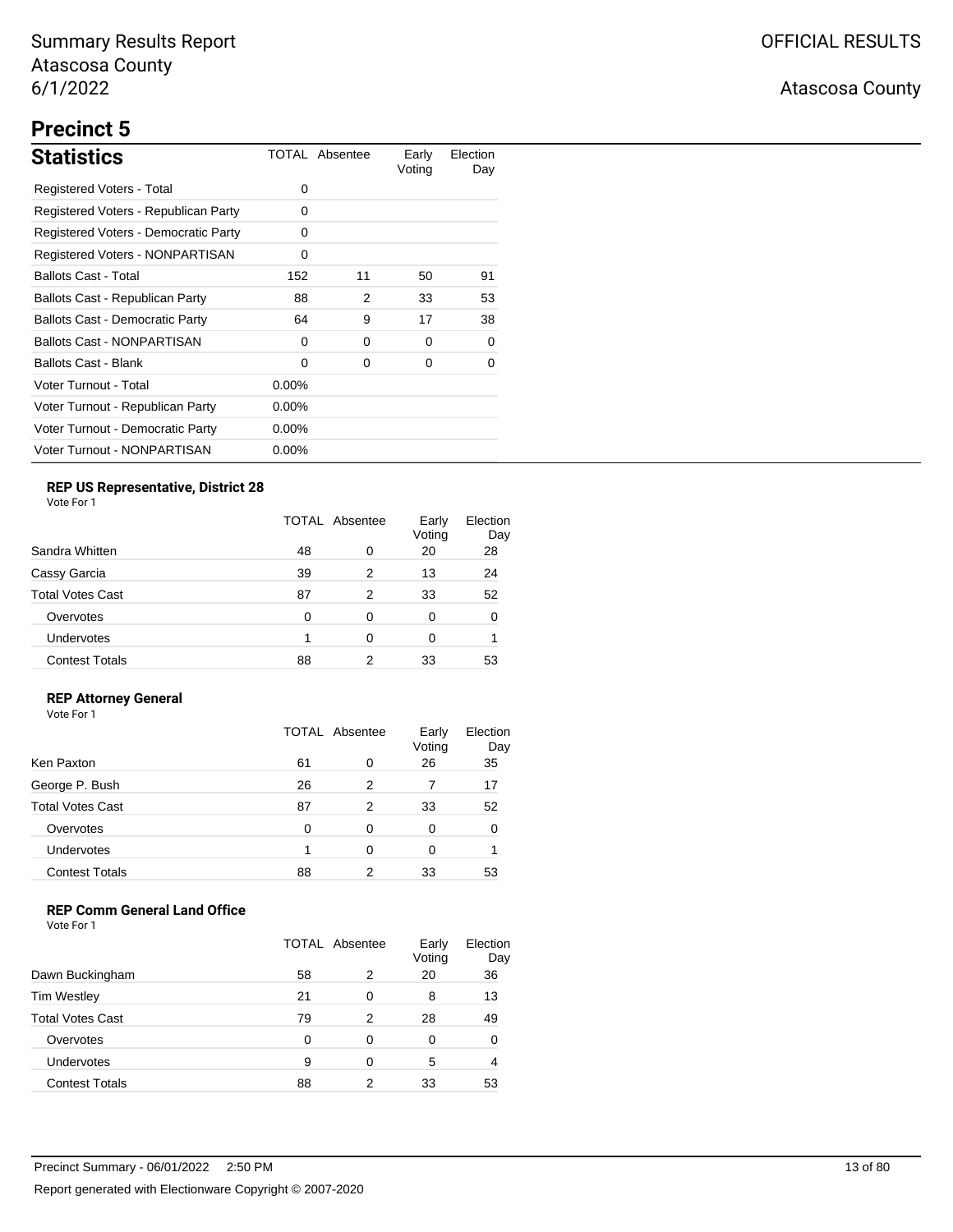# Summary Results Report
Atascosa County
6/1/2022

OFFICIAL RESULTS

Atascosa County

## Precinct 5

### Statistics

| Statistics | TOTAL | Absentee | Early Voting | Election Day |
|---|---|---|---|---|
| Registered Voters - Total | 0 | | | |
| Registered Voters - Republican Party | 0 | | | |
| Registered Voters - Democratic Party | 0 | | | |
| Registered Voters - NONPARTISAN | 0 | | | |
| Ballots Cast - Total | 152 | 11 | 50 | 91 |
| Ballots Cast - Republican Party | 88 | 2 | 33 | 53 |
| Ballots Cast - Democratic Party | 64 | 9 | 17 | 38 |
| Ballots Cast - NONPARTISAN | 0 | 0 | 0 | 0 |
| Ballots Cast - Blank | 0 | 0 | 0 | 0 |
| Voter Turnout - Total | 0.00% | | | |
| Voter Turnout - Republican Party | 0.00% | | | |
| Voter Turnout - Democratic Party | 0.00% | | | |
| Voter Turnout - NONPARTISAN | 0.00% | | | |

**REP US Representative, District 28**
Vote For 1

| | TOTAL | Absentee | Early Voting | Election Day |
|---|---|---|---|---|
| Sandra Whitten | 48 | 0 | 20 | 28 |
| Cassy Garcia | 39 | 2 | 13 | 24 |
| Total Votes Cast | 87 | 2 | 33 | 52 |
| Overvotes | 0 | 0 | 0 | 0 |
| Undervotes | 1 | 0 | 0 | 1 |
| Contest Totals | 88 | 2 | 33 | 53 |

**REP Attorney General**
Vote For 1

| | TOTAL | Absentee | Early Voting | Election Day |
|---|---|---|---|---|
| Ken Paxton | 61 | 0 | 26 | 35 |
| George P. Bush | 26 | 2 | 7 | 17 |
| Total Votes Cast | 87 | 2 | 33 | 52 |
| Overvotes | 0 | 0 | 0 | 0 |
| Undervotes | 1 | 0 | 0 | 1 |
| Contest Totals | 88 | 2 | 33 | 53 |

**REP Comm General Land Office**
Vote For 1

| | TOTAL | Absentee | Early Voting | Election Day |
|---|---|---|---|---|
| Dawn Buckingham | 58 | 2 | 20 | 36 |
| Tim Westley | 21 | 0 | 8 | 13 |
| Total Votes Cast | 79 | 2 | 28 | 49 |
| Overvotes | 0 | 0 | 0 | 0 |
| Undervotes | 9 | 0 | 5 | 4 |
| Contest Totals | 88 | 2 | 33 | 53 |

Precinct Summary - 06/01/2022 2:50 PM

Report generated with Electionware Copyright © 2007-2020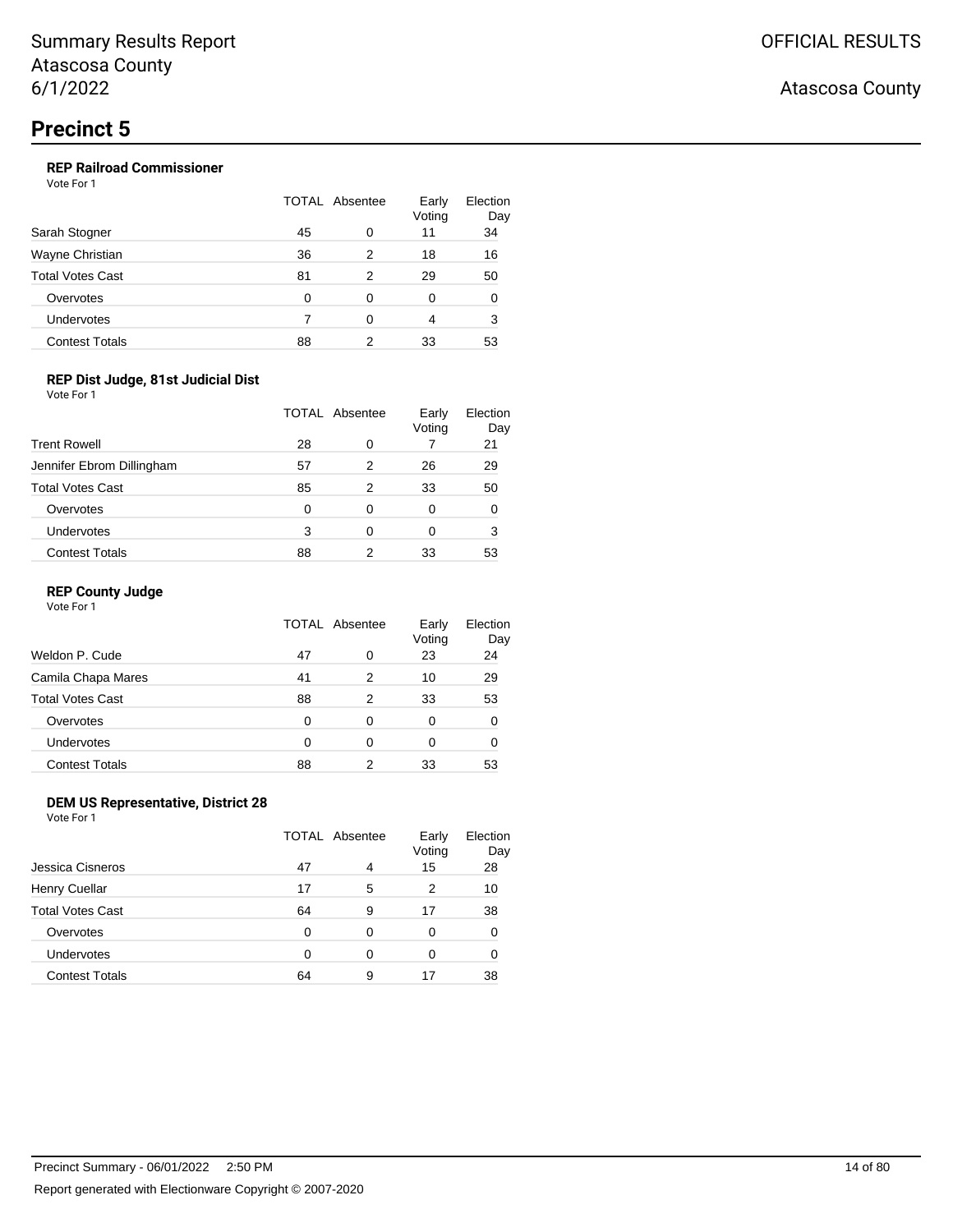# Precinct 5

### REP Railroad Commissioner

Vote For 1

| | TOTAL | Absentee | Early Voting | Election Day |
|---|---|---|---|---|
| Sarah Stogner | 45 | 0 | 11 | 34 |
| Wayne Christian | 36 | 2 | 18 | 16 |
| Total Votes Cast | 81 | 2 | 29 | 50 |
| Overvotes | 0 | 0 | 0 | 0 |
| Undervotes | 7 | 0 | 4 | 3 |
| Contest Totals | 88 | 2 | 33 | 53 |

### REP Dist Judge, 81st Judicial Dist

Vote For 1

| | TOTAL | Absentee | Early Voting | Election Day |
|---|---|---|---|---|
| Trent Rowell | 28 | 0 | 7 | 21 |
| Jennifer Ebrom Dillingham | 57 | 2 | 26 | 29 |
| Total Votes Cast | 85 | 2 | 33 | 50 |
| Overvotes | 0 | 0 | 0 | 0 |
| Undervotes | 3 | 0 | 0 | 3 |
| Contest Totals | 88 | 2 | 33 | 53 |

### REP County Judge

Vote For 1

| | TOTAL | Absentee | Early Voting | Election Day |
|---|---|---|---|---|
| Weldon P. Cude | 47 | 0 | 23 | 24 |
| Camila Chapa Mares | 41 | 2 | 10 | 29 |
| Total Votes Cast | 88 | 2 | 33 | 53 |
| Overvotes | 0 | 0 | 0 | 0 |
| Undervotes | 0 | 0 | 0 | 0 |
| Contest Totals | 88 | 2 | 33 | 53 |

### DEM US Representative, District 28

Vote For 1

| | TOTAL | Absentee | Early Voting | Election Day |
|---|---|---|---|---|
| Jessica Cisneros | 47 | 4 | 15 | 28 |
| Henry Cuellar | 17 | 5 | 2 | 10 |
| Total Votes Cast | 64 | 9 | 17 | 38 |
| Overvotes | 0 | 0 | 0 | 0 |
| Undervotes | 0 | 0 | 0 | 0 |
| Contest Totals | 64 | 9 | 17 | 38 |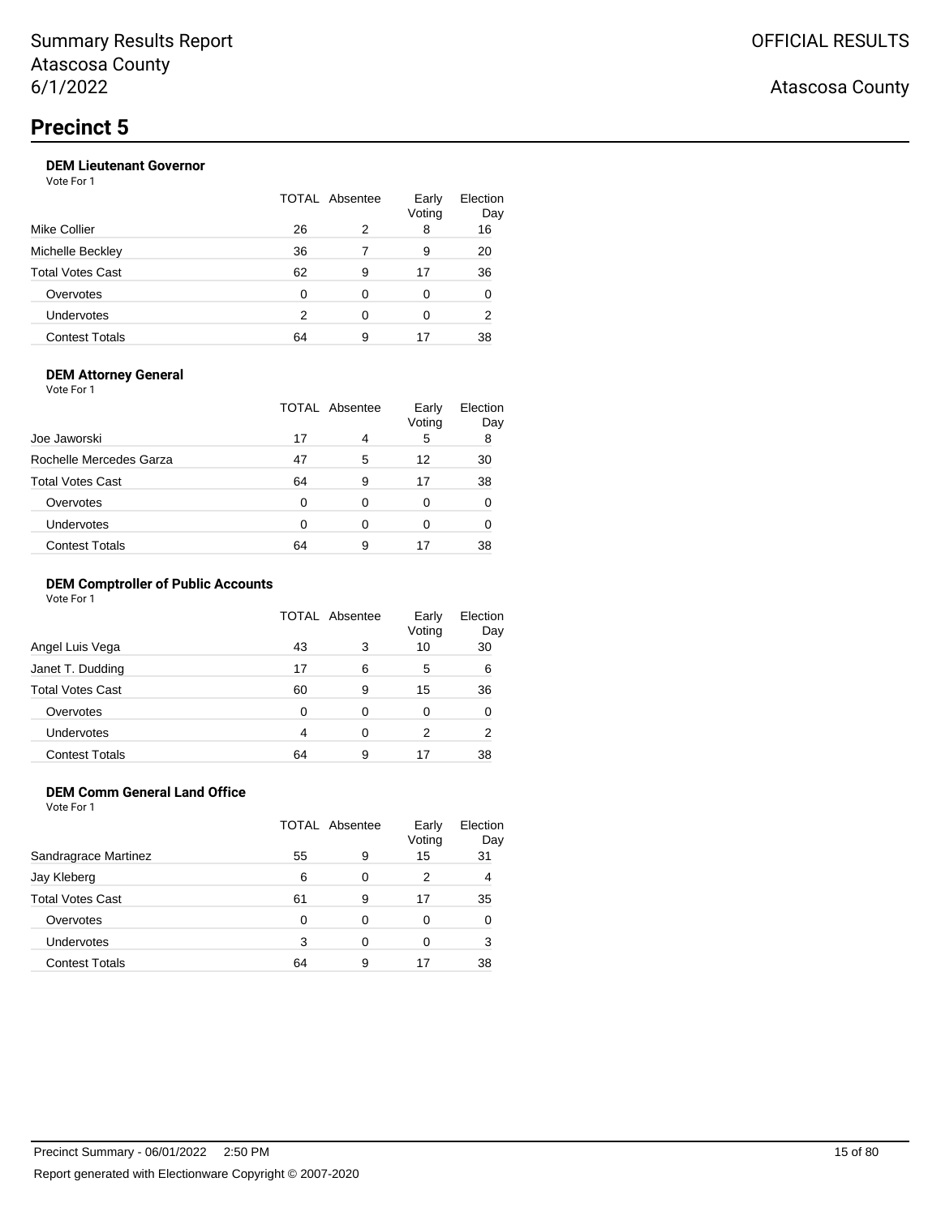# Precinct 5

### DEM Lieutenant Governor

Vote For 1

| | TOTAL | Absentee | Early Voting | Election Day |
|---|---|---|---|---|
| Mike Collier | 26 | 2 | 8 | 16 |
| Michelle Beckley | 36 | 7 | 9 | 20 |
| Total Votes Cast | 62 | 9 | 17 | 36 |
| Overvotes | 0 | 0 | 0 | 0 |
| Undervotes | 2 | 0 | 0 | 2 |
| Contest Totals | 64 | 9 | 17 | 38 |

### DEM Attorney General

Vote For 1

| | TOTAL | Absentee | Early Voting | Election Day |
|---|---|---|---|---|
| Joe Jaworski | 17 | 4 | 5 | 8 |
| Rochelle Mercedes Garza | 47 | 5 | 12 | 30 |
| Total Votes Cast | 64 | 9 | 17 | 38 |
| Overvotes | 0 | 0 | 0 | 0 |
| Undervotes | 0 | 0 | 0 | 0 |
| Contest Totals | 64 | 9 | 17 | 38 |

### DEM Comptroller of Public Accounts

Vote For 1

| | TOTAL | Absentee | Early Voting | Election Day |
|---|---|---|---|---|
| Angel Luis Vega | 43 | 3 | 10 | 30 |
| Janet T. Dudding | 17 | 6 | 5 | 6 |
| Total Votes Cast | 60 | 9 | 15 | 36 |
| Overvotes | 0 | 0 | 0 | 0 |
| Undervotes | 4 | 0 | 2 | 2 |
| Contest Totals | 64 | 9 | 17 | 38 |

### DEM Comm General Land Office

Vote For 1

| | TOTAL | Absentee | Early Voting | Election Day |
|---|---|---|---|---|
| Sandragrace Martinez | 55 | 9 | 15 | 31 |
| Jay Kleberg | 6 | 0 | 2 | 4 |
| Total Votes Cast | 61 | 9 | 17 | 35 |
| Overvotes | 0 | 0 | 0 | 0 |
| Undervotes | 3 | 0 | 0 | 3 |
| Contest Totals | 64 | 9 | 17 | 38 |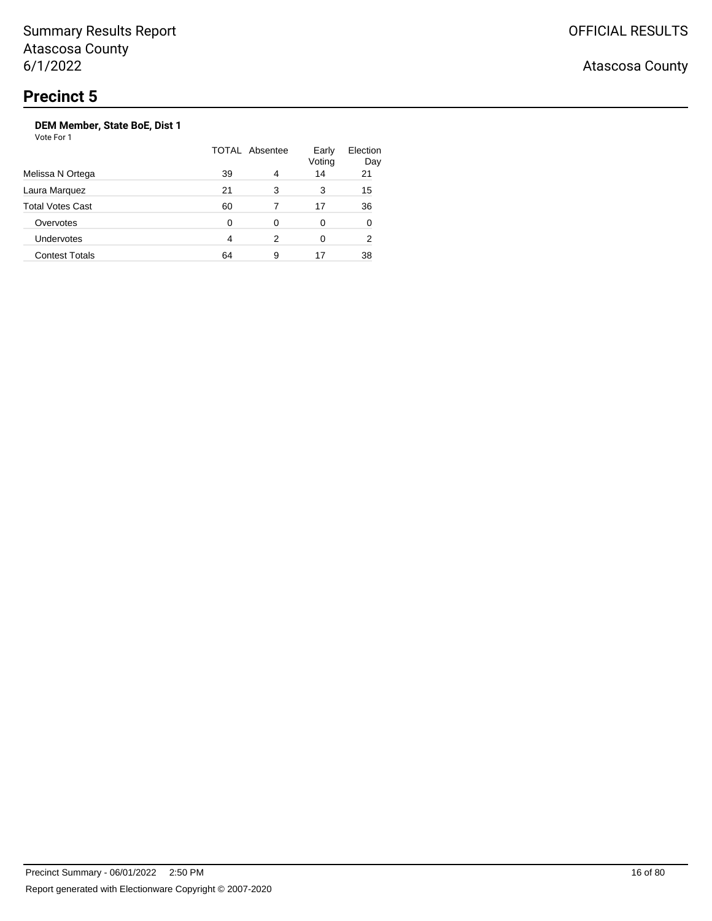# Precinct 5

**DEM Member, State BoE, Dist 1**

Vote For 1

| | TOTAL | Absentee | Early Voting | Election Day |
|---|---|---|---|---|
| Melissa N Ortega | 39 | 4 | 14 | 21 |
| Laura Marquez | 21 | 3 | 3 | 15 |
| Total Votes Cast | 60 | 7 | 17 | 36 |
| Overvotes | 0 | 0 | 0 | 0 |
| Undervotes | 4 | 2 | 0 | 2 |
| Contest Totals | 64 | 9 | 17 | 38 |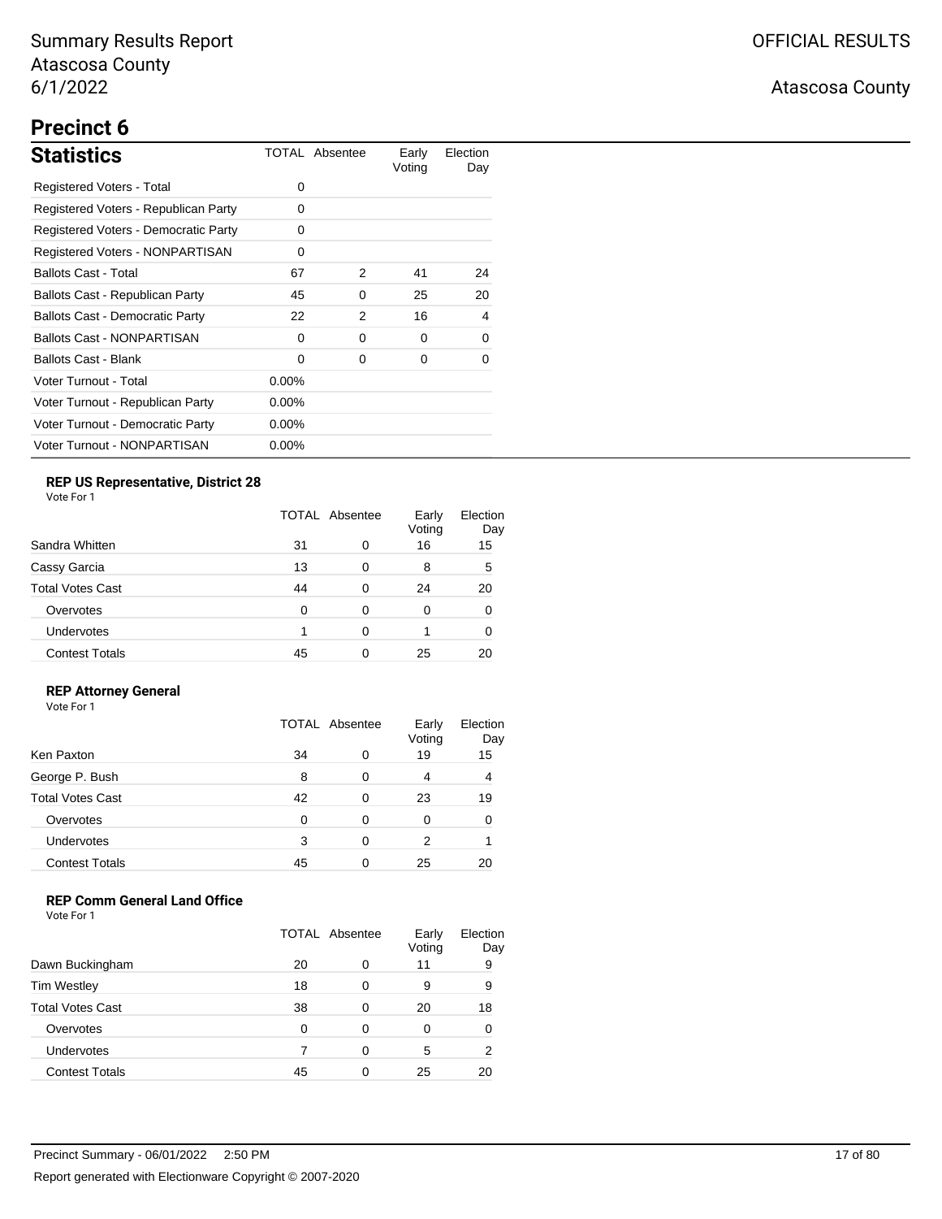Summary Results Report
Atascosa County
6/1/2022

OFFICIAL RESULTS

Atascosa County

# Precinct 6

## Statistics

| | TOTAL | Absentee | Early Voting | Election Day |
|---|---|---|---|---|
| Registered Voters - Total | 0 | | | |
| Registered Voters - Republican Party | 0 | | | |
| Registered Voters - Democratic Party | 0 | | | |
| Registered Voters - NONPARTISAN | 0 | | | |
| Ballots Cast - Total | 67 | 2 | 41 | 24 |
| Ballots Cast - Republican Party | 45 | 0 | 25 | 20 |
| Ballots Cast - Democratic Party | 22 | 2 | 16 | 4 |
| Ballots Cast - NONPARTISAN | 0 | 0 | 0 | 0 |
| Ballots Cast - Blank | 0 | 0 | 0 | 0 |
| Voter Turnout - Total | 0.00% | | | |
| Voter Turnout - Republican Party | 0.00% | | | |
| Voter Turnout - Democratic Party | 0.00% | | | |
| Voter Turnout - NONPARTISAN | 0.00% | | | |

### REP US Representative, District 28

Vote For 1

| | TOTAL | Absentee | Early Voting | Election Day |
|---|---|---|---|---|
| Sandra Whitten | 31 | 0 | 16 | 15 |
| Cassy Garcia | 13 | 0 | 8 | 5 |
| Total Votes Cast | 44 | 0 | 24 | 20 |
| Overvotes | 0 | 0 | 0 | 0 |
| Undervotes | 1 | 0 | 1 | 0 |
| Contest Totals | 45 | 0 | 25 | 20 |

### REP Attorney General

Vote For 1

| | TOTAL | Absentee | Early Voting | Election Day |
|---|---|---|---|---|
| Ken Paxton | 34 | 0 | 19 | 15 |
| George P. Bush | 8 | 0 | 4 | 4 |
| Total Votes Cast | 42 | 0 | 23 | 19 |
| Overvotes | 0 | 0 | 0 | 0 |
| Undervotes | 3 | 0 | 2 | 1 |
| Contest Totals | 45 | 0 | 25 | 20 |

### REP Comm General Land Office

Vote For 1

| | TOTAL | Absentee | Early Voting | Election Day |
|---|---|---|---|---|
| Dawn Buckingham | 20 | 0 | 11 | 9 |
| Tim Westley | 18 | 0 | 9 | 9 |
| Total Votes Cast | 38 | 0 | 20 | 18 |
| Overvotes | 0 | 0 | 0 | 0 |
| Undervotes | 7 | 0 | 5 | 2 |
| Contest Totals | 45 | 0 | 25 | 20 |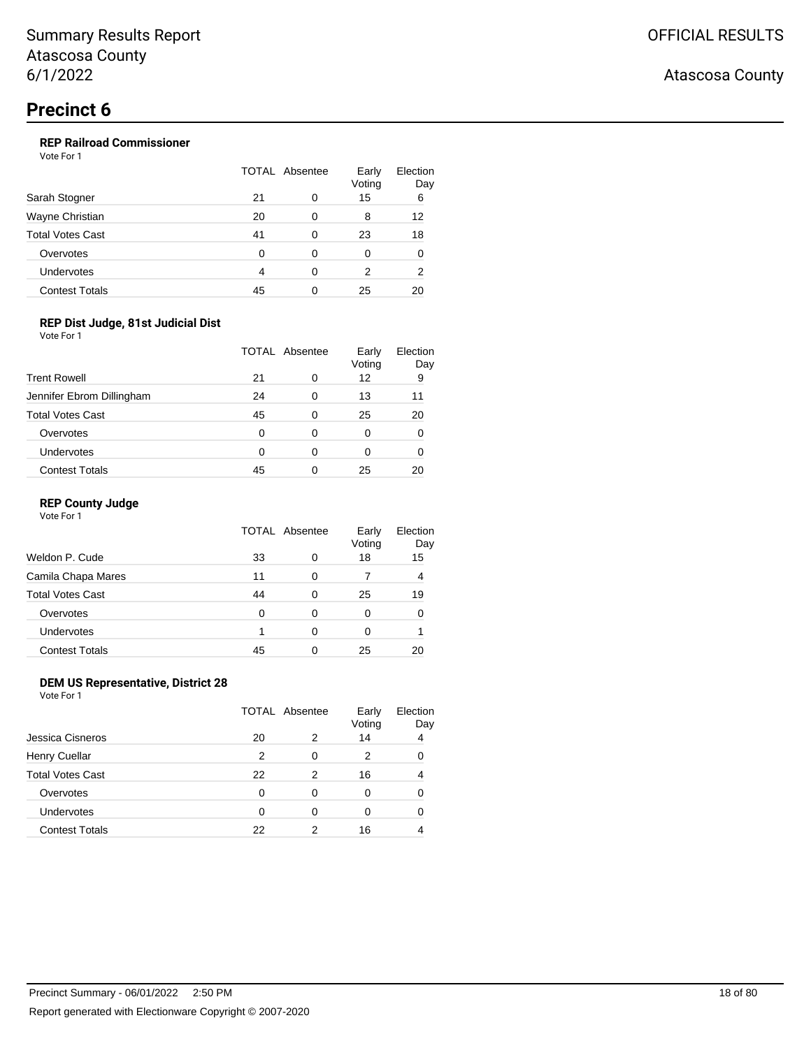# Precinct 6

### REP Railroad Commissioner

Vote For 1

| | TOTAL | Absentee | Early Voting | Election Day |
|---|---|---|---|---|
| Sarah Stogner | 21 | 0 | 15 | 6 |
| Wayne Christian | 20 | 0 | 8 | 12 |
| Total Votes Cast | 41 | 0 | 23 | 18 |
| Overvotes | 0 | 0 | 0 | 0 |
| Undervotes | 4 | 0 | 2 | 2 |
| Contest Totals | 45 | 0 | 25 | 20 |

### REP Dist Judge, 81st Judicial Dist

Vote For 1

| | TOTAL | Absentee | Early Voting | Election Day |
|---|---|---|---|---|
| Trent Rowell | 21 | 0 | 12 | 9 |
| Jennifer Ebrom Dillingham | 24 | 0 | 13 | 11 |
| Total Votes Cast | 45 | 0 | 25 | 20 |
| Overvotes | 0 | 0 | 0 | 0 |
| Undervotes | 0 | 0 | 0 | 0 |
| Contest Totals | 45 | 0 | 25 | 20 |

### REP County Judge

Vote For 1

| | TOTAL | Absentee | Early Voting | Election Day |
|---|---|---|---|---|
| Weldon P. Cude | 33 | 0 | 18 | 15 |
| Camila Chapa Mares | 11 | 0 | 7 | 4 |
| Total Votes Cast | 44 | 0 | 25 | 19 |
| Overvotes | 0 | 0 | 0 | 0 |
| Undervotes | 1 | 0 | 0 | 1 |
| Contest Totals | 45 | 0 | 25 | 20 |

### DEM US Representative, District 28

Vote For 1

| | TOTAL | Absentee | Early Voting | Election Day |
|---|---|---|---|---|
| Jessica Cisneros | 20 | 2 | 14 | 4 |
| Henry Cuellar | 2 | 0 | 2 | 0 |
| Total Votes Cast | 22 | 2 | 16 | 4 |
| Overvotes | 0 | 0 | 0 | 0 |
| Undervotes | 0 | 0 | 0 | 0 |
| Contest Totals | 22 | 2 | 16 | 4 |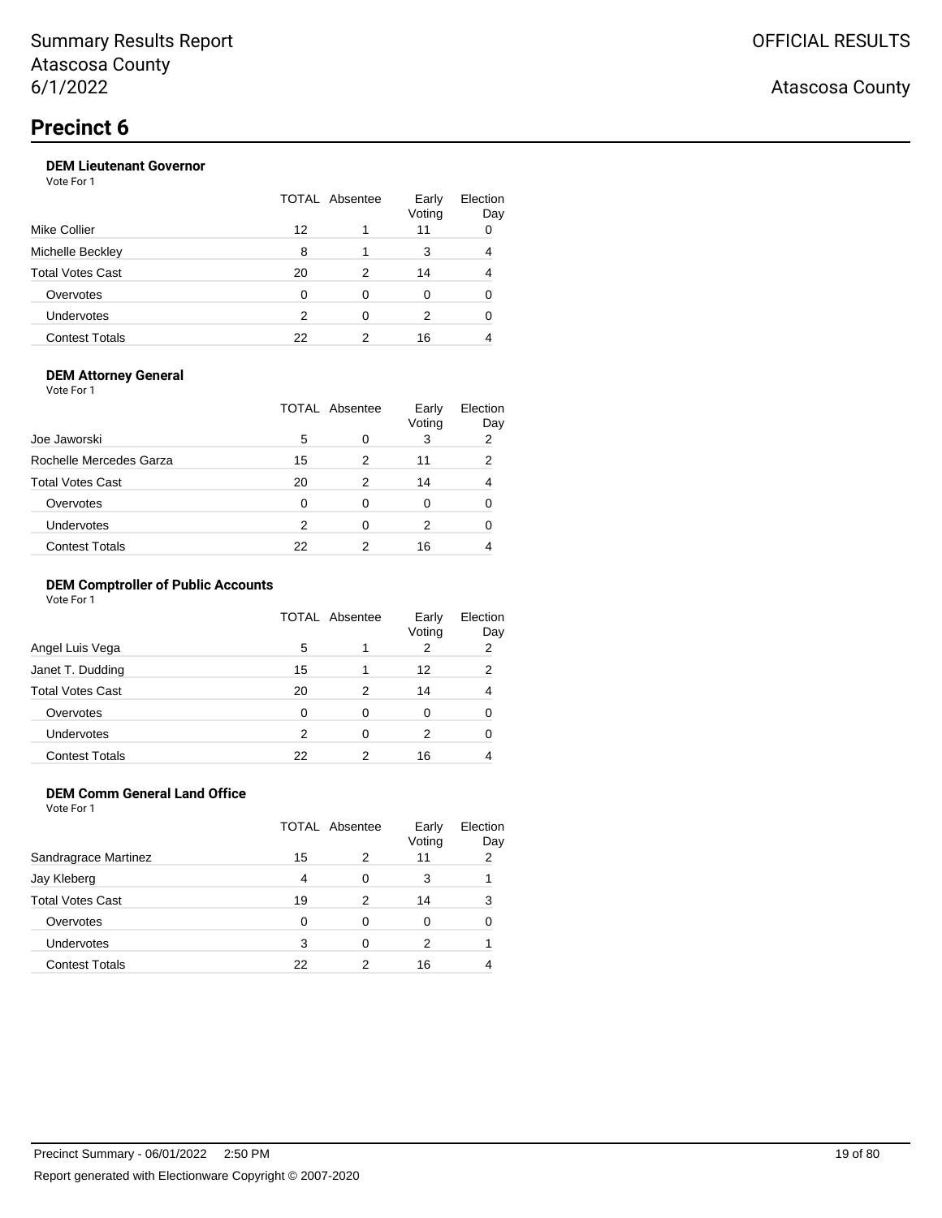Summary Results Report
Atascosa County
6/1/2022

OFFICIAL RESULTS

Atascosa County

# Precinct 6

### DEM Lieutenant Governor

Vote For 1

| | TOTAL | Absentee | Early Voting | Election Day |
|---|---|---|---|---|
| Mike Collier | 12 | 1 | 11 | 0 |
| Michelle Beckley | 8 | 1 | 3 | 4 |
| Total Votes Cast | 20 | 2 | 14 | 4 |
| Overvotes | 0 | 0 | 0 | 0 |
| Undervotes | 2 | 0 | 2 | 0 |
| Contest Totals | 22 | 2 | 16 | 4 |

### DEM Attorney General

Vote For 1

| | TOTAL | Absentee | Early Voting | Election Day |
|---|---|---|---|---|
| Joe Jaworski | 5 | 0 | 3 | 2 |
| Rochelle Mercedes Garza | 15 | 2 | 11 | 2 |
| Total Votes Cast | 20 | 2 | 14 | 4 |
| Overvotes | 0 | 0 | 0 | 0 |
| Undervotes | 2 | 0 | 2 | 0 |
| Contest Totals | 22 | 2 | 16 | 4 |

### DEM Comptroller of Public Accounts

Vote For 1

| | TOTAL | Absentee | Early Voting | Election Day |
|---|---|---|---|---|
| Angel Luis Vega | 5 | 1 | 2 | 2 |
| Janet T. Dudding | 15 | 1 | 12 | 2 |
| Total Votes Cast | 20 | 2 | 14 | 4 |
| Overvotes | 0 | 0 | 0 | 0 |
| Undervotes | 2 | 0 | 2 | 0 |
| Contest Totals | 22 | 2 | 16 | 4 |

### DEM Comm General Land Office

Vote For 1

| | TOTAL | Absentee | Early Voting | Election Day |
|---|---|---|---|---|
| Sandragrace Martinez | 15 | 2 | 11 | 2 |
| Jay Kleberg | 4 | 0 | 3 | 1 |
| Total Votes Cast | 19 | 2 | 14 | 3 |
| Overvotes | 0 | 0 | 0 | 0 |
| Undervotes | 3 | 0 | 2 | 1 |
| Contest Totals | 22 | 2 | 16 | 4 |

Precinct Summary - 06/01/2022 2:50 PM

Report generated with Electionware Copyright © 2007-2020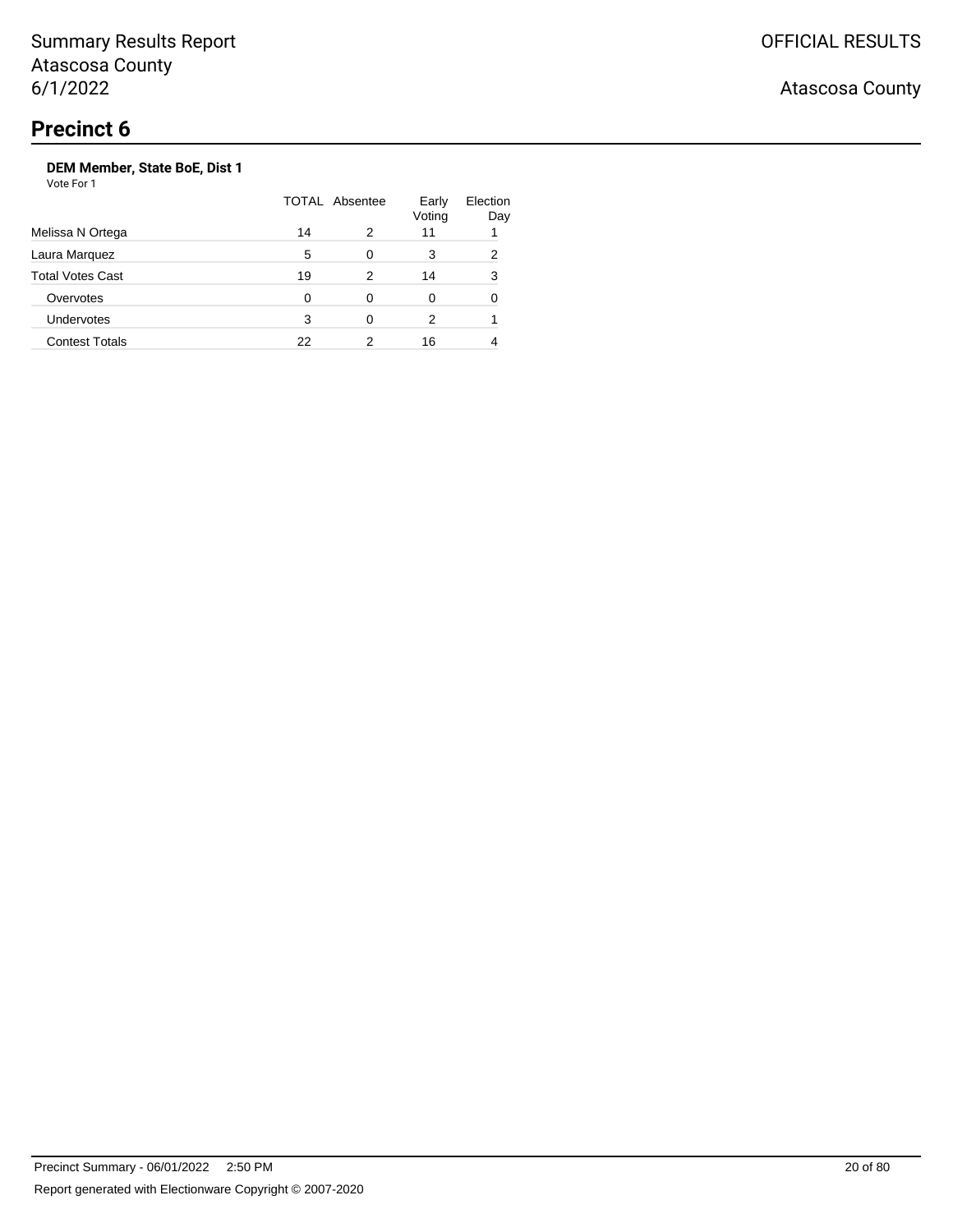# Precinct 6

### DEM Member, State BoE, Dist 1

Vote For 1

| | TOTAL | Absentee | Early Voting | Election Day |
|---|---|---|---|---|
| Melissa N Ortega | 14 | 2 | 11 | 1 |
| Laura Marquez | 5 | 0 | 3 | 2 |
| Total Votes Cast | 19 | 2 | 14 | 3 |
| Overvotes | 0 | 0 | 0 | 0 |
| Undervotes | 3 | 0 | 2 | 1 |
| Contest Totals | 22 | 2 | 16 | 4 |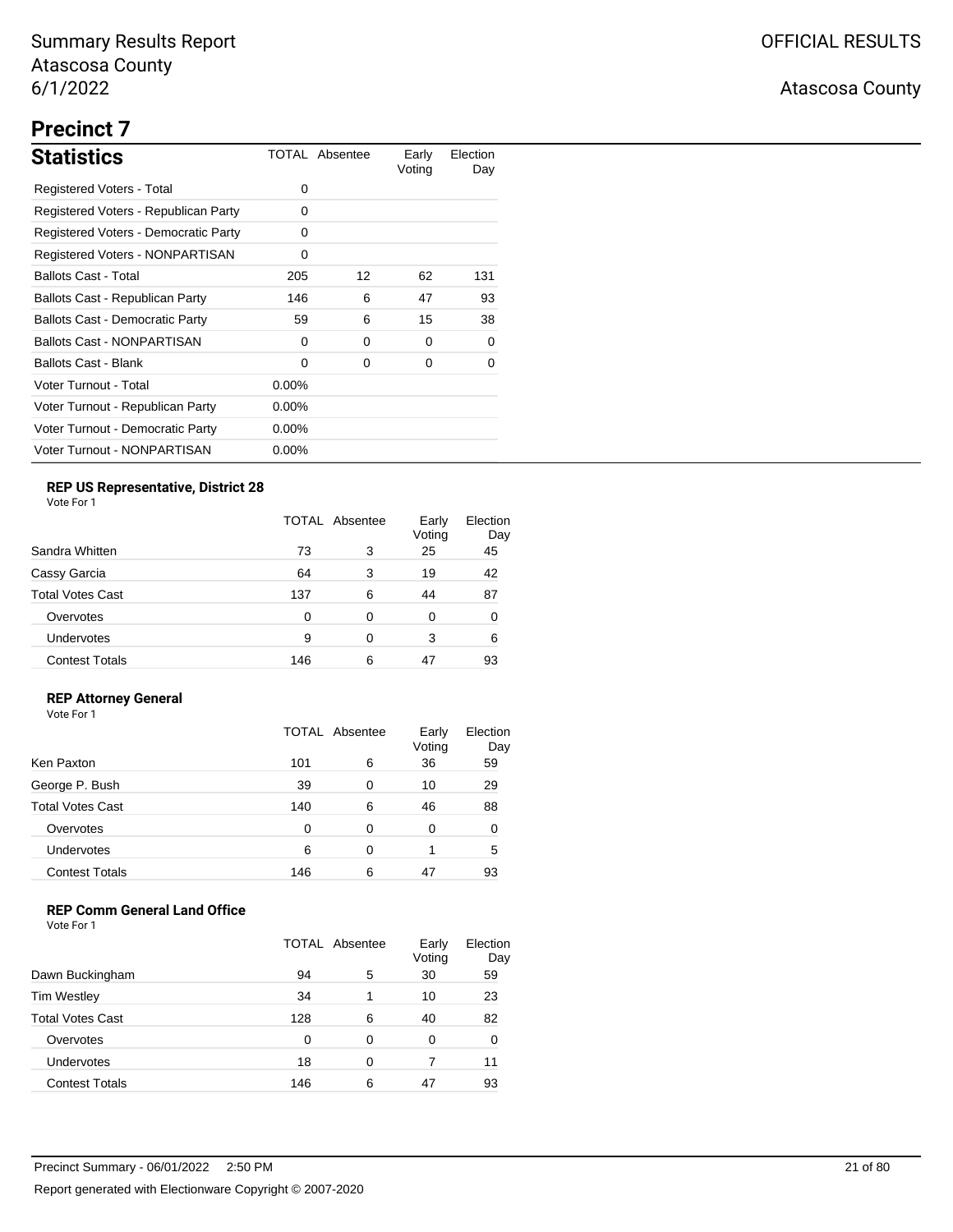Summary Results Report
Atascosa County
6/1/2022

OFFICIAL RESULTS

Atascosa County

# Precinct 7

## Statistics

| | TOTAL | Absentee | Early Voting | Election Day |
|---|---|---|---|---|
| Registered Voters - Total | 0 | | | |
| Registered Voters - Republican Party | 0 | | | |
| Registered Voters - Democratic Party | 0 | | | |
| Registered Voters - NONPARTISAN | 0 | | | |
| Ballots Cast - Total | 205 | 12 | 62 | 131 |
| Ballots Cast - Republican Party | 146 | 6 | 47 | 93 |
| Ballots Cast - Democratic Party | 59 | 6 | 15 | 38 |
| Ballots Cast - NONPARTISAN | 0 | 0 | 0 | 0 |
| Ballots Cast - Blank | 0 | 0 | 0 | 0 |
| Voter Turnout - Total | 0.00% | | | |
| Voter Turnout - Republican Party | 0.00% | | | |
| Voter Turnout - Democratic Party | 0.00% | | | |
| Voter Turnout - NONPARTISAN | 0.00% | | | |

### REP US Representative, District 28

Vote For 1

| | TOTAL | Absentee | Early Voting | Election Day |
|---|---|---|---|---|
| Sandra Whitten | 73 | 3 | 25 | 45 |
| Cassy Garcia | 64 | 3 | 19 | 42 |
| Total Votes Cast | 137 | 6 | 44 | 87 |
| Overvotes | 0 | 0 | 0 | 0 |
| Undervotes | 9 | 0 | 3 | 6 |
| Contest Totals | 146 | 6 | 47 | 93 |

### REP Attorney General

Vote For 1

| | TOTAL | Absentee | Early Voting | Election Day |
|---|---|---|---|---|
| Ken Paxton | 101 | 6 | 36 | 59 |
| George P. Bush | 39 | 0 | 10 | 29 |
| Total Votes Cast | 140 | 6 | 46 | 88 |
| Overvotes | 0 | 0 | 0 | 0 |
| Undervotes | 6 | 0 | 1 | 5 |
| Contest Totals | 146 | 6 | 47 | 93 |

### REP Comm General Land Office

Vote For 1

| | TOTAL | Absentee | Early Voting | Election Day |
|---|---|---|---|---|
| Dawn Buckingham | 94 | 5 | 30 | 59 |
| Tim Westley | 34 | 1 | 10 | 23 |
| Total Votes Cast | 128 | 6 | 40 | 82 |
| Overvotes | 0 | 0 | 0 | 0 |
| Undervotes | 18 | 0 | 7 | 11 |
| Contest Totals | 146 | 6 | 47 | 93 |

Precinct Summary - 06/01/2022 2:50 PM

Report generated with Electionware Copyright © 2007-2020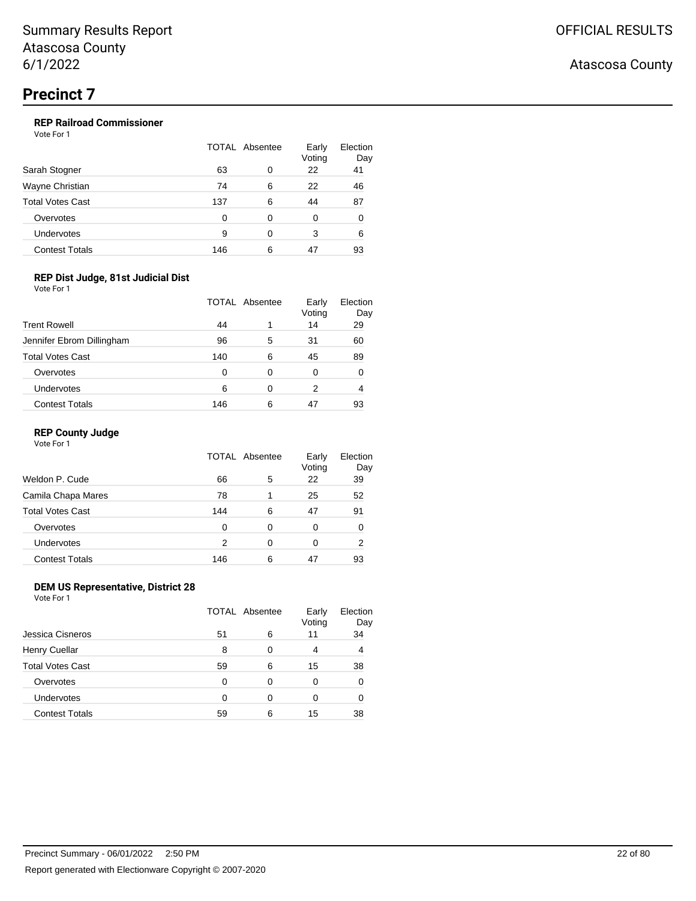# Precinct 7

### REP Railroad Commissioner

Vote For 1

| | TOTAL | Absentee | Early Voting | Election Day |
|---|---|---|---|---|
| Sarah Stogner | 63 | 0 | 22 | 41 |
| Wayne Christian | 74 | 6 | 22 | 46 |
| Total Votes Cast | 137 | 6 | 44 | 87 |
| Overvotes | 0 | 0 | 0 | 0 |
| Undervotes | 9 | 0 | 3 | 6 |
| Contest Totals | 146 | 6 | 47 | 93 |

### REP Dist Judge, 81st Judicial Dist

Vote For 1

| | TOTAL | Absentee | Early Voting | Election Day |
|---|---|---|---|---|
| Trent Rowell | 44 | 1 | 14 | 29 |
| Jennifer Ebrom Dillingham | 96 | 5 | 31 | 60 |
| Total Votes Cast | 140 | 6 | 45 | 89 |
| Overvotes | 0 | 0 | 0 | 0 |
| Undervotes | 6 | 0 | 2 | 4 |
| Contest Totals | 146 | 6 | 47 | 93 |

### REP County Judge

Vote For 1

| | TOTAL | Absentee | Early Voting | Election Day |
|---|---|---|---|---|
| Weldon P. Cude | 66 | 5 | 22 | 39 |
| Camila Chapa Mares | 78 | 1 | 25 | 52 |
| Total Votes Cast | 144 | 6 | 47 | 91 |
| Overvotes | 0 | 0 | 0 | 0 |
| Undervotes | 2 | 0 | 0 | 2 |
| Contest Totals | 146 | 6 | 47 | 93 |

### DEM US Representative, District 28

Vote For 1

| | TOTAL | Absentee | Early Voting | Election Day |
|---|---|---|---|---|
| Jessica Cisneros | 51 | 6 | 11 | 34 |
| Henry Cuellar | 8 | 0 | 4 | 4 |
| Total Votes Cast | 59 | 6 | 15 | 38 |
| Overvotes | 0 | 0 | 0 | 0 |
| Undervotes | 0 | 0 | 0 | 0 |
| Contest Totals | 59 | 6 | 15 | 38 |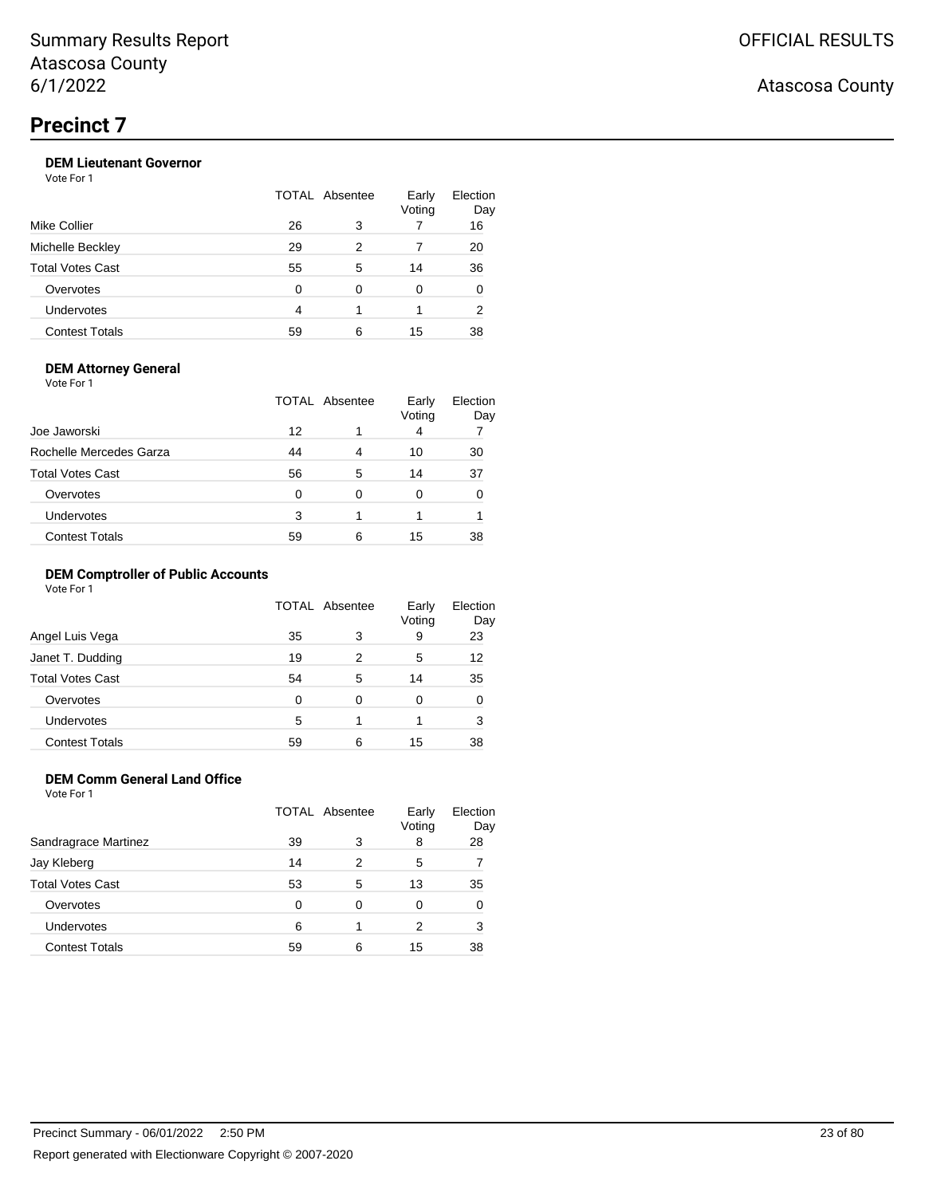Summary Results Report
Atascosa County
6/1/2022

OFFICIAL RESULTS

Atascosa County

# Precinct 7

### DEM Lieutenant Governor

Vote For 1

| | TOTAL | Absentee | Early Voting | Election Day |
|---|---|---|---|---|
| Mike Collier | 26 | 3 | 7 | 16 |
| Michelle Beckley | 29 | 2 | 7 | 20 |
| Total Votes Cast | 55 | 5 | 14 | 36 |
| Overvotes | 0 | 0 | 0 | 0 |
| Undervotes | 4 | 1 | 1 | 2 |
| Contest Totals | 59 | 6 | 15 | 38 |

### DEM Attorney General

Vote For 1

| | TOTAL | Absentee | Early Voting | Election Day |
|---|---|---|---|---|
| Joe Jaworski | 12 | 1 | 4 | 7 |
| Rochelle Mercedes Garza | 44 | 4 | 10 | 30 |
| Total Votes Cast | 56 | 5 | 14 | 37 |
| Overvotes | 0 | 0 | 0 | 0 |
| Undervotes | 3 | 1 | 1 | 1 |
| Contest Totals | 59 | 6 | 15 | 38 |

### DEM Comptroller of Public Accounts

Vote For 1

| | TOTAL | Absentee | Early Voting | Election Day |
|---|---|---|---|---|
| Angel Luis Vega | 35 | 3 | 9 | 23 |
| Janet T. Dudding | 19 | 2 | 5 | 12 |
| Total Votes Cast | 54 | 5 | 14 | 35 |
| Overvotes | 0 | 0 | 0 | 0 |
| Undervotes | 5 | 1 | 1 | 3 |
| Contest Totals | 59 | 6 | 15 | 38 |

### DEM Comm General Land Office

Vote For 1

| | TOTAL | Absentee | Early Voting | Election Day |
|---|---|---|---|---|
| Sandragrace Martinez | 39 | 3 | 8 | 28 |
| Jay Kleberg | 14 | 2 | 5 | 7 |
| Total Votes Cast | 53 | 5 | 13 | 35 |
| Overvotes | 0 | 0 | 0 | 0 |
| Undervotes | 6 | 1 | 2 | 3 |
| Contest Totals | 59 | 6 | 15 | 38 |

Precinct Summary - 06/01/2022 2:50 PM

Report generated with Electionware Copyright © 2007-2020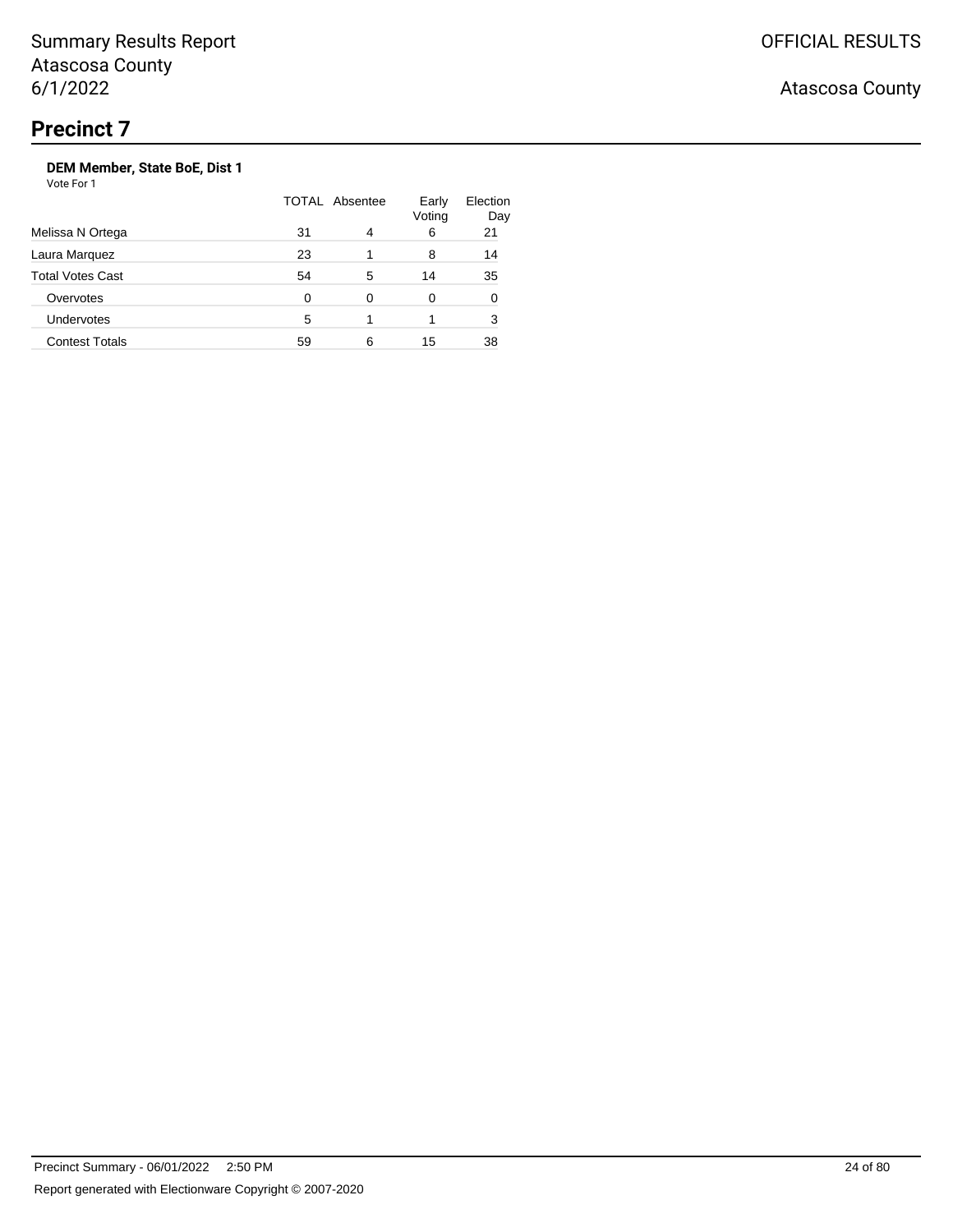# Precinct 7

**DEM Member, State BoE, Dist 1**

Vote For 1

| | TOTAL | Absentee | Early Voting | Election Day |
|---|---|---|---|---|
| Melissa N Ortega | 31 | 4 | 6 | 21 |
| Laura Marquez | 23 | 1 | 8 | 14 |
| Total Votes Cast | 54 | 5 | 14 | 35 |
| Overvotes | 0 | 0 | 0 | 0 |
| Undervotes | 5 | 1 | 1 | 3 |
| Contest Totals | 59 | 6 | 15 | 38 |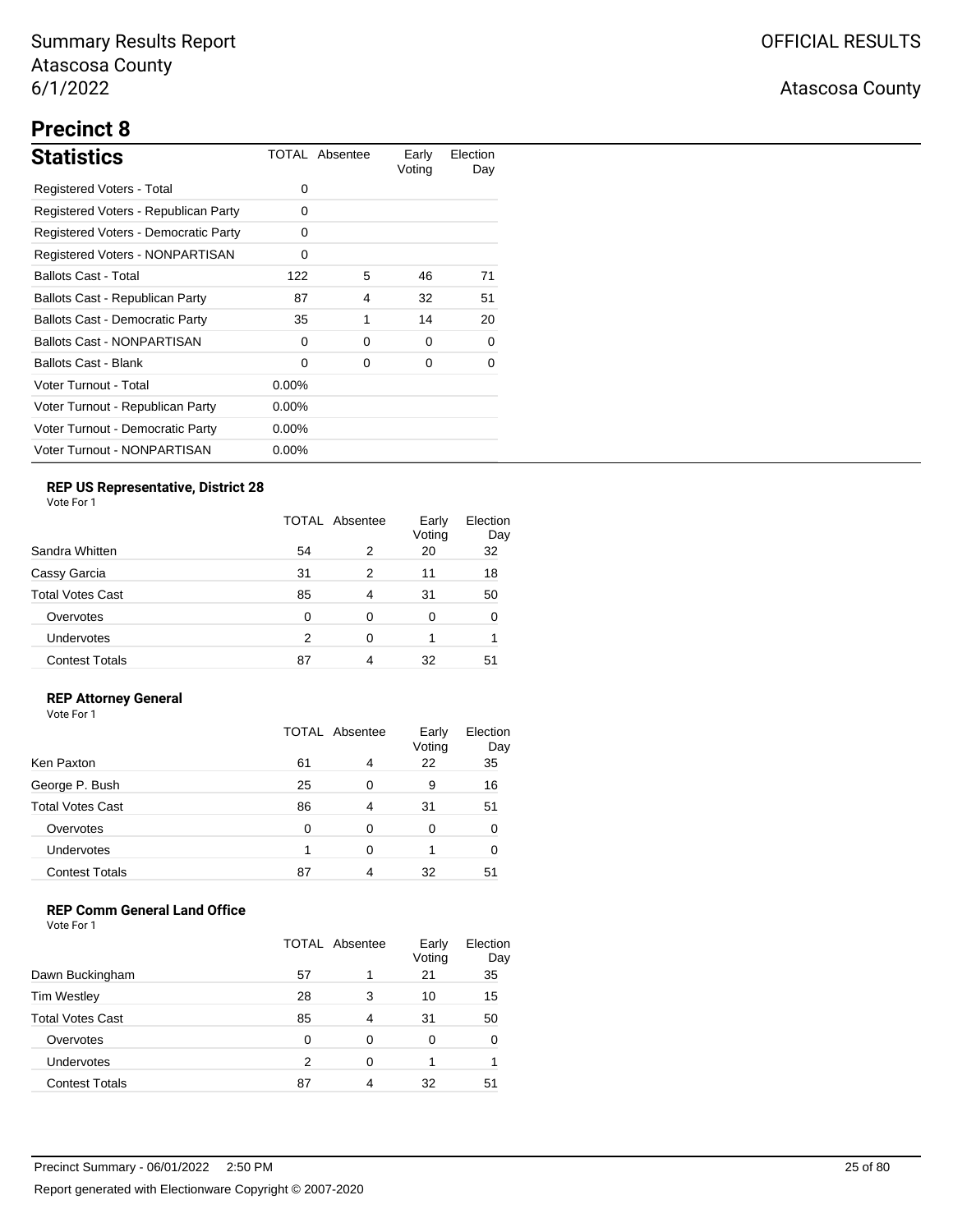Summary Results Report
Atascosa County
6/1/2022

OFFICIAL RESULTS

Atascosa County

# Precinct 8

## Statistics

| Statistics | TOTAL | Absentee | Early Voting | Election Day |
|---|---|---|---|---|
| Registered Voters - Total | 0 | | | |
| Registered Voters - Republican Party | 0 | | | |
| Registered Voters - Democratic Party | 0 | | | |
| Registered Voters - NONPARTISAN | 0 | | | |
| Ballots Cast - Total | 122 | 5 | 46 | 71 |
| Ballots Cast - Republican Party | 87 | 4 | 32 | 51 |
| Ballots Cast - Democratic Party | 35 | 1 | 14 | 20 |
| Ballots Cast - NONPARTISAN | 0 | 0 | 0 | 0 |
| Ballots Cast - Blank | 0 | 0 | 0 | 0 |
| Voter Turnout - Total | 0.00% | | | |
| Voter Turnout - Republican Party | 0.00% | | | |
| Voter Turnout - Democratic Party | 0.00% | | | |
| Voter Turnout - NONPARTISAN | 0.00% | | | |

### REP US Representative, District 28

Vote For 1

| | TOTAL | Absentee | Early Voting | Election Day |
|---|---|---|---|---|
| Sandra Whitten | 54 | 2 | 20 | 32 |
| Cassy Garcia | 31 | 2 | 11 | 18 |
| Total Votes Cast | 85 | 4 | 31 | 50 |
| Overvotes | 0 | 0 | 0 | 0 |
| Undervotes | 2 | 0 | 1 | 1 |
| Contest Totals | 87 | 4 | 32 | 51 |

### REP Attorney General

Vote For 1

| | TOTAL | Absentee | Early Voting | Election Day |
|---|---|---|---|---|
| Ken Paxton | 61 | 4 | 22 | 35 |
| George P. Bush | 25 | 0 | 9 | 16 |
| Total Votes Cast | 86 | 4 | 31 | 51 |
| Overvotes | 0 | 0 | 0 | 0 |
| Undervotes | 1 | 0 | 1 | 0 |
| Contest Totals | 87 | 4 | 32 | 51 |

### REP Comm General Land Office

Vote For 1

| | TOTAL | Absentee | Early Voting | Election Day |
|---|---|---|---|---|
| Dawn Buckingham | 57 | 1 | 21 | 35 |
| Tim Westley | 28 | 3 | 10 | 15 |
| Total Votes Cast | 85 | 4 | 31 | 50 |
| Overvotes | 0 | 0 | 0 | 0 |
| Undervotes | 2 | 0 | 1 | 1 |
| Contest Totals | 87 | 4 | 32 | 51 |

Precinct Summary - 06/01/2022 2:50 PM

Report generated with Electionware Copyright © 2007-2020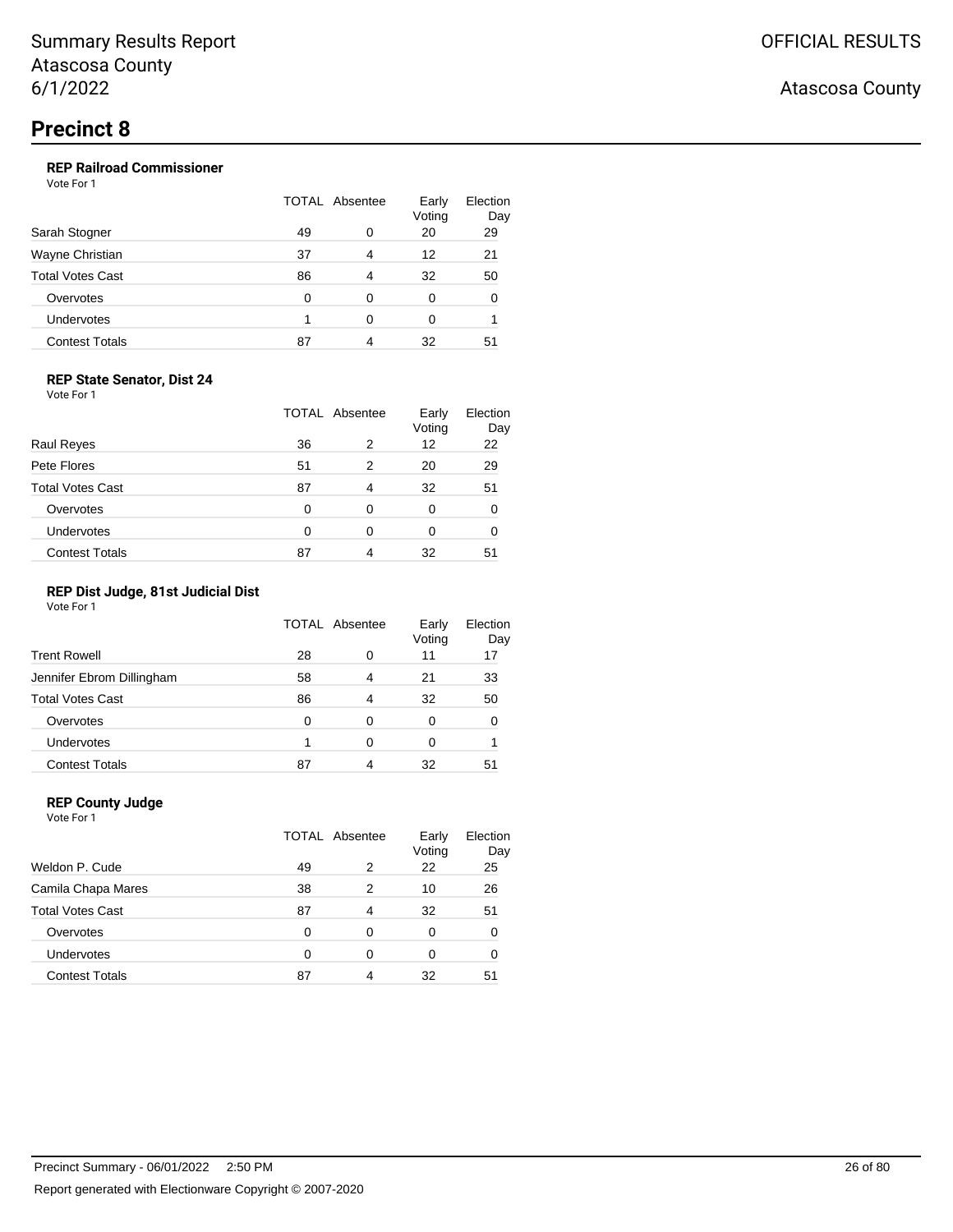Summary Results Report
Atascosa County
6/1/2022

OFFICIAL RESULTS

Atascosa County

# Precinct 8

### REP Railroad Commissioner

Vote For 1

| | TOTAL | Absentee | Early Voting | Election Day |
|---|---|---|---|---|
| Sarah Stogner | 49 | 0 | 20 | 29 |
| Wayne Christian | 37 | 4 | 12 | 21 |
| Total Votes Cast | 86 | 4 | 32 | 50 |
| Overvotes | 0 | 0 | 0 | 0 |
| Undervotes | 1 | 0 | 0 | 1 |
| Contest Totals | 87 | 4 | 32 | 51 |

### REP State Senator, Dist 24

Vote For 1

| | TOTAL | Absentee | Early Voting | Election Day |
|---|---|---|---|---|
| Raul Reyes | 36 | 2 | 12 | 22 |
| Pete Flores | 51 | 2 | 20 | 29 |
| Total Votes Cast | 87 | 4 | 32 | 51 |
| Overvotes | 0 | 0 | 0 | 0 |
| Undervotes | 0 | 0 | 0 | 0 |
| Contest Totals | 87 | 4 | 32 | 51 |

### REP Dist Judge, 81st Judicial Dist

Vote For 1

| | TOTAL | Absentee | Early Voting | Election Day |
|---|---|---|---|---|
| Trent Rowell | 28 | 0 | 11 | 17 |
| Jennifer Ebrom Dillingham | 58 | 4 | 21 | 33 |
| Total Votes Cast | 86 | 4 | 32 | 50 |
| Overvotes | 0 | 0 | 0 | 0 |
| Undervotes | 1 | 0 | 0 | 1 |
| Contest Totals | 87 | 4 | 32 | 51 |

### REP County Judge

Vote For 1

| | TOTAL | Absentee | Early Voting | Election Day |
|---|---|---|---|---|
| Weldon P. Cude | 49 | 2 | 22 | 25 |
| Camila Chapa Mares | 38 | 2 | 10 | 26 |
| Total Votes Cast | 87 | 4 | 32 | 51 |
| Overvotes | 0 | 0 | 0 | 0 |
| Undervotes | 0 | 0 | 0 | 0 |
| Contest Totals | 87 | 4 | 32 | 51 |

Precinct Summary - 06/01/2022 2:50 PM

Report generated with Electionware Copyright © 2007-2020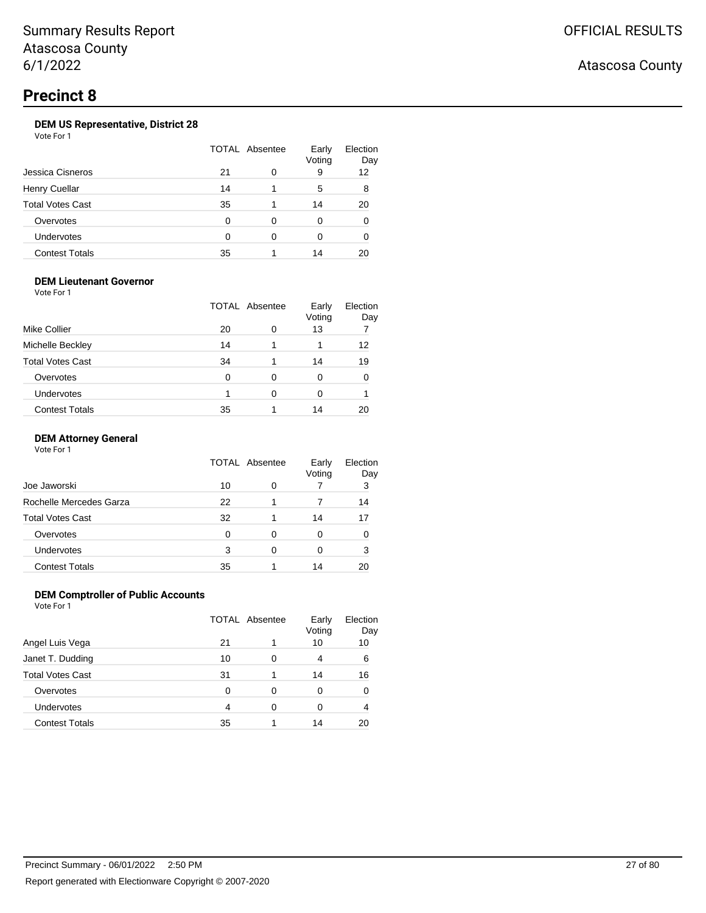Summary Results Report
Atascosa County
6/1/2022

OFFICIAL RESULTS

Atascosa County

# Precinct 8

### DEM US Representative, District 28

Vote For 1

| | TOTAL | Absentee | Early Voting | Election Day |
|---|---|---|---|---|
| Jessica Cisneros | 21 | 0 | 9 | 12 |
| Henry Cuellar | 14 | 1 | 5 | 8 |
| Total Votes Cast | 35 | 1 | 14 | 20 |
| Overvotes | 0 | 0 | 0 | 0 |
| Undervotes | 0 | 0 | 0 | 0 |
| Contest Totals | 35 | 1 | 14 | 20 |

### DEM Lieutenant Governor

Vote For 1

| | TOTAL | Absentee | Early Voting | Election Day |
|---|---|---|---|---|
| Mike Collier | 20 | 0 | 13 | 7 |
| Michelle Beckley | 14 | 1 | 1 | 12 |
| Total Votes Cast | 34 | 1 | 14 | 19 |
| Overvotes | 0 | 0 | 0 | 0 |
| Undervotes | 1 | 0 | 0 | 1 |
| Contest Totals | 35 | 1 | 14 | 20 |

### DEM Attorney General

Vote For 1

| | TOTAL | Absentee | Early Voting | Election Day |
|---|---|---|---|---|
| Joe Jaworski | 10 | 0 | 7 | 3 |
| Rochelle Mercedes Garza | 22 | 1 | 7 | 14 |
| Total Votes Cast | 32 | 1 | 14 | 17 |
| Overvotes | 0 | 0 | 0 | 0 |
| Undervotes | 3 | 0 | 0 | 3 |
| Contest Totals | 35 | 1 | 14 | 20 |

### DEM Comptroller of Public Accounts

Vote For 1

| | TOTAL | Absentee | Early Voting | Election Day |
|---|---|---|---|---|
| Angel Luis Vega | 21 | 1 | 10 | 10 |
| Janet T. Dudding | 10 | 0 | 4 | 6 |
| Total Votes Cast | 31 | 1 | 14 | 16 |
| Overvotes | 0 | 0 | 0 | 0 |
| Undervotes | 4 | 0 | 0 | 4 |
| Contest Totals | 35 | 1 | 14 | 20 |

Precinct Summary - 06/01/2022 2:50 PM

Report generated with Electionware Copyright © 2007-2020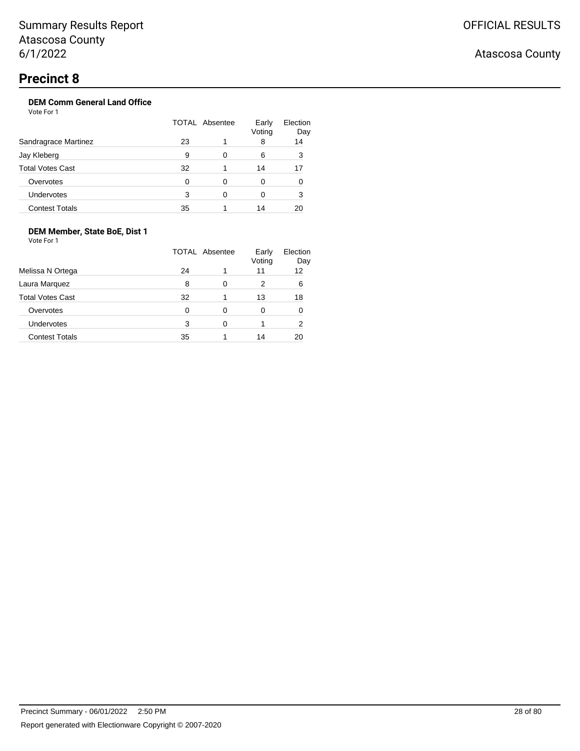## Precinct 8

### DEM Comm General Land Office

Vote For 1

| | TOTAL | Absentee | Early Voting | Election Day |
|---|---|---|---|---|
| Sandragrace Martinez | 23 | 1 | 8 | 14 |
| Jay Kleberg | 9 | 0 | 6 | 3 |
| Total Votes Cast | 32 | 1 | 14 | 17 |
| Overvotes | 0 | 0 | 0 | 0 |
| Undervotes | 3 | 0 | 0 | 3 |
| Contest Totals | 35 | 1 | 14 | 20 |

### DEM Member, State BoE, Dist 1

Vote For 1

| | TOTAL | Absentee | Early Voting | Election Day |
|---|---|---|---|---|
| Melissa N Ortega | 24 | 1 | 11 | 12 |
| Laura Marquez | 8 | 0 | 2 | 6 |
| Total Votes Cast | 32 | 1 | 13 | 18 |
| Overvotes | 0 | 0 | 0 | 0 |
| Undervotes | 3 | 0 | 1 | 2 |
| Contest Totals | 35 | 1 | 14 | 20 |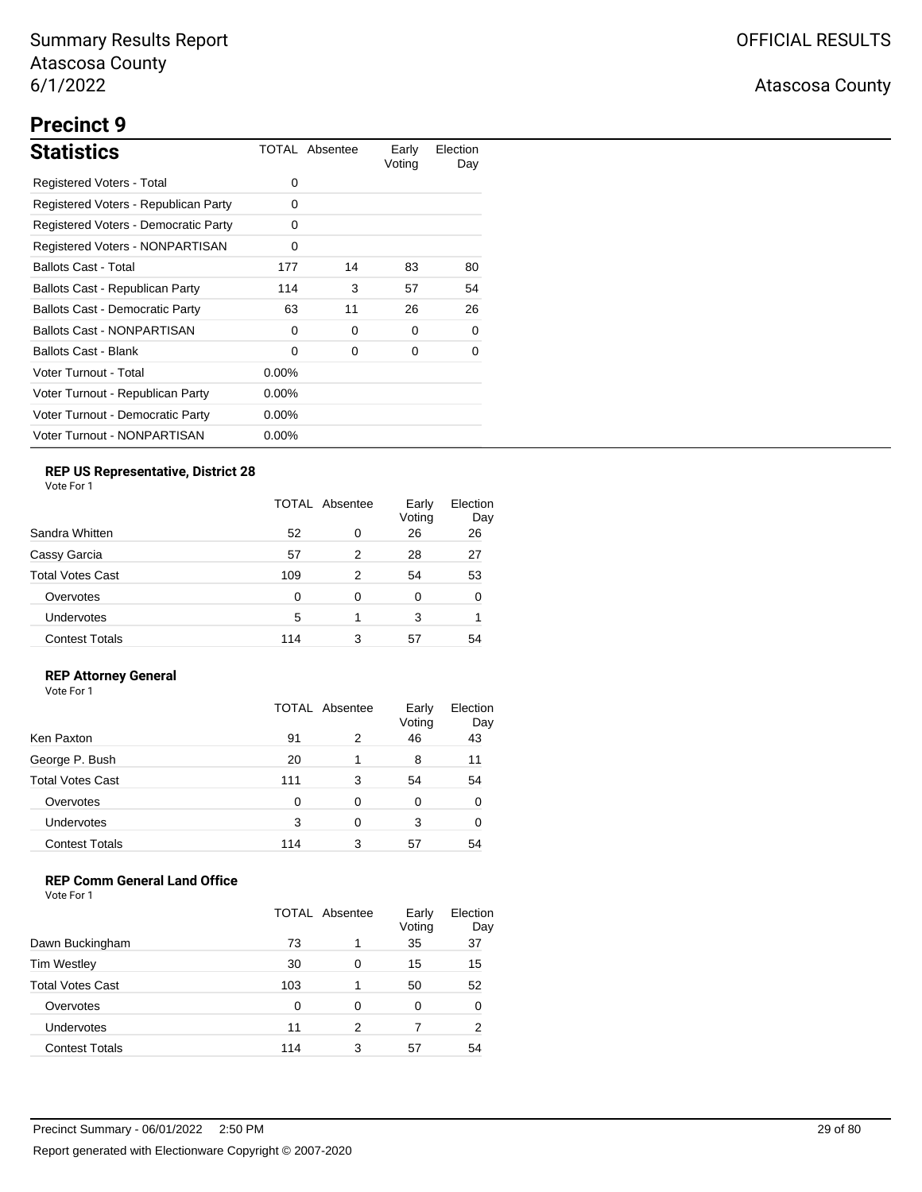Summary Results Report
Atascosa County
6/1/2022

OFFICIAL RESULTS

Atascosa County

# Precinct 9

## Statistics

| Statistics | TOTAL | Absentee | Early Voting | Election Day |
|---|---|---|---|---|
| Registered Voters - Total | 0 | | | |
| Registered Voters - Republican Party | 0 | | | |
| Registered Voters - Democratic Party | 0 | | | |
| Registered Voters - NONPARTISAN | 0 | | | |
| Ballots Cast - Total | 177 | 14 | 83 | 80 |
| Ballots Cast - Republican Party | 114 | 3 | 57 | 54 |
| Ballots Cast - Democratic Party | 63 | 11 | 26 | 26 |
| Ballots Cast - NONPARTISAN | 0 | 0 | 0 | 0 |
| Ballots Cast - Blank | 0 | 0 | 0 | 0 |
| Voter Turnout - Total | 0.00% | | | |
| Voter Turnout - Republican Party | 0.00% | | | |
| Voter Turnout - Democratic Party | 0.00% | | | |
| Voter Turnout - NONPARTISAN | 0.00% | | | |

### REP US Representative, District 28

Vote For 1

| | TOTAL | Absentee | Early Voting | Election Day |
|---|---|---|---|---|
| Sandra Whitten | 52 | 0 | 26 | 26 |
| Cassy Garcia | 57 | 2 | 28 | 27 |
| Total Votes Cast | 109 | 2 | 54 | 53 |
| Overvotes | 0 | 0 | 0 | 0 |
| Undervotes | 5 | 1 | 3 | 1 |
| Contest Totals | 114 | 3 | 57 | 54 |

### REP Attorney General

Vote For 1

| | TOTAL | Absentee | Early Voting | Election Day |
|---|---|---|---|---|
| Ken Paxton | 91 | 2 | 46 | 43 |
| George P. Bush | 20 | 1 | 8 | 11 |
| Total Votes Cast | 111 | 3 | 54 | 54 |
| Overvotes | 0 | 0 | 0 | 0 |
| Undervotes | 3 | 0 | 3 | 0 |
| Contest Totals | 114 | 3 | 57 | 54 |

### REP Comm General Land Office

Vote For 1

| | TOTAL | Absentee | Early Voting | Election Day |
|---|---|---|---|---|
| Dawn Buckingham | 73 | 1 | 35 | 37 |
| Tim Westley | 30 | 0 | 15 | 15 |
| Total Votes Cast | 103 | 1 | 50 | 52 |
| Overvotes | 0 | 0 | 0 | 0 |
| Undervotes | 11 | 2 | 7 | 2 |
| Contest Totals | 114 | 3 | 57 | 54 |

Precinct Summary - 06/01/2022 2:50 PM

Report generated with Electionware Copyright © 2007-2020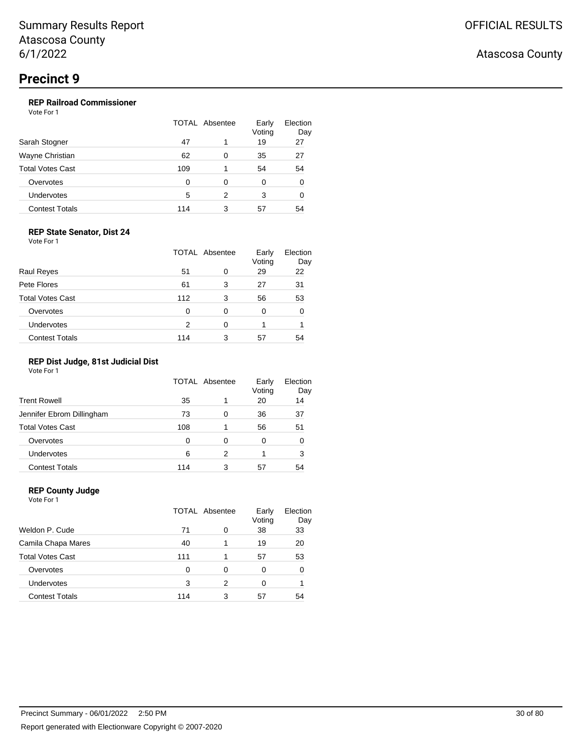Summary Results Report
Atascosa County
6/1/2022

OFFICIAL RESULTS

Atascosa County

# Precinct 9

### REP Railroad Commissioner

Vote For 1

| | TOTAL | Absentee | Early Voting | Election Day |
|---|---|---|---|---|
| Sarah Stogner | 47 | 1 | 19 | 27 |
| Wayne Christian | 62 | 0 | 35 | 27 |
| Total Votes Cast | 109 | 1 | 54 | 54 |
| Overvotes | 0 | 0 | 0 | 0 |
| Undervotes | 5 | 2 | 3 | 0 |
| Contest Totals | 114 | 3 | 57 | 54 |

### REP State Senator, Dist 24

Vote For 1

| | TOTAL | Absentee | Early Voting | Election Day |
|---|---|---|---|---|
| Raul Reyes | 51 | 0 | 29 | 22 |
| Pete Flores | 61 | 3 | 27 | 31 |
| Total Votes Cast | 112 | 3 | 56 | 53 |
| Overvotes | 0 | 0 | 0 | 0 |
| Undervotes | 2 | 0 | 1 | 1 |
| Contest Totals | 114 | 3 | 57 | 54 |

### REP Dist Judge, 81st Judicial Dist

Vote For 1

| | TOTAL | Absentee | Early Voting | Election Day |
|---|---|---|---|---|
| Trent Rowell | 35 | 1 | 20 | 14 |
| Jennifer Ebrom Dillingham | 73 | 0 | 36 | 37 |
| Total Votes Cast | 108 | 1 | 56 | 51 |
| Overvotes | 0 | 0 | 0 | 0 |
| Undervotes | 6 | 2 | 1 | 3 |
| Contest Totals | 114 | 3 | 57 | 54 |

### REP County Judge

Vote For 1

| | TOTAL | Absentee | Early Voting | Election Day |
|---|---|---|---|---|
| Weldon P. Cude | 71 | 0 | 38 | 33 |
| Camila Chapa Mares | 40 | 1 | 19 | 20 |
| Total Votes Cast | 111 | 1 | 57 | 53 |
| Overvotes | 0 | 0 | 0 | 0 |
| Undervotes | 3 | 2 | 0 | 1 |
| Contest Totals | 114 | 3 | 57 | 54 |

Precinct Summary - 06/01/2022 2:50 PM

Report generated with Electionware Copyright © 2007-2020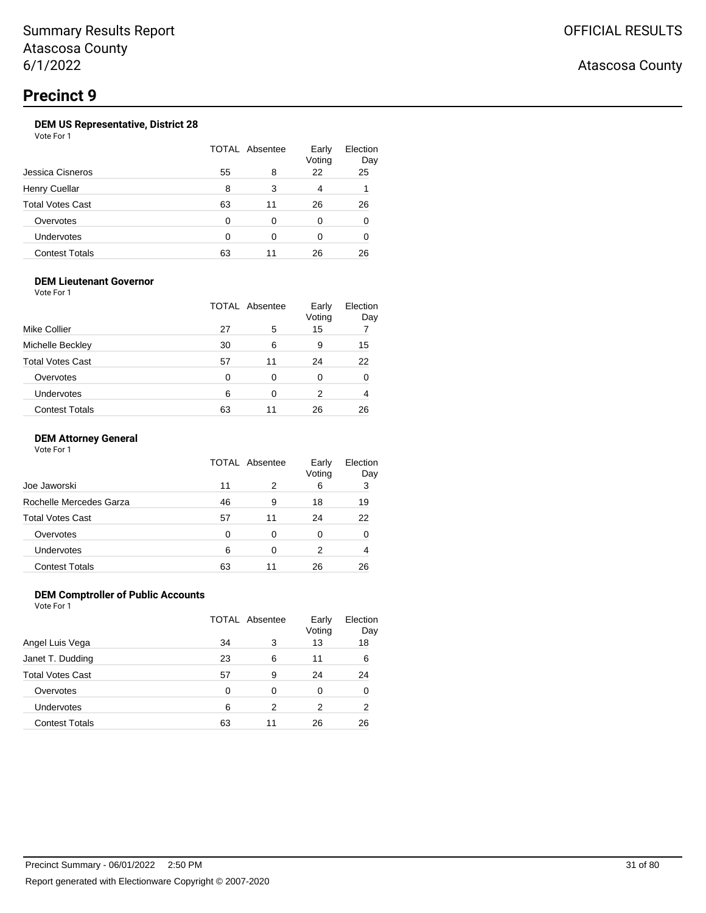Summary Results Report
Atascosa County
6/1/2022

OFFICIAL RESULTS

Atascosa County

# Precinct 9

### DEM US Representative, District 28

Vote For 1

| | TOTAL | Absentee | Early Voting | Election Day |
|---|---|---|---|---|
| Jessica Cisneros | 55 | 8 | 22 | 25 |
| Henry Cuellar | 8 | 3 | 4 | 1 |
| Total Votes Cast | 63 | 11 | 26 | 26 |
| Overvotes | 0 | 0 | 0 | 0 |
| Undervotes | 0 | 0 | 0 | 0 |
| Contest Totals | 63 | 11 | 26 | 26 |

### DEM Lieutenant Governor

Vote For 1

| | TOTAL | Absentee | Early Voting | Election Day |
|---|---|---|---|---|
| Mike Collier | 27 | 5 | 15 | 7 |
| Michelle Beckley | 30 | 6 | 9 | 15 |
| Total Votes Cast | 57 | 11 | 24 | 22 |
| Overvotes | 0 | 0 | 0 | 0 |
| Undervotes | 6 | 0 | 2 | 4 |
| Contest Totals | 63 | 11 | 26 | 26 |

### DEM Attorney General

Vote For 1

| | TOTAL | Absentee | Early Voting | Election Day |
|---|---|---|---|---|
| Joe Jaworski | 11 | 2 | 6 | 3 |
| Rochelle Mercedes Garza | 46 | 9 | 18 | 19 |
| Total Votes Cast | 57 | 11 | 24 | 22 |
| Overvotes | 0 | 0 | 0 | 0 |
| Undervotes | 6 | 0 | 2 | 4 |
| Contest Totals | 63 | 11 | 26 | 26 |

### DEM Comptroller of Public Accounts

Vote For 1

| | TOTAL | Absentee | Early Voting | Election Day |
|---|---|---|---|---|
| Angel Luis Vega | 34 | 3 | 13 | 18 |
| Janet T. Dudding | 23 | 6 | 11 | 6 |
| Total Votes Cast | 57 | 9 | 24 | 24 |
| Overvotes | 0 | 0 | 0 | 0 |
| Undervotes | 6 | 2 | 2 | 2 |
| Contest Totals | 63 | 11 | 26 | 26 |

Precinct Summary - 06/01/2022 2:50 PM

Report generated with Electionware Copyright © 2007-2020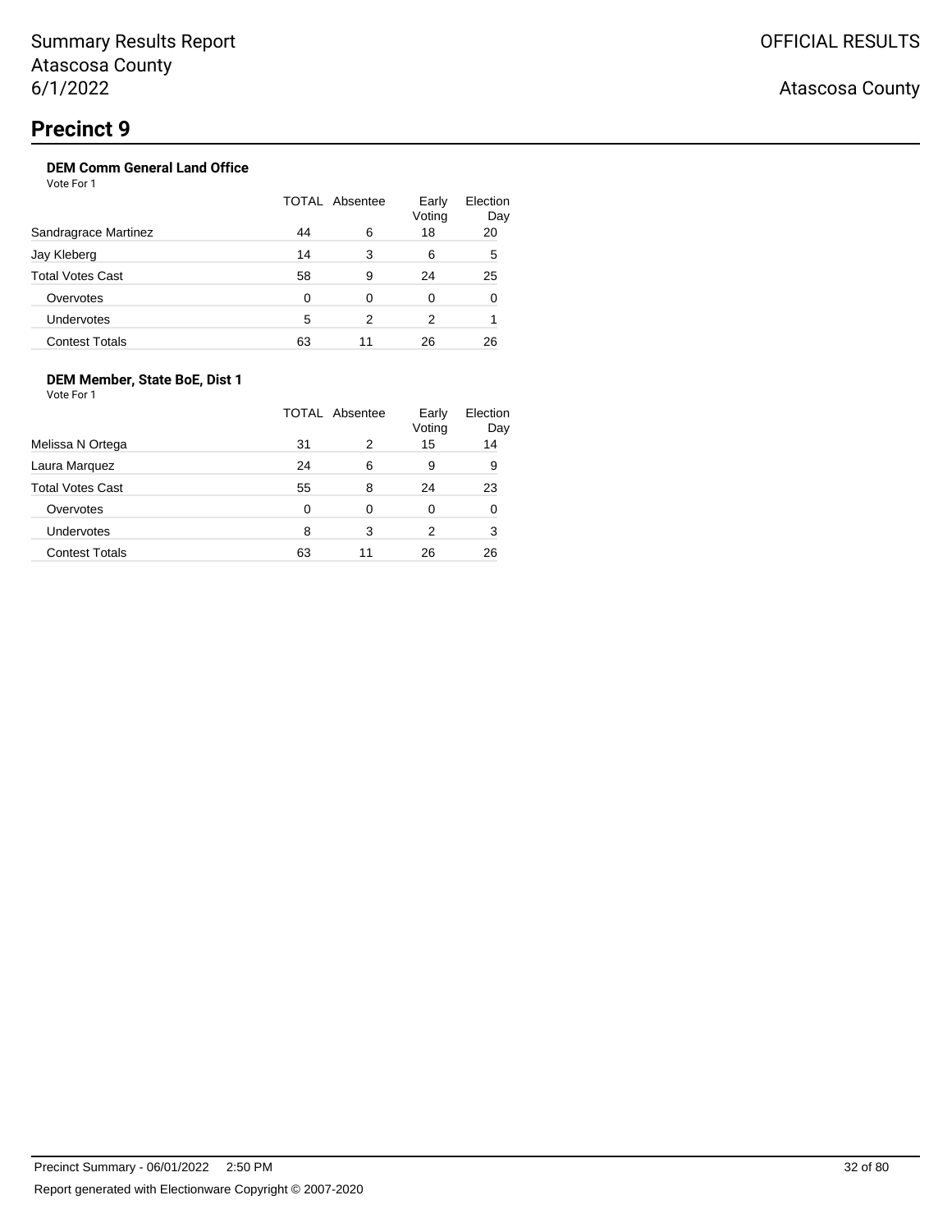# Precinct 9

### DEM Comm General Land Office

Vote For 1

| | TOTAL | Absentee | Early Voting | Election Day |
|---|---|---|---|---|
| Sandragrace Martinez | 44 | 6 | 18 | 20 |
| Jay Kleberg | 14 | 3 | 6 | 5 |
| Total Votes Cast | 58 | 9 | 24 | 25 |
| Overvotes | 0 | 0 | 0 | 0 |
| Undervotes | 5 | 2 | 2 | 1 |
| Contest Totals | 63 | 11 | 26 | 26 |

### DEM Member, State BoE, Dist 1

Vote For 1

| | TOTAL | Absentee | Early Voting | Election Day |
|---|---|---|---|---|
| Melissa N Ortega | 31 | 2 | 15 | 14 |
| Laura Marquez | 24 | 6 | 9 | 9 |
| Total Votes Cast | 55 | 8 | 24 | 23 |
| Overvotes | 0 | 0 | 0 | 0 |
| Undervotes | 8 | 3 | 2 | 3 |
| Contest Totals | 63 | 11 | 26 | 26 |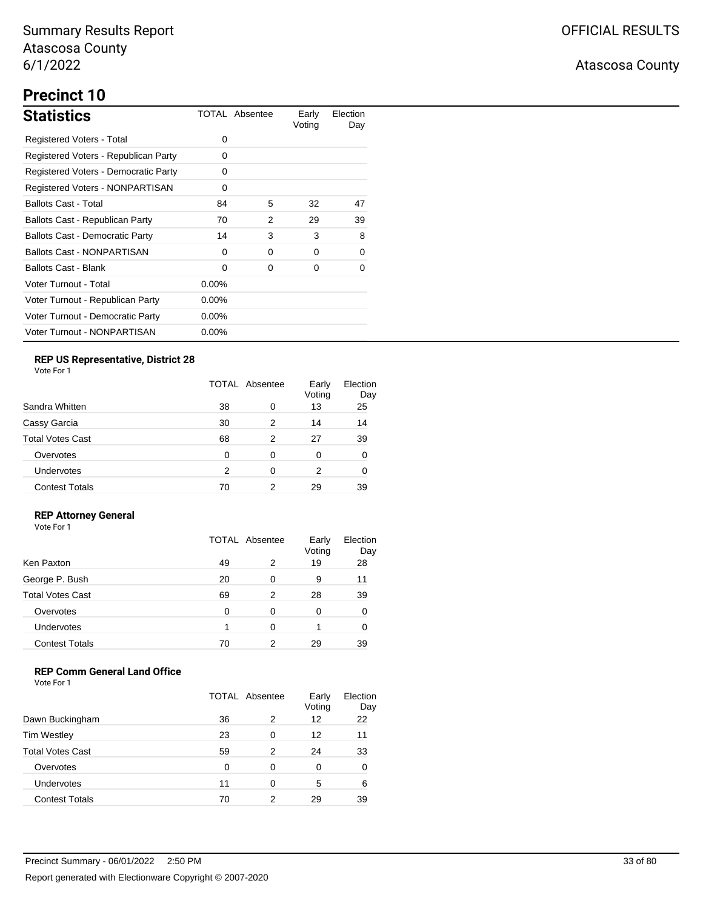# Summary Results Report
Atascosa County
6/1/2022

OFFICIAL RESULTS

Atascosa County

## Precinct 10

### Statistics

| Statistics | TOTAL | Absentee | Early Voting | Election Day |
|---|---|---|---|---|
| Registered Voters - Total | 0 | | | |
| Registered Voters - Republican Party | 0 | | | |
| Registered Voters - Democratic Party | 0 | | | |
| Registered Voters - NONPARTISAN | 0 | | | |
| Ballots Cast - Total | 84 | 5 | 32 | 47 |
| Ballots Cast - Republican Party | 70 | 2 | 29 | 39 |
| Ballots Cast - Democratic Party | 14 | 3 | 3 | 8 |
| Ballots Cast - NONPARTISAN | 0 | 0 | 0 | 0 |
| Ballots Cast - Blank | 0 | 0 | 0 | 0 |
| Voter Turnout - Total | 0.00% | | | |
| Voter Turnout - Republican Party | 0.00% | | | |
| Voter Turnout - Democratic Party | 0.00% | | | |
| Voter Turnout - NONPARTISAN | 0.00% | | | |

#### REP US Representative, District 28

Vote For 1

| | TOTAL | Absentee | Early Voting | Election Day |
|---|---|---|---|---|
| Sandra Whitten | 38 | 0 | 13 | 25 |
| Cassy Garcia | 30 | 2 | 14 | 14 |
| Total Votes Cast | 68 | 2 | 27 | 39 |
| Overvotes | 0 | 0 | 0 | 0 |
| Undervotes | 2 | 0 | 2 | 0 |
| Contest Totals | 70 | 2 | 29 | 39 |

#### REP Attorney General

Vote For 1

| | TOTAL | Absentee | Early Voting | Election Day |
|---|---|---|---|---|
| Ken Paxton | 49 | 2 | 19 | 28 |
| George P. Bush | 20 | 0 | 9 | 11 |
| Total Votes Cast | 69 | 2 | 28 | 39 |
| Overvotes | 0 | 0 | 0 | 0 |
| Undervotes | 1 | 0 | 1 | 0 |
| Contest Totals | 70 | 2 | 29 | 39 |

#### REP Comm General Land Office

Vote For 1

| | TOTAL | Absentee | Early Voting | Election Day |
|---|---|---|---|---|
| Dawn Buckingham | 36 | 2 | 12 | 22 |
| Tim Westley | 23 | 0 | 12 | 11 |
| Total Votes Cast | 59 | 2 | 24 | 33 |
| Overvotes | 0 | 0 | 0 | 0 |
| Undervotes | 11 | 0 | 5 | 6 |
| Contest Totals | 70 | 2 | 29 | 39 |

Precinct Summary - 06/01/2022 2:50 PM

Report generated with Electionware Copyright © 2007-2020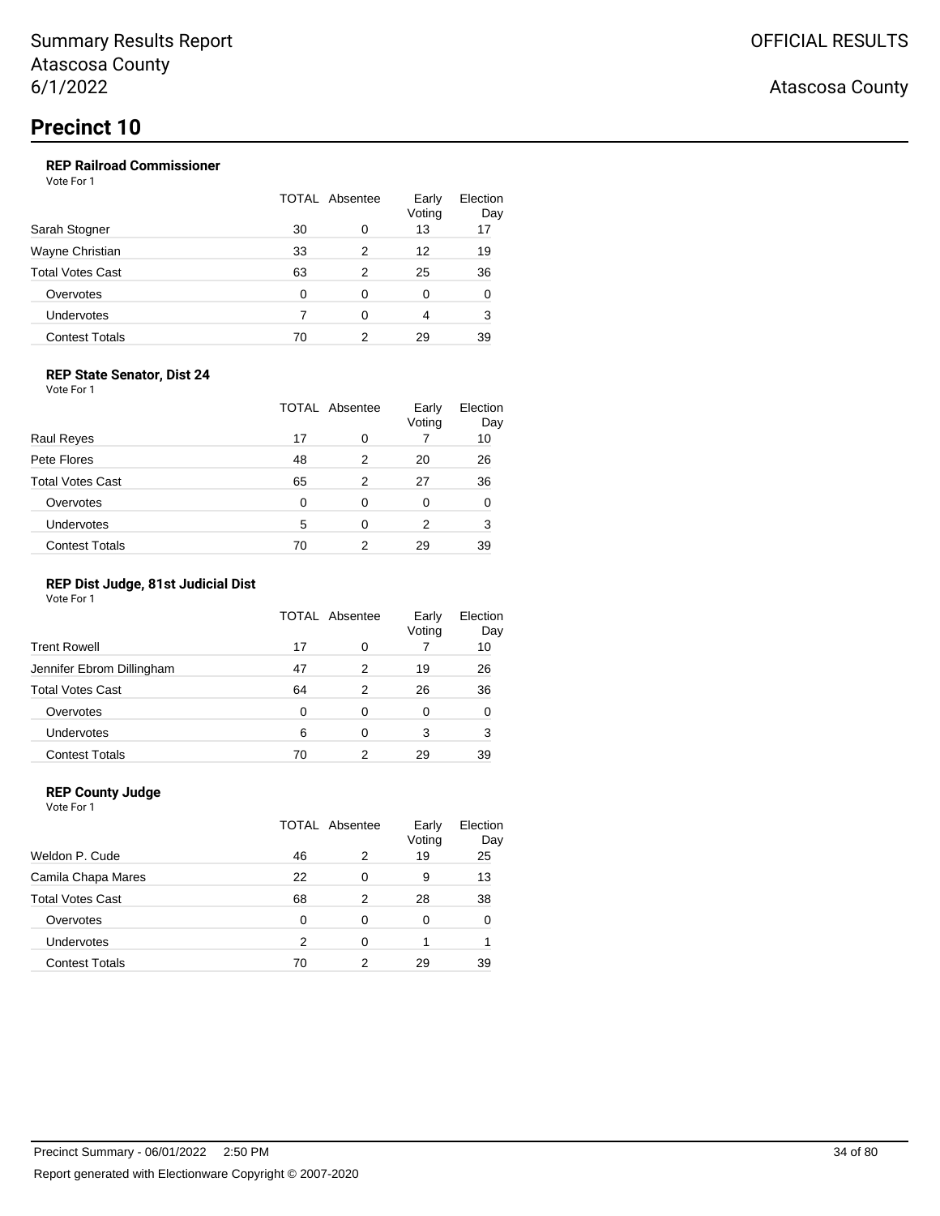# Precinct 10

### REP Railroad Commissioner

Vote For 1

| | TOTAL | Absentee | Early Voting | Election Day |
|---|---|---|---|---|
| Sarah Stogner | 30 | 0 | 13 | 17 |
| Wayne Christian | 33 | 2 | 12 | 19 |
| Total Votes Cast | 63 | 2 | 25 | 36 |
| Overvotes | 0 | 0 | 0 | 0 |
| Undervotes | 7 | 0 | 4 | 3 |
| Contest Totals | 70 | 2 | 29 | 39 |

### REP State Senator, Dist 24

Vote For 1

| | TOTAL | Absentee | Early Voting | Election Day |
|---|---|---|---|---|
| Raul Reyes | 17 | 0 | 7 | 10 |
| Pete Flores | 48 | 2 | 20 | 26 |
| Total Votes Cast | 65 | 2 | 27 | 36 |
| Overvotes | 0 | 0 | 0 | 0 |
| Undervotes | 5 | 0 | 2 | 3 |
| Contest Totals | 70 | 2 | 29 | 39 |

### REP Dist Judge, 81st Judicial Dist

Vote For 1

| | TOTAL | Absentee | Early Voting | Election Day |
|---|---|---|---|---|
| Trent Rowell | 17 | 0 | 7 | 10 |
| Jennifer Ebrom Dillingham | 47 | 2 | 19 | 26 |
| Total Votes Cast | 64 | 2 | 26 | 36 |
| Overvotes | 0 | 0 | 0 | 0 |
| Undervotes | 6 | 0 | 3 | 3 |
| Contest Totals | 70 | 2 | 29 | 39 |

### REP County Judge

Vote For 1

| | TOTAL | Absentee | Early Voting | Election Day |
|---|---|---|---|---|
| Weldon P. Cude | 46 | 2 | 19 | 25 |
| Camila Chapa Mares | 22 | 0 | 9 | 13 |
| Total Votes Cast | 68 | 2 | 28 | 38 |
| Overvotes | 0 | 0 | 0 | 0 |
| Undervotes | 2 | 0 | 1 | 1 |
| Contest Totals | 70 | 2 | 29 | 39 |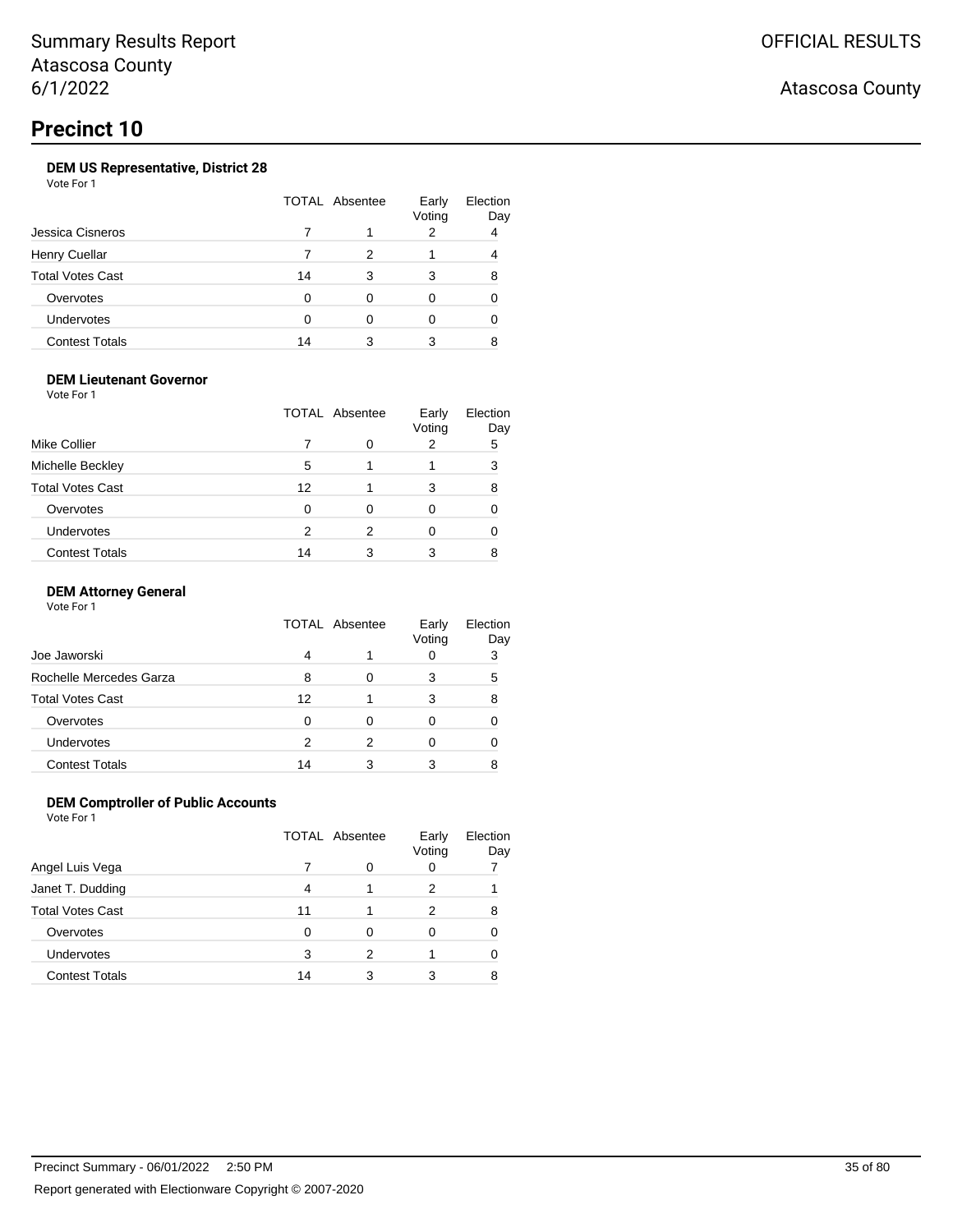# Precinct 10

### DEM US Representative, District 28

Vote For 1

| | TOTAL | Absentee | Early Voting | Election Day |
|---|---|---|---|---|
| Jessica Cisneros | 7 | 1 | 2 | 4 |
| Henry Cuellar | 7 | 2 | 1 | 4 |
| Total Votes Cast | 14 | 3 | 3 | 8 |
| Overvotes | 0 | 0 | 0 | 0 |
| Undervotes | 0 | 0 | 0 | 0 |
| Contest Totals | 14 | 3 | 3 | 8 |

### DEM Lieutenant Governor

Vote For 1

| | TOTAL | Absentee | Early Voting | Election Day |
|---|---|---|---|---|
| Mike Collier | 7 | 0 | 2 | 5 |
| Michelle Beckley | 5 | 1 | 1 | 3 |
| Total Votes Cast | 12 | 1 | 3 | 8 |
| Overvotes | 0 | 0 | 0 | 0 |
| Undervotes | 2 | 2 | 0 | 0 |
| Contest Totals | 14 | 3 | 3 | 8 |

### DEM Attorney General

Vote For 1

| | TOTAL | Absentee | Early Voting | Election Day |
|---|---|---|---|---|
| Joe Jaworski | 4 | 1 | 0 | 3 |
| Rochelle Mercedes Garza | 8 | 0 | 3 | 5 |
| Total Votes Cast | 12 | 1 | 3 | 8 |
| Overvotes | 0 | 0 | 0 | 0 |
| Undervotes | 2 | 2 | 0 | 0 |
| Contest Totals | 14 | 3 | 3 | 8 |

### DEM Comptroller of Public Accounts

Vote For 1

| | TOTAL | Absentee | Early Voting | Election Day |
|---|---|---|---|---|
| Angel Luis Vega | 7 | 0 | 0 | 7 |
| Janet T. Dudding | 4 | 1 | 2 | 1 |
| Total Votes Cast | 11 | 1 | 2 | 8 |
| Overvotes | 0 | 0 | 0 | 0 |
| Undervotes | 3 | 2 | 1 | 0 |
| Contest Totals | 14 | 3 | 3 | 8 |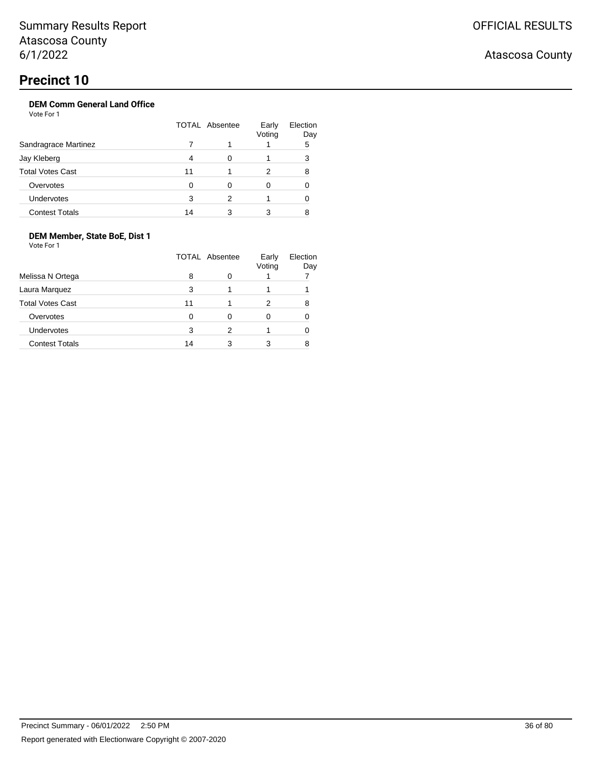# Precinct 10

### DEM Comm General Land Office

Vote For 1

| | TOTAL | Absentee | Early Voting | Election Day |
|---|---|---|---|---|
| Sandragrace Martinez | 7 | 1 | 1 | 5 |
| Jay Kleberg | 4 | 0 | 1 | 3 |
| Total Votes Cast | 11 | 1 | 2 | 8 |
| Overvotes | 0 | 0 | 0 | 0 |
| Undervotes | 3 | 2 | 1 | 0 |
| Contest Totals | 14 | 3 | 3 | 8 |

### DEM Member, State BoE, Dist 1

Vote For 1

| | TOTAL | Absentee | Early Voting | Election Day |
|---|---|---|---|---|
| Melissa N Ortega | 8 | 0 | 1 | 7 |
| Laura Marquez | 3 | 1 | 1 | 1 |
| Total Votes Cast | 11 | 1 | 2 | 8 |
| Overvotes | 0 | 0 | 0 | 0 |
| Undervotes | 3 | 2 | 1 | 0 |
| Contest Totals | 14 | 3 | 3 | 8 |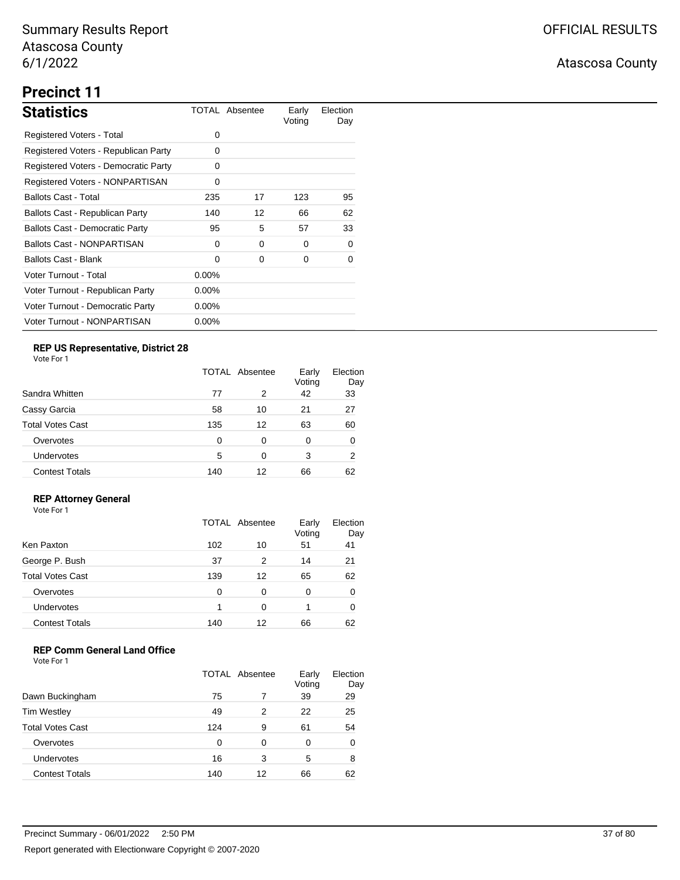Summary Results Report
Atascosa County
6/1/2022

OFFICIAL RESULTS

Atascosa County

# Precinct 11

## Statistics

| | TOTAL | Absentee | Early Voting | Election Day |
|---|---|---|---|---|
| Registered Voters - Total | 0 | | | |
| Registered Voters - Republican Party | 0 | | | |
| Registered Voters - Democratic Party | 0 | | | |
| Registered Voters - NONPARTISAN | 0 | | | |
| Ballots Cast - Total | 235 | 17 | 123 | 95 |
| Ballots Cast - Republican Party | 140 | 12 | 66 | 62 |
| Ballots Cast - Democratic Party | 95 | 5 | 57 | 33 |
| Ballots Cast - NONPARTISAN | 0 | 0 | 0 | 0 |
| Ballots Cast - Blank | 0 | 0 | 0 | 0 |
| Voter Turnout - Total | 0.00% | | | |
| Voter Turnout - Republican Party | 0.00% | | | |
| Voter Turnout - Democratic Party | 0.00% | | | |
| Voter Turnout - NONPARTISAN | 0.00% | | | |

### REP US Representative, District 28

Vote For 1

| | TOTAL | Absentee | Early Voting | Election Day |
|---|---|---|---|---|
| Sandra Whitten | 77 | 2 | 42 | 33 |
| Cassy Garcia | 58 | 10 | 21 | 27 |
| Total Votes Cast | 135 | 12 | 63 | 60 |
| Overvotes | 0 | 0 | 0 | 0 |
| Undervotes | 5 | 0 | 3 | 2 |
| Contest Totals | 140 | 12 | 66 | 62 |

### REP Attorney General

Vote For 1

| | TOTAL | Absentee | Early Voting | Election Day |
|---|---|---|---|---|
| Ken Paxton | 102 | 10 | 51 | 41 |
| George P. Bush | 37 | 2 | 14 | 21 |
| Total Votes Cast | 139 | 12 | 65 | 62 |
| Overvotes | 0 | 0 | 0 | 0 |
| Undervotes | 1 | 0 | 1 | 0 |
| Contest Totals | 140 | 12 | 66 | 62 |

### REP Comm General Land Office

Vote For 1

| | TOTAL | Absentee | Early Voting | Election Day |
|---|---|---|---|---|
| Dawn Buckingham | 75 | 7 | 39 | 29 |
| Tim Westley | 49 | 2 | 22 | 25 |
| Total Votes Cast | 124 | 9 | 61 | 54 |
| Overvotes | 0 | 0 | 0 | 0 |
| Undervotes | 16 | 3 | 5 | 8 |
| Contest Totals | 140 | 12 | 66 | 62 |

Precinct Summary - 06/01/2022 2:50 PM

Report generated with Electionware Copyright © 2007-2020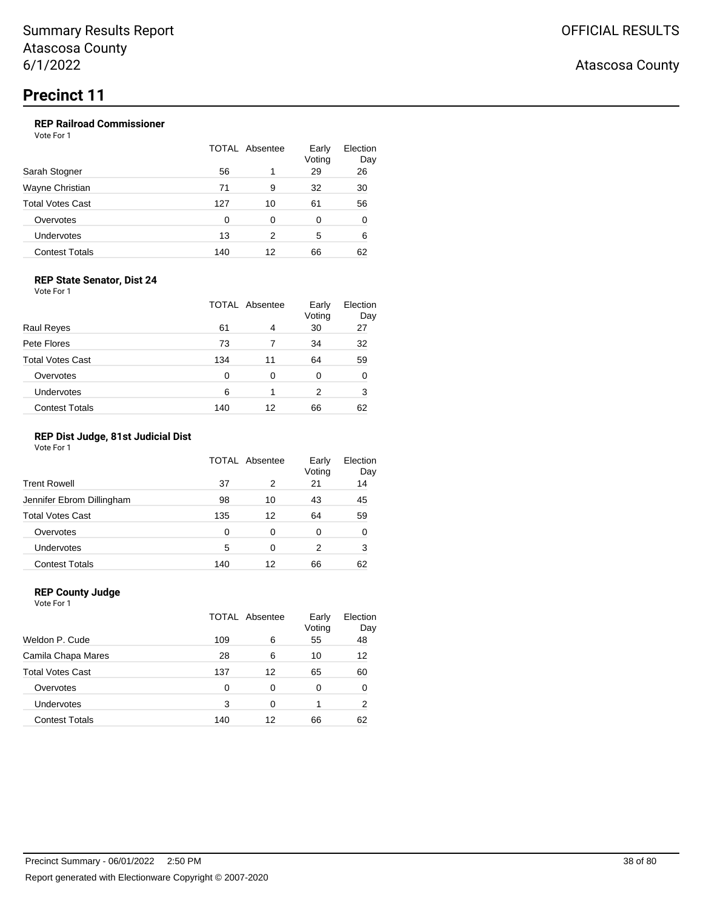Summary Results Report
Atascosa County
6/1/2022

OFFICIAL RESULTS

Atascosa County

# Precinct 11

### REP Railroad Commissioner

Vote For 1

| | TOTAL | Absentee | Early Voting | Election Day |
|---|---|---|---|---|
| Sarah Stogner | 56 | 1 | 29 | 26 |
| Wayne Christian | 71 | 9 | 32 | 30 |
| Total Votes Cast | 127 | 10 | 61 | 56 |
| Overvotes | 0 | 0 | 0 | 0 |
| Undervotes | 13 | 2 | 5 | 6 |
| Contest Totals | 140 | 12 | 66 | 62 |

### REP State Senator, Dist 24

Vote For 1

| | TOTAL | Absentee | Early Voting | Election Day |
|---|---|---|---|---|
| Raul Reyes | 61 | 4 | 30 | 27 |
| Pete Flores | 73 | 7 | 34 | 32 |
| Total Votes Cast | 134 | 11 | 64 | 59 |
| Overvotes | 0 | 0 | 0 | 0 |
| Undervotes | 6 | 1 | 2 | 3 |
| Contest Totals | 140 | 12 | 66 | 62 |

### REP Dist Judge, 81st Judicial Dist

Vote For 1

| | TOTAL | Absentee | Early Voting | Election Day |
|---|---|---|---|---|
| Trent Rowell | 37 | 2 | 21 | 14 |
| Jennifer Ebrom Dillingham | 98 | 10 | 43 | 45 |
| Total Votes Cast | 135 | 12 | 64 | 59 |
| Overvotes | 0 | 0 | 0 | 0 |
| Undervotes | 5 | 0 | 2 | 3 |
| Contest Totals | 140 | 12 | 66 | 62 |

### REP County Judge

Vote For 1

| | TOTAL | Absentee | Early Voting | Election Day |
|---|---|---|---|---|
| Weldon P. Cude | 109 | 6 | 55 | 48 |
| Camila Chapa Mares | 28 | 6 | 10 | 12 |
| Total Votes Cast | 137 | 12 | 65 | 60 |
| Overvotes | 0 | 0 | 0 | 0 |
| Undervotes | 3 | 0 | 1 | 2 |
| Contest Totals | 140 | 12 | 66 | 62 |

Precinct Summary - 06/01/2022 2:50 PM

Report generated with Electionware Copyright © 2007-2020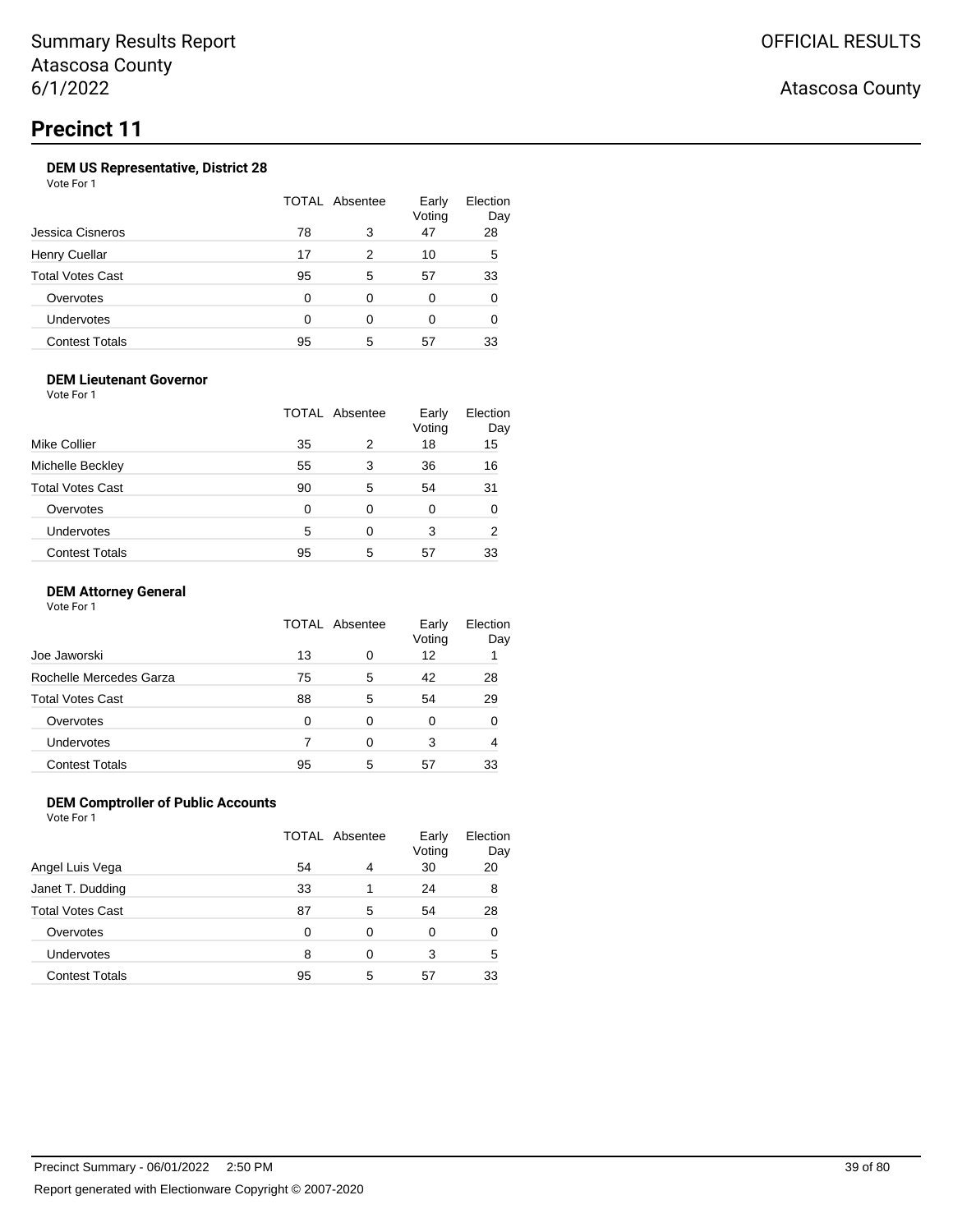# Summary Results Report
Atascosa County
6/1/2022

OFFICIAL RESULTS

Atascosa County

## Precinct 11

### DEM US Representative, District 28

Vote For 1

| | TOTAL | Absentee | Early Voting | Election Day |
|---|---|---|---|---|
| Jessica Cisneros | 78 | 3 | 47 | 28 |
| Henry Cuellar | 17 | 2 | 10 | 5 |
| Total Votes Cast | 95 | 5 | 57 | 33 |
| Overvotes | 0 | 0 | 0 | 0 |
| Undervotes | 0 | 0 | 0 | 0 |
| Contest Totals | 95 | 5 | 57 | 33 |

### DEM Lieutenant Governor

Vote For 1

| | TOTAL | Absentee | Early Voting | Election Day |
|---|---|---|---|---|
| Mike Collier | 35 | 2 | 18 | 15 |
| Michelle Beckley | 55 | 3 | 36 | 16 |
| Total Votes Cast | 90 | 5 | 54 | 31 |
| Overvotes | 0 | 0 | 0 | 0 |
| Undervotes | 5 | 0 | 3 | 2 |
| Contest Totals | 95 | 5 | 57 | 33 |

### DEM Attorney General

Vote For 1

| | TOTAL | Absentee | Early Voting | Election Day |
|---|---|---|---|---|
| Joe Jaworski | 13 | 0 | 12 | 1 |
| Rochelle Mercedes Garza | 75 | 5 | 42 | 28 |
| Total Votes Cast | 88 | 5 | 54 | 29 |
| Overvotes | 0 | 0 | 0 | 0 |
| Undervotes | 7 | 0 | 3 | 4 |
| Contest Totals | 95 | 5 | 57 | 33 |

### DEM Comptroller of Public Accounts

Vote For 1

| | TOTAL | Absentee | Early Voting | Election Day |
|---|---|---|---|---|
| Angel Luis Vega | 54 | 4 | 30 | 20 |
| Janet T. Dudding | 33 | 1 | 24 | 8 |
| Total Votes Cast | 87 | 5 | 54 | 28 |
| Overvotes | 0 | 0 | 0 | 0 |
| Undervotes | 8 | 0 | 3 | 5 |
| Contest Totals | 95 | 5 | 57 | 33 |

Precinct Summary - 06/01/2022 2:50 PM

Report generated with Electionware Copyright © 2007-2020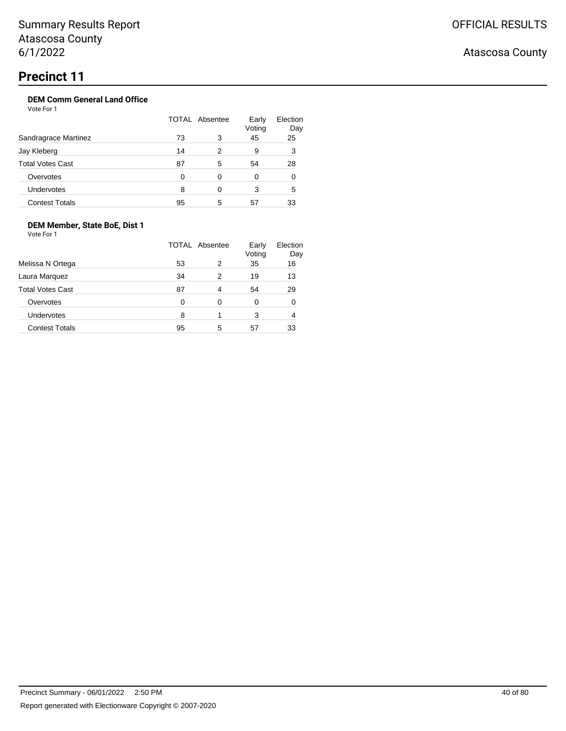# Precinct 11

### DEM Comm General Land Office

Vote For 1

| | TOTAL | Absentee | Early Voting | Election Day |
|---|---|---|---|---|
| Sandragrace Martinez | 73 | 3 | 45 | 25 |
| Jay Kleberg | 14 | 2 | 9 | 3 |
| Total Votes Cast | 87 | 5 | 54 | 28 |
| Overvotes | 0 | 0 | 0 | 0 |
| Undervotes | 8 | 0 | 3 | 5 |
| Contest Totals | 95 | 5 | 57 | 33 |

### DEM Member, State BoE, Dist 1

Vote For 1

| | TOTAL | Absentee | Early Voting | Election Day |
|---|---|---|---|---|
| Melissa N Ortega | 53 | 2 | 35 | 16 |
| Laura Marquez | 34 | 2 | 19 | 13 |
| Total Votes Cast | 87 | 4 | 54 | 29 |
| Overvotes | 0 | 0 | 0 | 0 |
| Undervotes | 8 | 1 | 3 | 4 |
| Contest Totals | 95 | 5 | 57 | 33 |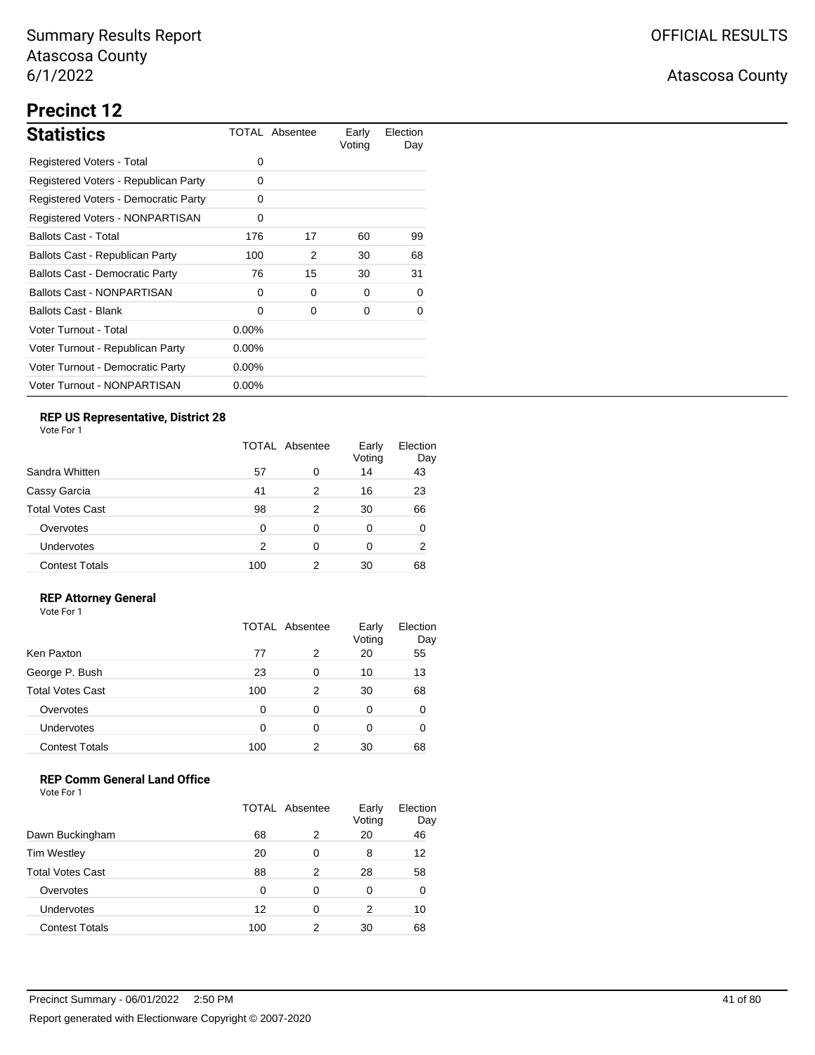# Summary Results Report
Atascosa County
6/1/2022

OFFICIAL RESULTS

Atascosa County

## Precinct 12

### Statistics

| Statistics | TOTAL | Absentee | Early Voting | Election Day |
|---|---|---|---|---|
| Registered Voters - Total | 0 | | | |
| Registered Voters - Republican Party | 0 | | | |
| Registered Voters - Democratic Party | 0 | | | |
| Registered Voters - NONPARTISAN | 0 | | | |
| Ballots Cast - Total | 176 | 17 | 60 | 99 |
| Ballots Cast - Republican Party | 100 | 2 | 30 | 68 |
| Ballots Cast - Democratic Party | 76 | 15 | 30 | 31 |
| Ballots Cast - NONPARTISAN | 0 | 0 | 0 | 0 |
| Ballots Cast - Blank | 0 | 0 | 0 | 0 |
| Voter Turnout - Total | 0.00% | | | |
| Voter Turnout - Republican Party | 0.00% | | | |
| Voter Turnout - Democratic Party | 0.00% | | | |
| Voter Turnout - NONPARTISAN | 0.00% | | | |

**REP US Representative, District 28**
Vote For 1

| | TOTAL | Absentee | Early Voting | Election Day |
|---|---|---|---|---|
| Sandra Whitten | 57 | 0 | 14 | 43 |
| Cassy Garcia | 41 | 2 | 16 | 23 |
| Total Votes Cast | 98 | 2 | 30 | 66 |
| Overvotes | 0 | 0 | 0 | 0 |
| Undervotes | 2 | 0 | 0 | 2 |
| Contest Totals | 100 | 2 | 30 | 68 |

**REP Attorney General**
Vote For 1

| | TOTAL | Absentee | Early Voting | Election Day |
|---|---|---|---|---|
| Ken Paxton | 77 | 2 | 20 | 55 |
| George P. Bush | 23 | 0 | 10 | 13 |
| Total Votes Cast | 100 | 2 | 30 | 68 |
| Overvotes | 0 | 0 | 0 | 0 |
| Undervotes | 0 | 0 | 0 | 0 |
| Contest Totals | 100 | 2 | 30 | 68 |

**REP Comm General Land Office**
Vote For 1

| | TOTAL | Absentee | Early Voting | Election Day |
|---|---|---|---|---|
| Dawn Buckingham | 68 | 2 | 20 | 46 |
| Tim Westley | 20 | 0 | 8 | 12 |
| Total Votes Cast | 88 | 2 | 28 | 58 |
| Overvotes | 0 | 0 | 0 | 0 |
| Undervotes | 12 | 0 | 2 | 10 |
| Contest Totals | 100 | 2 | 30 | 68 |

Precinct Summary - 06/01/2022 2:50 PM

Report generated with Electionware Copyright © 2007-2020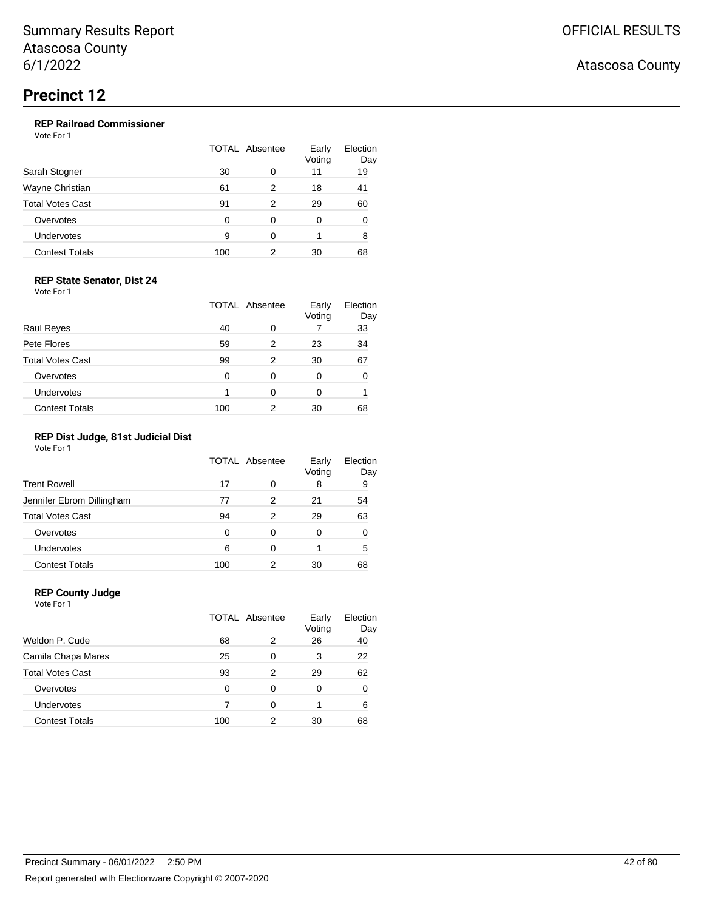Summary Results Report
Atascosa County
6/1/2022

OFFICIAL RESULTS

Atascosa County

# Precinct 12

### REP Railroad Commissioner

Vote For 1

| | TOTAL | Absentee | Early Voting | Election Day |
|---|---|---|---|---|
| Sarah Stogner | 30 | 0 | 11 | 19 |
| Wayne Christian | 61 | 2 | 18 | 41 |
| Total Votes Cast | 91 | 2 | 29 | 60 |
| Overvotes | 0 | 0 | 0 | 0 |
| Undervotes | 9 | 0 | 1 | 8 |
| Contest Totals | 100 | 2 | 30 | 68 |

### REP State Senator, Dist 24

Vote For 1

| | TOTAL | Absentee | Early Voting | Election Day |
|---|---|---|---|---|
| Raul Reyes | 40 | 0 | 7 | 33 |
| Pete Flores | 59 | 2 | 23 | 34 |
| Total Votes Cast | 99 | 2 | 30 | 67 |
| Overvotes | 0 | 0 | 0 | 0 |
| Undervotes | 1 | 0 | 0 | 1 |
| Contest Totals | 100 | 2 | 30 | 68 |

### REP Dist Judge, 81st Judicial Dist

Vote For 1

| | TOTAL | Absentee | Early Voting | Election Day |
|---|---|---|---|---|
| Trent Rowell | 17 | 0 | 8 | 9 |
| Jennifer Ebrom Dillingham | 77 | 2 | 21 | 54 |
| Total Votes Cast | 94 | 2 | 29 | 63 |
| Overvotes | 0 | 0 | 0 | 0 |
| Undervotes | 6 | 0 | 1 | 5 |
| Contest Totals | 100 | 2 | 30 | 68 |

### REP County Judge

Vote For 1

| | TOTAL | Absentee | Early Voting | Election Day |
|---|---|---|---|---|
| Weldon P. Cude | 68 | 2 | 26 | 40 |
| Camila Chapa Mares | 25 | 0 | 3 | 22 |
| Total Votes Cast | 93 | 2 | 29 | 62 |
| Overvotes | 0 | 0 | 0 | 0 |
| Undervotes | 7 | 0 | 1 | 6 |
| Contest Totals | 100 | 2 | 30 | 68 |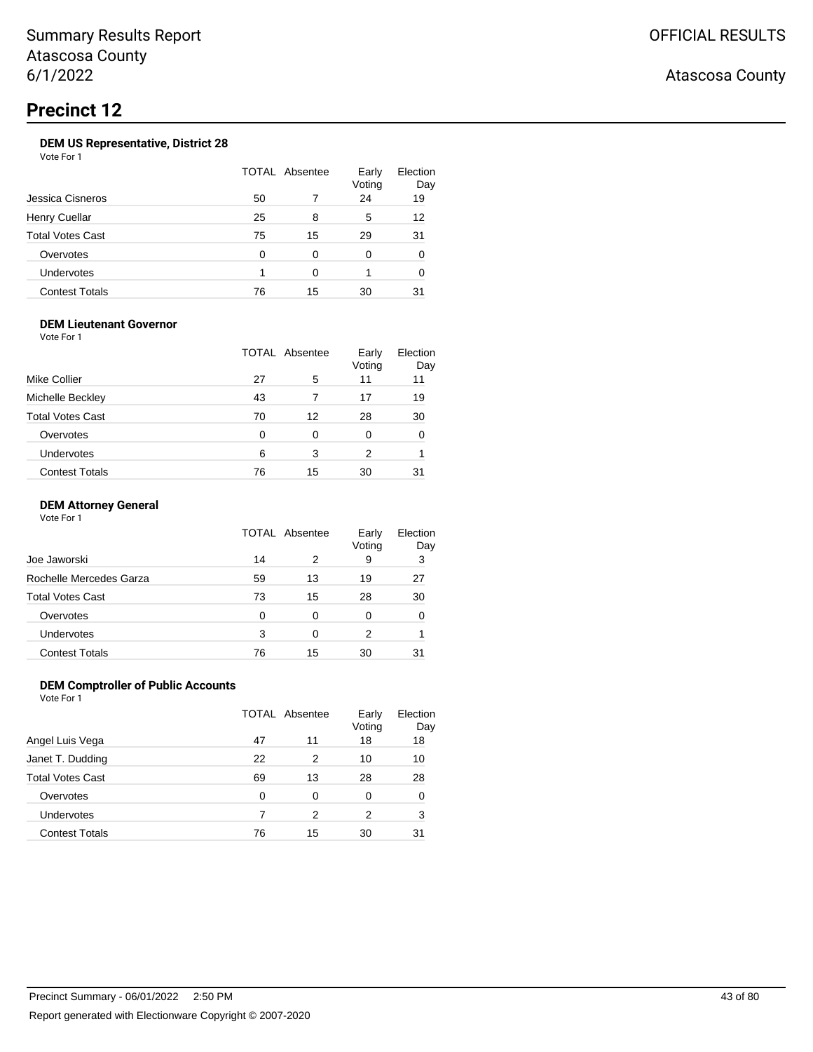# Precinct 12

### DEM US Representative, District 28

Vote For 1

| | TOTAL | Absentee | Early Voting | Election Day |
|---|---|---|---|---|
| Jessica Cisneros | 50 | 7 | 24 | 19 |
| Henry Cuellar | 25 | 8 | 5 | 12 |
| Total Votes Cast | 75 | 15 | 29 | 31 |
| Overvotes | 0 | 0 | 0 | 0 |
| Undervotes | 1 | 0 | 1 | 0 |
| Contest Totals | 76 | 15 | 30 | 31 |

### DEM Lieutenant Governor

Vote For 1

| | TOTAL | Absentee | Early Voting | Election Day |
|---|---|---|---|---|
| Mike Collier | 27 | 5 | 11 | 11 |
| Michelle Beckley | 43 | 7 | 17 | 19 |
| Total Votes Cast | 70 | 12 | 28 | 30 |
| Overvotes | 0 | 0 | 0 | 0 |
| Undervotes | 6 | 3 | 2 | 1 |
| Contest Totals | 76 | 15 | 30 | 31 |

### DEM Attorney General

Vote For 1

| | TOTAL | Absentee | Early Voting | Election Day |
|---|---|---|---|---|
| Joe Jaworski | 14 | 2 | 9 | 3 |
| Rochelle Mercedes Garza | 59 | 13 | 19 | 27 |
| Total Votes Cast | 73 | 15 | 28 | 30 |
| Overvotes | 0 | 0 | 0 | 0 |
| Undervotes | 3 | 0 | 2 | 1 |
| Contest Totals | 76 | 15 | 30 | 31 |

### DEM Comptroller of Public Accounts

Vote For 1

| | TOTAL | Absentee | Early Voting | Election Day |
|---|---|---|---|---|
| Angel Luis Vega | 47 | 11 | 18 | 18 |
| Janet T. Dudding | 22 | 2 | 10 | 10 |
| Total Votes Cast | 69 | 13 | 28 | 28 |
| Overvotes | 0 | 0 | 0 | 0 |
| Undervotes | 7 | 2 | 2 | 3 |
| Contest Totals | 76 | 15 | 30 | 31 |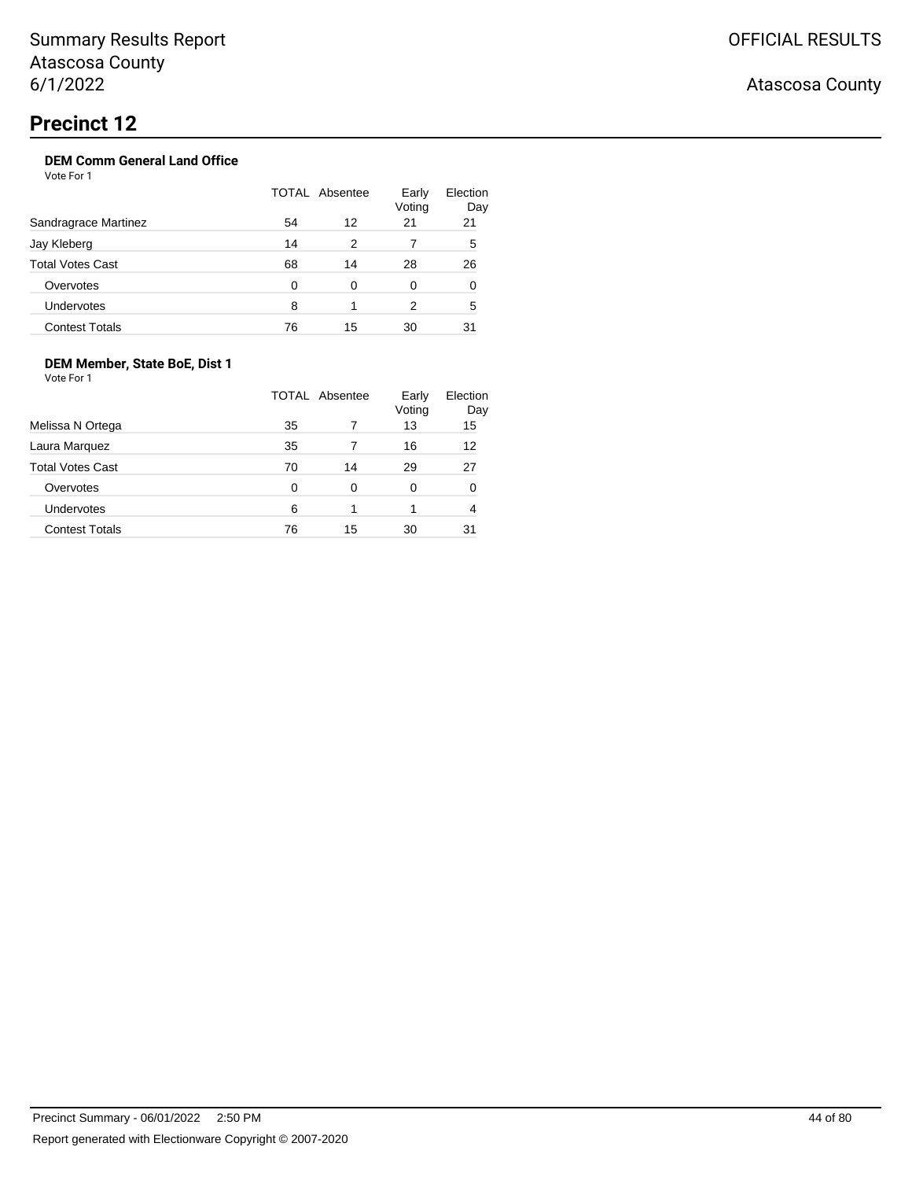# Precinct 12

### DEM Comm General Land Office

Vote For 1

| | TOTAL | Absentee | Early Voting | Election Day |
|---|---|---|---|---|
| Sandragrace Martinez | 54 | 12 | 21 | 21 |
| Jay Kleberg | 14 | 2 | 7 | 5 |
| Total Votes Cast | 68 | 14 | 28 | 26 |
| Overvotes | 0 | 0 | 0 | 0 |
| Undervotes | 8 | 1 | 2 | 5 |
| Contest Totals | 76 | 15 | 30 | 31 |

### DEM Member, State BoE, Dist 1

Vote For 1

| | TOTAL | Absentee | Early Voting | Election Day |
|---|---|---|---|---|
| Melissa N Ortega | 35 | 7 | 13 | 15 |
| Laura Marquez | 35 | 7 | 16 | 12 |
| Total Votes Cast | 70 | 14 | 29 | 27 |
| Overvotes | 0 | 0 | 0 | 0 |
| Undervotes | 6 | 1 | 1 | 4 |
| Contest Totals | 76 | 15 | 30 | 31 |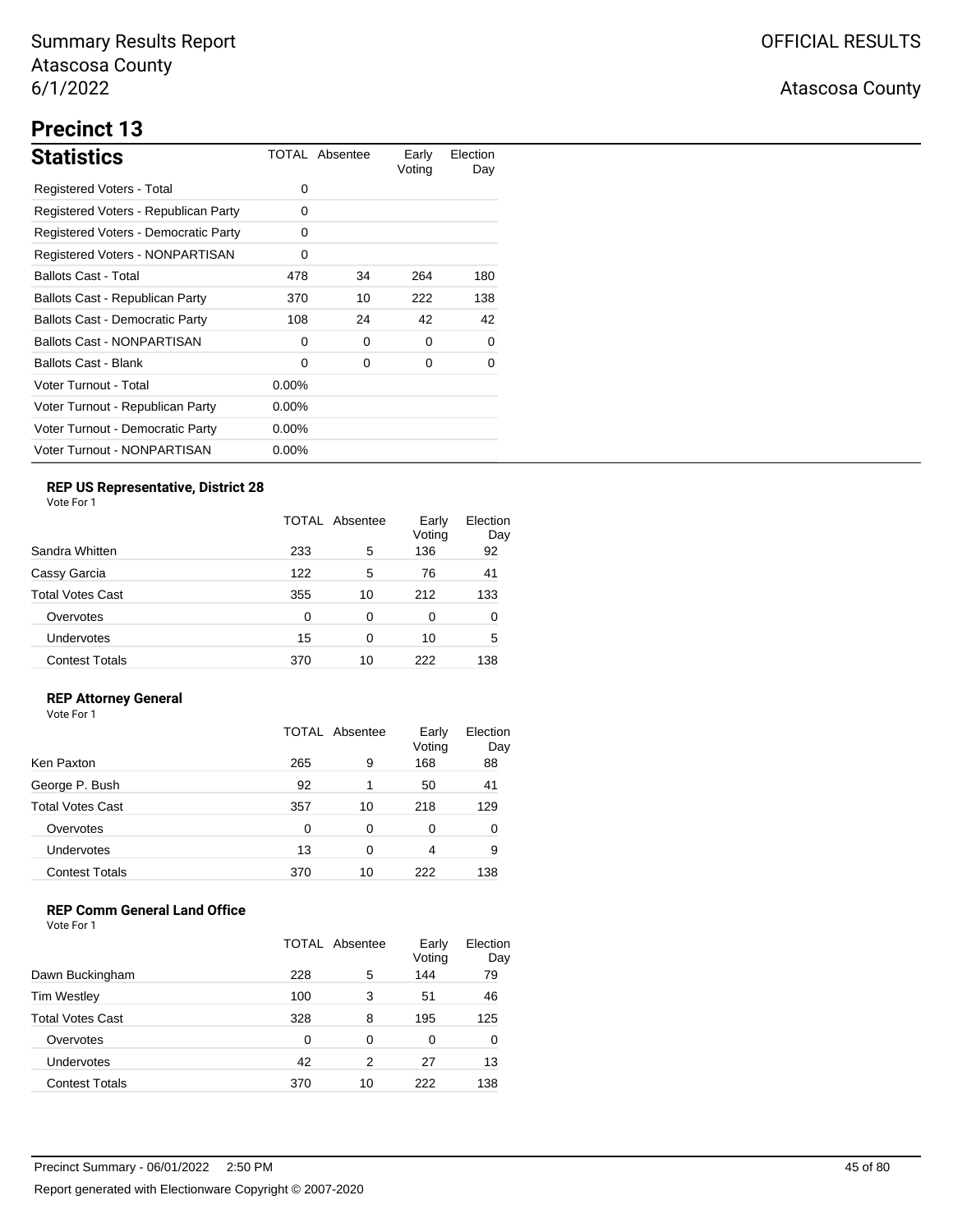# Summary Results Report
Atascosa County
6/1/2022

OFFICIAL RESULTS

Atascosa County

## Precinct 13

### Statistics

| Statistics | TOTAL | Absentee | Early Voting | Election Day |
|---|---|---|---|---|
| Registered Voters - Total | 0 | | | |
| Registered Voters - Republican Party | 0 | | | |
| Registered Voters - Democratic Party | 0 | | | |
| Registered Voters - NONPARTISAN | 0 | | | |
| Ballots Cast - Total | 478 | 34 | 264 | 180 |
| Ballots Cast - Republican Party | 370 | 10 | 222 | 138 |
| Ballots Cast - Democratic Party | 108 | 24 | 42 | 42 |
| Ballots Cast - NONPARTISAN | 0 | 0 | 0 | 0 |
| Ballots Cast - Blank | 0 | 0 | 0 | 0 |
| Voter Turnout - Total | 0.00% | | | |
| Voter Turnout - Republican Party | 0.00% | | | |
| Voter Turnout - Democratic Party | 0.00% | | | |
| Voter Turnout - NONPARTISAN | 0.00% | | | |

#### REP US Representative, District 28

Vote For 1

| | TOTAL | Absentee | Early Voting | Election Day |
|---|---|---|---|---|
| Sandra Whitten | 233 | 5 | 136 | 92 |
| Cassy Garcia | 122 | 5 | 76 | 41 |
| Total Votes Cast | 355 | 10 | 212 | 133 |
| Overvotes | 0 | 0 | 0 | 0 |
| Undervotes | 15 | 0 | 10 | 5 |
| Contest Totals | 370 | 10 | 222 | 138 |

#### REP Attorney General

Vote For 1

| | TOTAL | Absentee | Early Voting | Election Day |
|---|---|---|---|---|
| Ken Paxton | 265 | 9 | 168 | 88 |
| George P. Bush | 92 | 1 | 50 | 41 |
| Total Votes Cast | 357 | 10 | 218 | 129 |
| Overvotes | 0 | 0 | 0 | 0 |
| Undervotes | 13 | 0 | 4 | 9 |
| Contest Totals | 370 | 10 | 222 | 138 |

#### REP Comm General Land Office

Vote For 1

| | TOTAL | Absentee | Early Voting | Election Day |
|---|---|---|---|---|
| Dawn Buckingham | 228 | 5 | 144 | 79 |
| Tim Westley | 100 | 3 | 51 | 46 |
| Total Votes Cast | 328 | 8 | 195 | 125 |
| Overvotes | 0 | 0 | 0 | 0 |
| Undervotes | 42 | 2 | 27 | 13 |
| Contest Totals | 370 | 10 | 222 | 138 |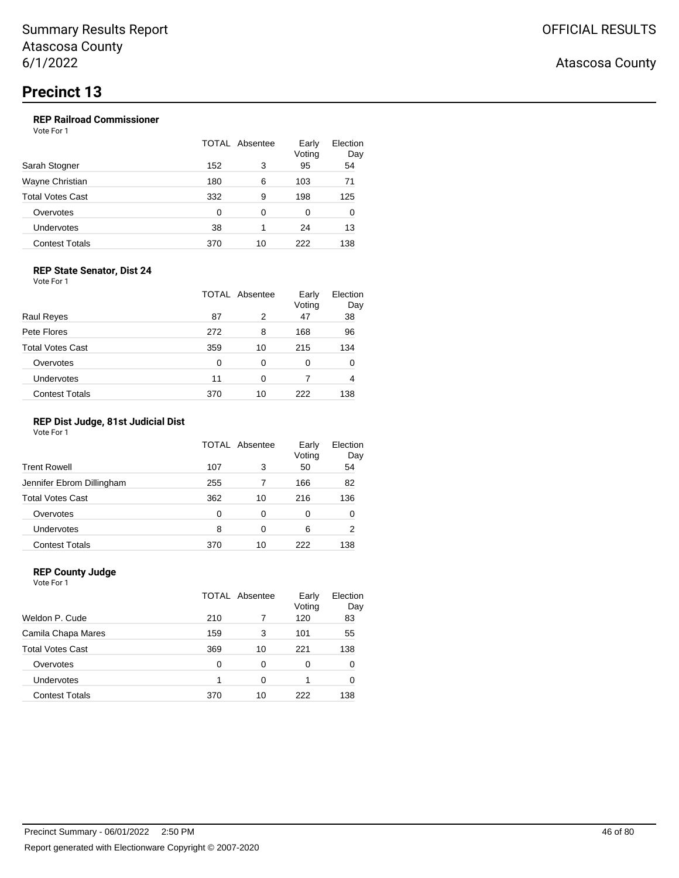# Precinct 13

### REP Railroad Commissioner

Vote For 1

| | TOTAL | Absentee | Early Voting | Election Day |
|---|---|---|---|---|
| Sarah Stogner | 152 | 3 | 95 | 54 |
| Wayne Christian | 180 | 6 | 103 | 71 |
| Total Votes Cast | 332 | 9 | 198 | 125 |
| Overvotes | 0 | 0 | 0 | 0 |
| Undervotes | 38 | 1 | 24 | 13 |
| Contest Totals | 370 | 10 | 222 | 138 |

### REP State Senator, Dist 24

Vote For 1

| | TOTAL | Absentee | Early Voting | Election Day |
|---|---|---|---|---|
| Raul Reyes | 87 | 2 | 47 | 38 |
| Pete Flores | 272 | 8 | 168 | 96 |
| Total Votes Cast | 359 | 10 | 215 | 134 |
| Overvotes | 0 | 0 | 0 | 0 |
| Undervotes | 11 | 0 | 7 | 4 |
| Contest Totals | 370 | 10 | 222 | 138 |

### REP Dist Judge, 81st Judicial Dist

Vote For 1

| | TOTAL | Absentee | Early Voting | Election Day |
|---|---|---|---|---|
| Trent Rowell | 107 | 3 | 50 | 54 |
| Jennifer Ebrom Dillingham | 255 | 7 | 166 | 82 |
| Total Votes Cast | 362 | 10 | 216 | 136 |
| Overvotes | 0 | 0 | 0 | 0 |
| Undervotes | 8 | 0 | 6 | 2 |
| Contest Totals | 370 | 10 | 222 | 138 |

### REP County Judge

Vote For 1

| | TOTAL | Absentee | Early Voting | Election Day |
|---|---|---|---|---|
| Weldon P. Cude | 210 | 7 | 120 | 83 |
| Camila Chapa Mares | 159 | 3 | 101 | 55 |
| Total Votes Cast | 369 | 10 | 221 | 138 |
| Overvotes | 0 | 0 | 0 | 0 |
| Undervotes | 1 | 0 | 1 | 0 |
| Contest Totals | 370 | 10 | 222 | 138 |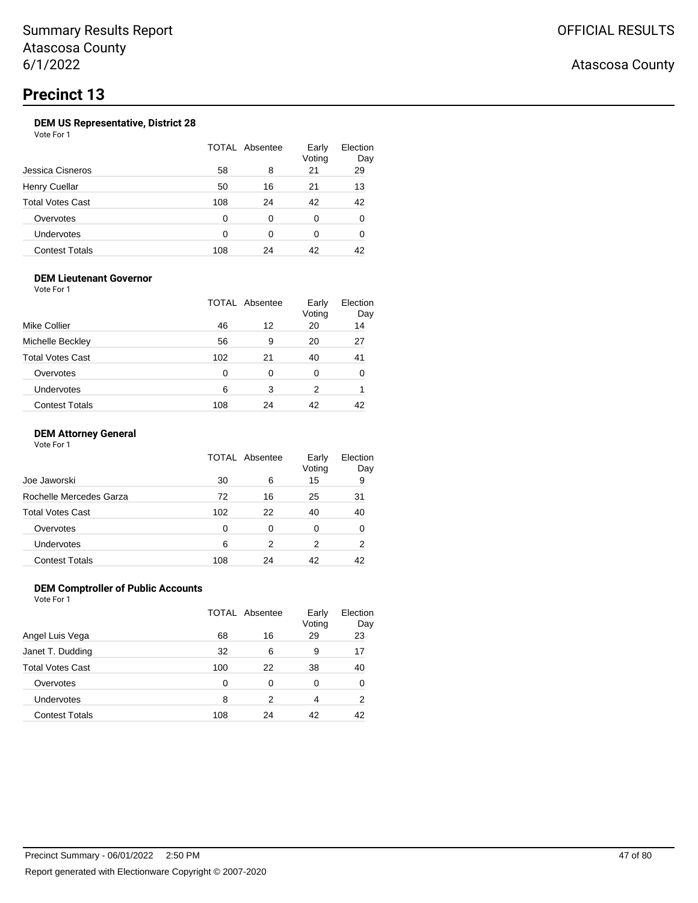Summary Results Report
Atascosa County
6/1/2022

OFFICIAL RESULTS

Atascosa County

# Precinct 13

### DEM US Representative, District 28

Vote For 1

| | TOTAL | Absentee | Early Voting | Election Day |
|---|---|---|---|---|
| Jessica Cisneros | 58 | 8 | 21 | 29 |
| Henry Cuellar | 50 | 16 | 21 | 13 |
| Total Votes Cast | 108 | 24 | 42 | 42 |
| Overvotes | 0 | 0 | 0 | 0 |
| Undervotes | 0 | 0 | 0 | 0 |
| Contest Totals | 108 | 24 | 42 | 42 |

### DEM Lieutenant Governor

Vote For 1

| | TOTAL | Absentee | Early Voting | Election Day |
|---|---|---|---|---|
| Mike Collier | 46 | 12 | 20 | 14 |
| Michelle Beckley | 56 | 9 | 20 | 27 |
| Total Votes Cast | 102 | 21 | 40 | 41 |
| Overvotes | 0 | 0 | 0 | 0 |
| Undervotes | 6 | 3 | 2 | 1 |
| Contest Totals | 108 | 24 | 42 | 42 |

### DEM Attorney General

Vote For 1

| | TOTAL | Absentee | Early Voting | Election Day |
|---|---|---|---|---|
| Joe Jaworski | 30 | 6 | 15 | 9 |
| Rochelle Mercedes Garza | 72 | 16 | 25 | 31 |
| Total Votes Cast | 102 | 22 | 40 | 40 |
| Overvotes | 0 | 0 | 0 | 0 |
| Undervotes | 6 | 2 | 2 | 2 |
| Contest Totals | 108 | 24 | 42 | 42 |

### DEM Comptroller of Public Accounts

Vote For 1

| | TOTAL | Absentee | Early Voting | Election Day |
|---|---|---|---|---|
| Angel Luis Vega | 68 | 16 | 29 | 23 |
| Janet T. Dudding | 32 | 6 | 9 | 17 |
| Total Votes Cast | 100 | 22 | 38 | 40 |
| Overvotes | 0 | 0 | 0 | 0 |
| Undervotes | 8 | 2 | 4 | 2 |
| Contest Totals | 108 | 24 | 42 | 42 |

Precinct Summary - 06/01/2022 2:50 PM

Report generated with Electionware Copyright © 2007-2020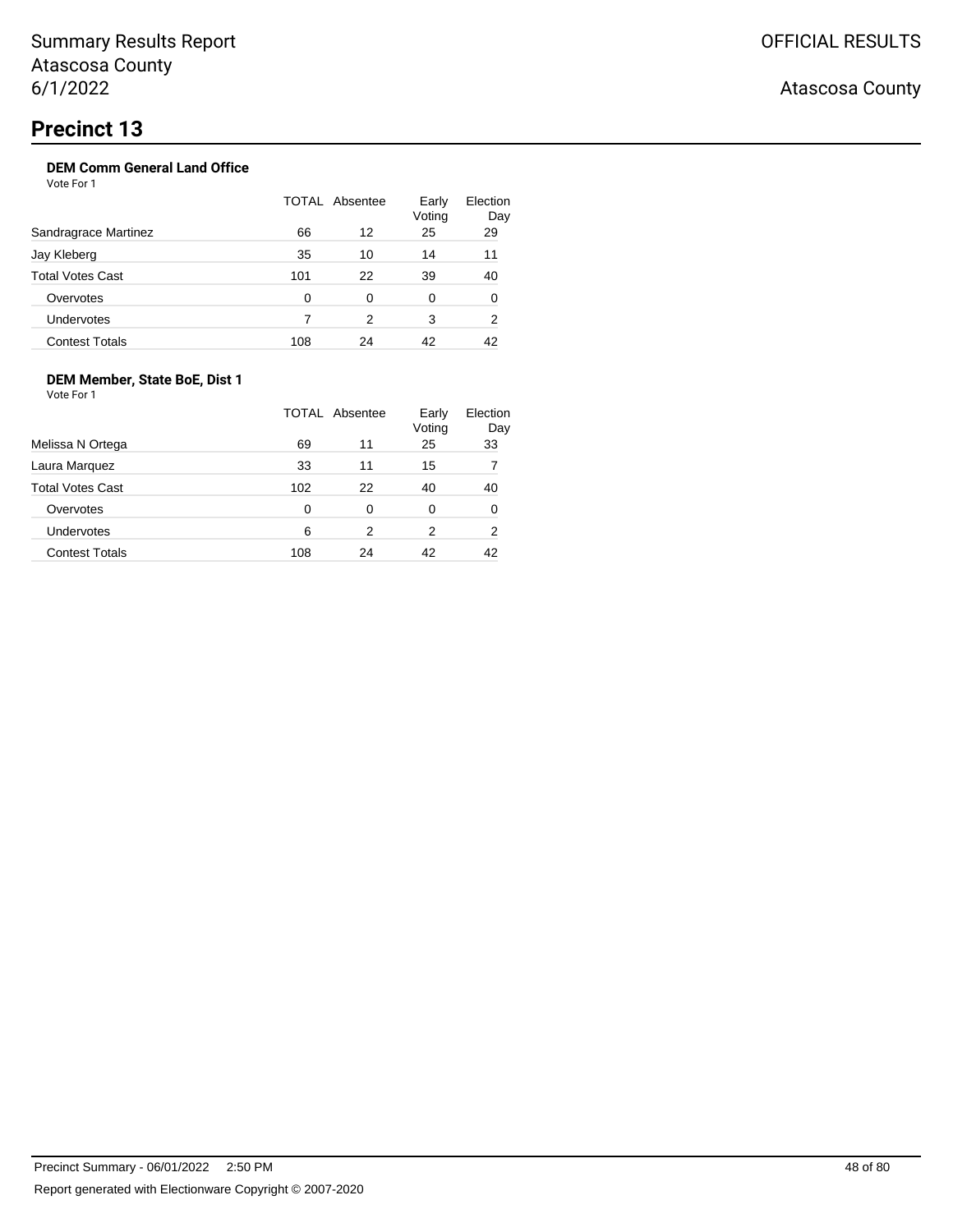# Precinct 13

### DEM Comm General Land Office

Vote For 1

| | TOTAL | Absentee | Early Voting | Election Day |
|---|---|---|---|---|
| Sandragrace Martinez | 66 | 12 | 25 | 29 |
| Jay Kleberg | 35 | 10 | 14 | 11 |
| Total Votes Cast | 101 | 22 | 39 | 40 |
| Overvotes | 0 | 0 | 0 | 0 |
| Undervotes | 7 | 2 | 3 | 2 |
| Contest Totals | 108 | 24 | 42 | 42 |

### DEM Member, State BoE, Dist 1

Vote For 1

| | TOTAL | Absentee | Early Voting | Election Day |
|---|---|---|---|---|
| Melissa N Ortega | 69 | 11 | 25 | 33 |
| Laura Marquez | 33 | 11 | 15 | 7 |
| Total Votes Cast | 102 | 22 | 40 | 40 |
| Overvotes | 0 | 0 | 0 | 0 |
| Undervotes | 6 | 2 | 2 | 2 |
| Contest Totals | 108 | 24 | 42 | 42 |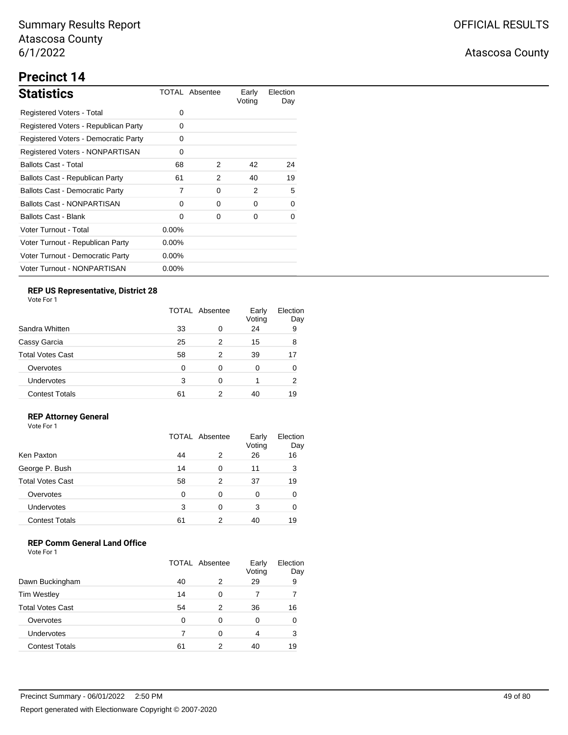# Precinct 14

## Statistics

| Statistics | TOTAL | Absentee | Early Voting | Election Day |
|---|---|---|---|---|
| Registered Voters - Total | 0 | | | |
| Registered Voters - Republican Party | 0 | | | |
| Registered Voters - Democratic Party | 0 | | | |
| Registered Voters - NONPARTISAN | 0 | | | |
| Ballots Cast - Total | 68 | 2 | 42 | 24 |
| Ballots Cast - Republican Party | 61 | 2 | 40 | 19 |
| Ballots Cast - Democratic Party | 7 | 0 | 2 | 5 |
| Ballots Cast - NONPARTISAN | 0 | 0 | 0 | 0 |
| Ballots Cast - Blank | 0 | 0 | 0 | 0 |
| Voter Turnout - Total | 0.00% | | | |
| Voter Turnout - Republican Party | 0.00% | | | |
| Voter Turnout - Democratic Party | 0.00% | | | |
| Voter Turnout - NONPARTISAN | 0.00% | | | |

### REP US Representative, District 28

Vote For 1

| | TOTAL | Absentee | Early Voting | Election Day |
|---|---|---|---|---|
| Sandra Whitten | 33 | 0 | 24 | 9 |
| Cassy Garcia | 25 | 2 | 15 | 8 |
| Total Votes Cast | 58 | 2 | 39 | 17 |
| Overvotes | 0 | 0 | 0 | 0 |
| Undervotes | 3 | 0 | 1 | 2 |
| Contest Totals | 61 | 2 | 40 | 19 |

### REP Attorney General

Vote For 1

| | TOTAL | Absentee | Early Voting | Election Day |
|---|---|---|---|---|
| Ken Paxton | 44 | 2 | 26 | 16 |
| George P. Bush | 14 | 0 | 11 | 3 |
| Total Votes Cast | 58 | 2 | 37 | 19 |
| Overvotes | 0 | 0 | 0 | 0 |
| Undervotes | 3 | 0 | 3 | 0 |
| Contest Totals | 61 | 2 | 40 | 19 |

### REP Comm General Land Office

Vote For 1

| | TOTAL | Absentee | Early Voting | Election Day |
|---|---|---|---|---|
| Dawn Buckingham | 40 | 2 | 29 | 9 |
| Tim Westley | 14 | 0 | 7 | 7 |
| Total Votes Cast | 54 | 2 | 36 | 16 |
| Overvotes | 0 | 0 | 0 | 0 |
| Undervotes | 7 | 0 | 4 | 3 |
| Contest Totals | 61 | 2 | 40 | 19 |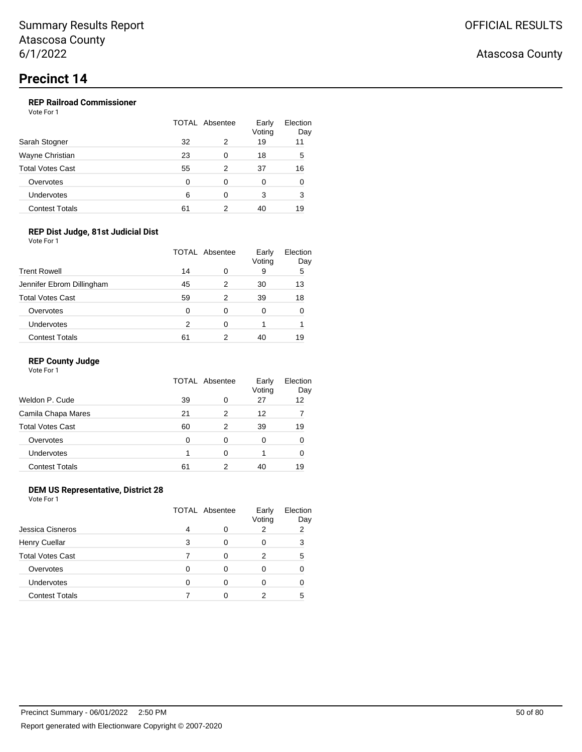# Precinct 14

### REP Railroad Commissioner

Vote For 1

| | TOTAL | Absentee | Early Voting | Election Day |
|---|---|---|---|---|
| Sarah Stogner | 32 | 2 | 19 | 11 |
| Wayne Christian | 23 | 0 | 18 | 5 |
| Total Votes Cast | 55 | 2 | 37 | 16 |
| Overvotes | 0 | 0 | 0 | 0 |
| Undervotes | 6 | 0 | 3 | 3 |
| Contest Totals | 61 | 2 | 40 | 19 |

### REP Dist Judge, 81st Judicial Dist

Vote For 1

| | TOTAL | Absentee | Early Voting | Election Day |
|---|---|---|---|---|
| Trent Rowell | 14 | 0 | 9 | 5 |
| Jennifer Ebrom Dillingham | 45 | 2 | 30 | 13 |
| Total Votes Cast | 59 | 2 | 39 | 18 |
| Overvotes | 0 | 0 | 0 | 0 |
| Undervotes | 2 | 0 | 1 | 1 |
| Contest Totals | 61 | 2 | 40 | 19 |

### REP County Judge

Vote For 1

| | TOTAL | Absentee | Early Voting | Election Day |
|---|---|---|---|---|
| Weldon P. Cude | 39 | 0 | 27 | 12 |
| Camila Chapa Mares | 21 | 2 | 12 | 7 |
| Total Votes Cast | 60 | 2 | 39 | 19 |
| Overvotes | 0 | 0 | 0 | 0 |
| Undervotes | 1 | 0 | 1 | 0 |
| Contest Totals | 61 | 2 | 40 | 19 |

### DEM US Representative, District 28

Vote For 1

| | TOTAL | Absentee | Early Voting | Election Day |
|---|---|---|---|---|
| Jessica Cisneros | 4 | 0 | 2 | 2 |
| Henry Cuellar | 3 | 0 | 0 | 3 |
| Total Votes Cast | 7 | 0 | 2 | 5 |
| Overvotes | 0 | 0 | 0 | 0 |
| Undervotes | 0 | 0 | 0 | 0 |
| Contest Totals | 7 | 0 | 2 | 5 |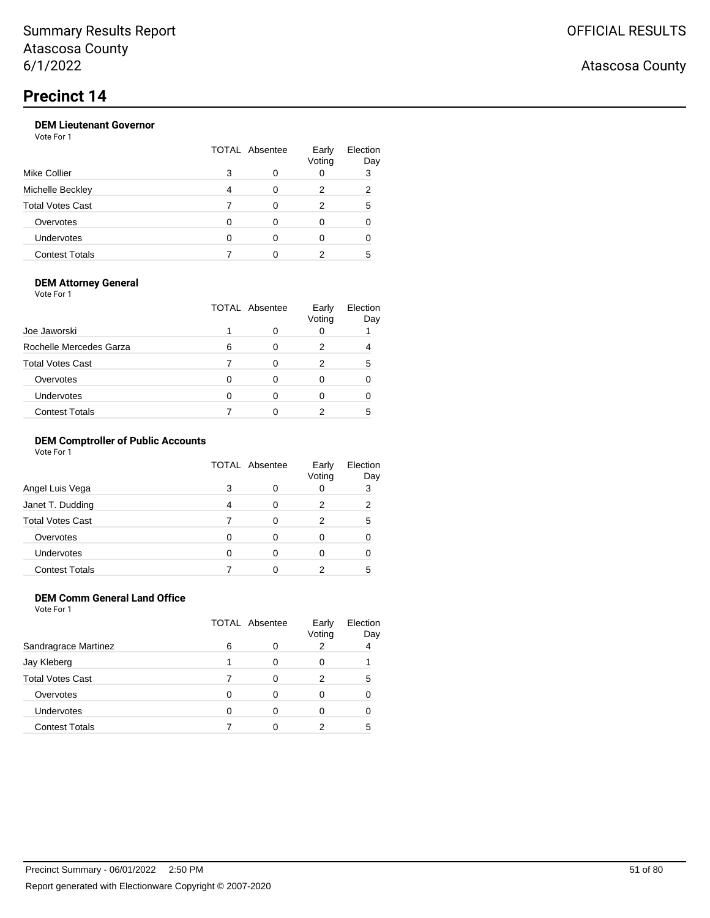Summary Results Report
Atascosa County
6/1/2022

OFFICIAL RESULTS

Atascosa County

# Precinct 14

### DEM Lieutenant Governor

Vote For 1

| | TOTAL | Absentee | Early Voting | Election Day |
|---|---|---|---|---|
| Mike Collier | 3 | 0 | 0 | 3 |
| Michelle Beckley | 4 | 0 | 2 | 2 |
| Total Votes Cast | 7 | 0 | 2 | 5 |
| Overvotes | 0 | 0 | 0 | 0 |
| Undervotes | 0 | 0 | 0 | 0 |
| Contest Totals | 7 | 0 | 2 | 5 |

### DEM Attorney General

Vote For 1

| | TOTAL | Absentee | Early Voting | Election Day |
|---|---|---|---|---|
| Joe Jaworski | 1 | 0 | 0 | 1 |
| Rochelle Mercedes Garza | 6 | 0 | 2 | 4 |
| Total Votes Cast | 7 | 0 | 2 | 5 |
| Overvotes | 0 | 0 | 0 | 0 |
| Undervotes | 0 | 0 | 0 | 0 |
| Contest Totals | 7 | 0 | 2 | 5 |

### DEM Comptroller of Public Accounts

Vote For 1

| | TOTAL | Absentee | Early Voting | Election Day |
|---|---|---|---|---|
| Angel Luis Vega | 3 | 0 | 0 | 3 |
| Janet T. Dudding | 4 | 0 | 2 | 2 |
| Total Votes Cast | 7 | 0 | 2 | 5 |
| Overvotes | 0 | 0 | 0 | 0 |
| Undervotes | 0 | 0 | 0 | 0 |
| Contest Totals | 7 | 0 | 2 | 5 |

### DEM Comm General Land Office

Vote For 1

| | TOTAL | Absentee | Early Voting | Election Day |
|---|---|---|---|---|
| Sandragrace Martinez | 6 | 0 | 2 | 4 |
| Jay Kleberg | 1 | 0 | 0 | 1 |
| Total Votes Cast | 7 | 0 | 2 | 5 |
| Overvotes | 0 | 0 | 0 | 0 |
| Undervotes | 0 | 0 | 0 | 0 |
| Contest Totals | 7 | 0 | 2 | 5 |

Precinct Summary - 06/01/2022 2:50 PM

Report generated with Electionware Copyright © 2007-2020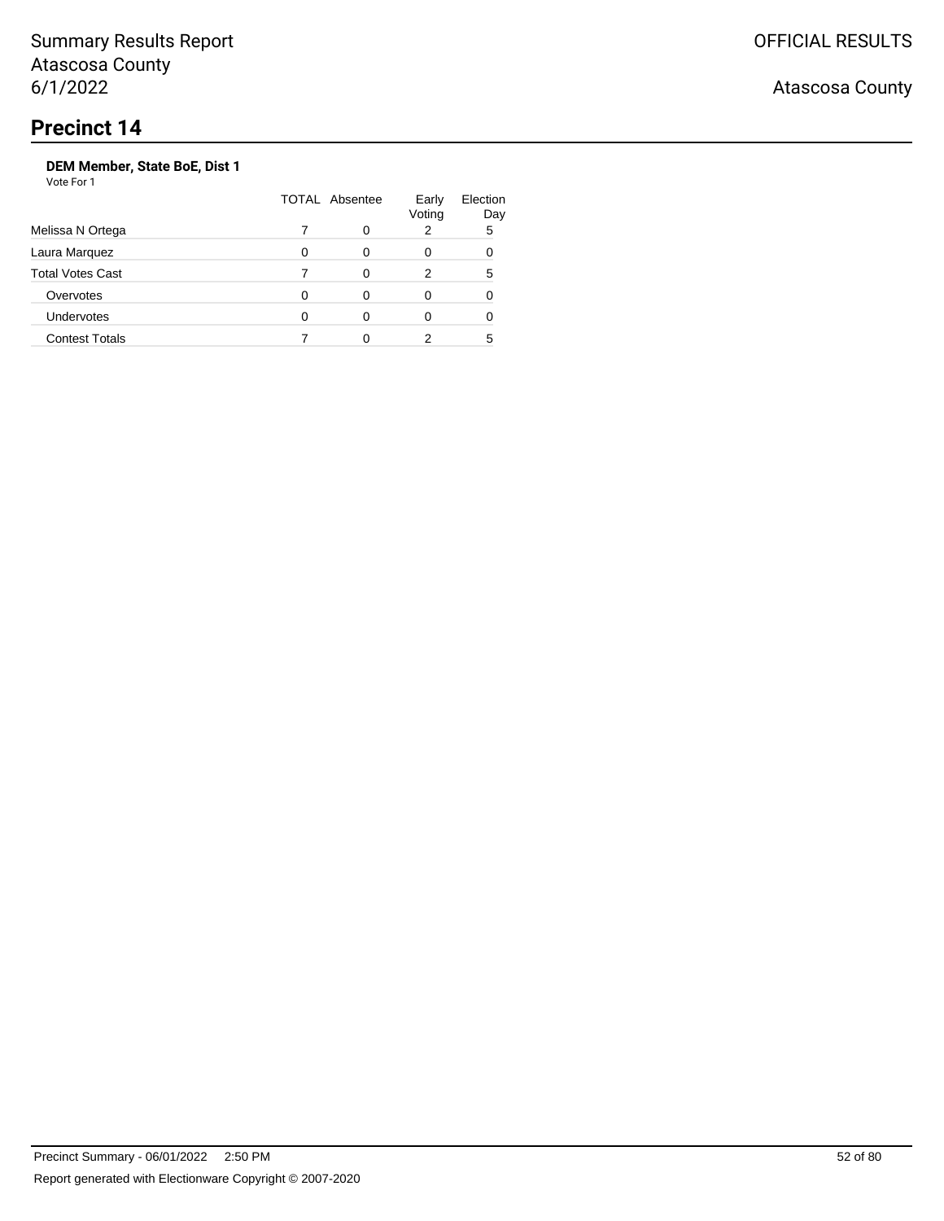# Precinct 14

### DEM Member, State BoE, Dist 1

Vote For 1

| | TOTAL | Absentee | Early Voting | Election Day |
|---|---|---|---|---|
| Melissa N Ortega | 7 | 0 | 2 | 5 |
| Laura Marquez | 0 | 0 | 0 | 0 |
| Total Votes Cast | 7 | 0 | 2 | 5 |
| Overvotes | 0 | 0 | 0 | 0 |
| Undervotes | 0 | 0 | 0 | 0 |
| Contest Totals | 7 | 0 | 2 | 5 |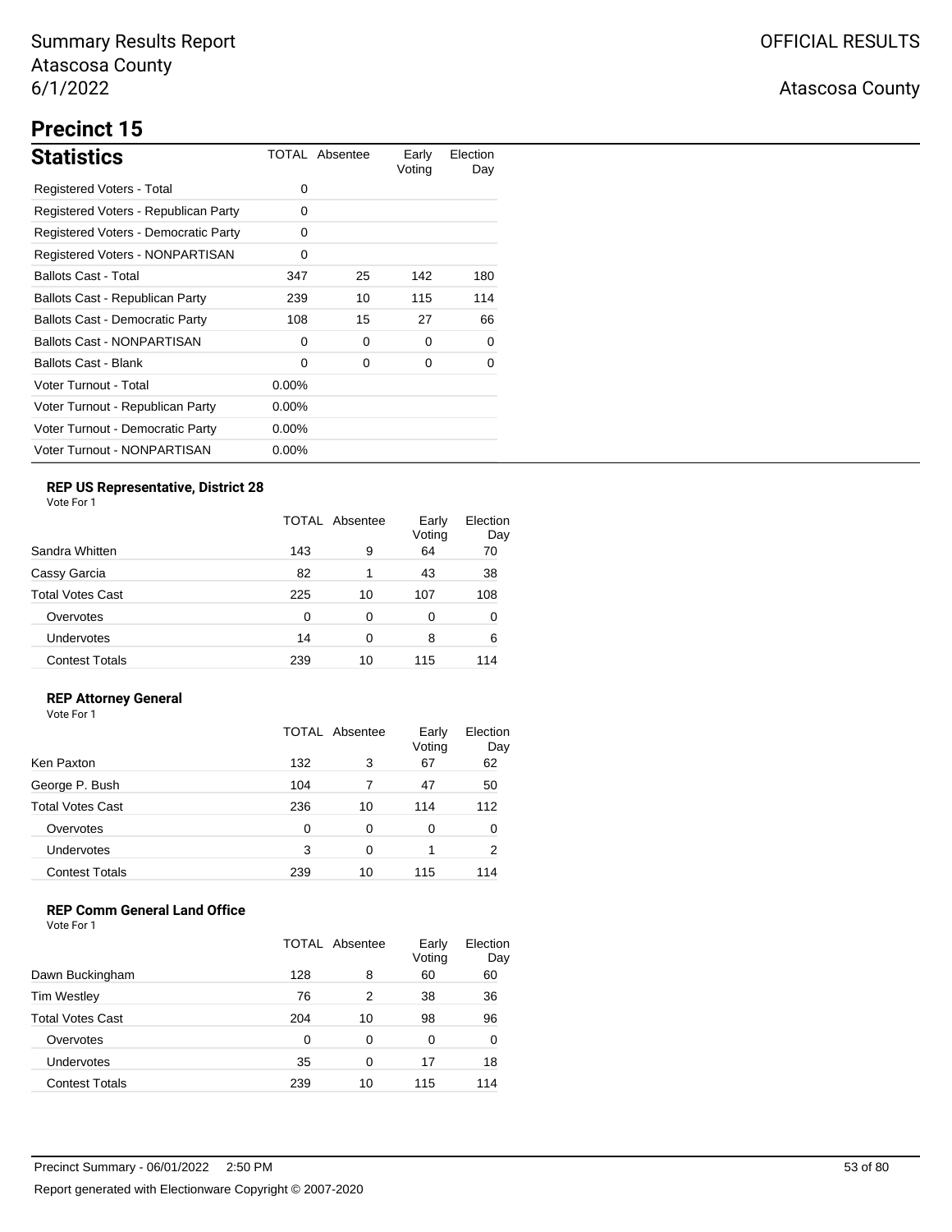# Summary Results Report
Atascosa County
6/1/2022

OFFICIAL RESULTS

Atascosa County

## Precinct 15

### Statistics

| Statistics | TOTAL | Absentee | Early Voting | Election Day |
|---|---|---|---|---|
| Registered Voters - Total | 0 | | | |
| Registered Voters - Republican Party | 0 | | | |
| Registered Voters - Democratic Party | 0 | | | |
| Registered Voters - NONPARTISAN | 0 | | | |
| Ballots Cast - Total | 347 | 25 | 142 | 180 |
| Ballots Cast - Republican Party | 239 | 10 | 115 | 114 |
| Ballots Cast - Democratic Party | 108 | 15 | 27 | 66 |
| Ballots Cast - NONPARTISAN | 0 | 0 | 0 | 0 |
| Ballots Cast - Blank | 0 | 0 | 0 | 0 |
| Voter Turnout - Total | 0.00% | | | |
| Voter Turnout - Republican Party | 0.00% | | | |
| Voter Turnout - Democratic Party | 0.00% | | | |
| Voter Turnout - NONPARTISAN | 0.00% | | | |

### REP US Representative, District 28

Vote For 1

| | TOTAL | Absentee | Early Voting | Election Day |
|---|---|---|---|---|
| Sandra Whitten | 143 | 9 | 64 | 70 |
| Cassy Garcia | 82 | 1 | 43 | 38 |
| Total Votes Cast | 225 | 10 | 107 | 108 |
| Overvotes | 0 | 0 | 0 | 0 |
| Undervotes | 14 | 0 | 8 | 6 |
| Contest Totals | 239 | 10 | 115 | 114 |

### REP Attorney General

Vote For 1

| | TOTAL | Absentee | Early Voting | Election Day |
|---|---|---|---|---|
| Ken Paxton | 132 | 3 | 67 | 62 |
| George P. Bush | 104 | 7 | 47 | 50 |
| Total Votes Cast | 236 | 10 | 114 | 112 |
| Overvotes | 0 | 0 | 0 | 0 |
| Undervotes | 3 | 0 | 1 | 2 |
| Contest Totals | 239 | 10 | 115 | 114 |

### REP Comm General Land Office

Vote For 1

| | TOTAL | Absentee | Early Voting | Election Day |
|---|---|---|---|---|
| Dawn Buckingham | 128 | 8 | 60 | 60 |
| Tim Westley | 76 | 2 | 38 | 36 |
| Total Votes Cast | 204 | 10 | 98 | 96 |
| Overvotes | 0 | 0 | 0 | 0 |
| Undervotes | 35 | 0 | 17 | 18 |
| Contest Totals | 239 | 10 | 115 | 114 |

Precinct Summary - 06/01/2022 2:50 PM

Report generated with Electionware Copyright © 2007-2020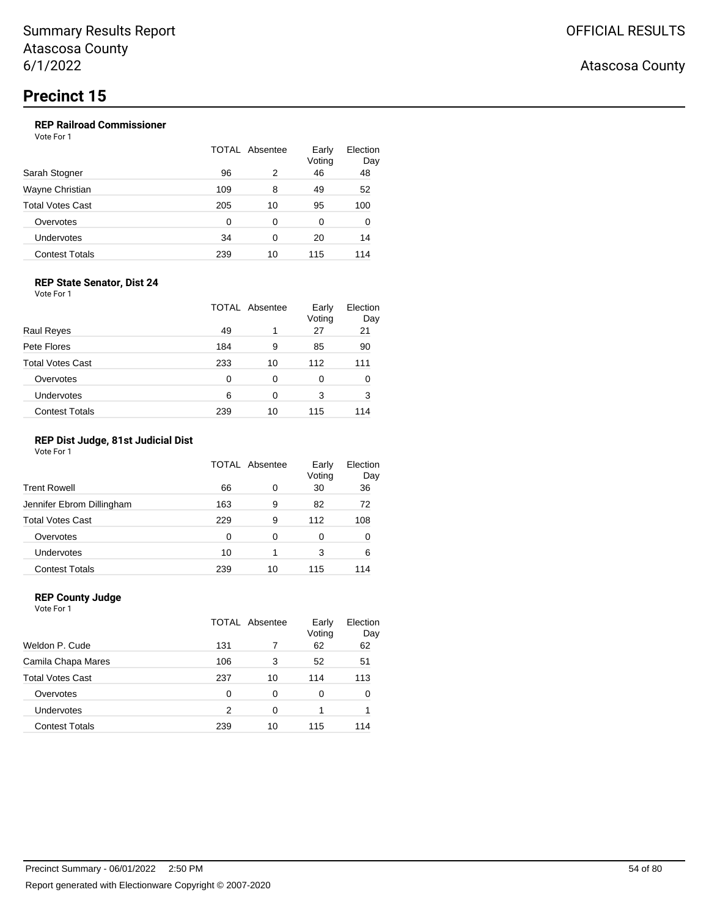# Precinct 15

### REP Railroad Commissioner

Vote For 1

| | TOTAL | Absentee | Early Voting | Election Day |
|---|---|---|---|---|
| Sarah Stogner | 96 | 2 | 46 | 48 |
| Wayne Christian | 109 | 8 | 49 | 52 |
| Total Votes Cast | 205 | 10 | 95 | 100 |
| Overvotes | 0 | 0 | 0 | 0 |
| Undervotes | 34 | 0 | 20 | 14 |
| Contest Totals | 239 | 10 | 115 | 114 |

### REP State Senator, Dist 24

Vote For 1

| | TOTAL | Absentee | Early Voting | Election Day |
|---|---|---|---|---|
| Raul Reyes | 49 | 1 | 27 | 21 |
| Pete Flores | 184 | 9 | 85 | 90 |
| Total Votes Cast | 233 | 10 | 112 | 111 |
| Overvotes | 0 | 0 | 0 | 0 |
| Undervotes | 6 | 0 | 3 | 3 |
| Contest Totals | 239 | 10 | 115 | 114 |

### REP Dist Judge, 81st Judicial Dist

Vote For 1

| | TOTAL | Absentee | Early Voting | Election Day |
|---|---|---|---|---|
| Trent Rowell | 66 | 0 | 30 | 36 |
| Jennifer Ebrom Dillingham | 163 | 9 | 82 | 72 |
| Total Votes Cast | 229 | 9 | 112 | 108 |
| Overvotes | 0 | 0 | 0 | 0 |
| Undervotes | 10 | 1 | 3 | 6 |
| Contest Totals | 239 | 10 | 115 | 114 |

### REP County Judge

Vote For 1

| | TOTAL | Absentee | Early Voting | Election Day |
|---|---|---|---|---|
| Weldon P. Cude | 131 | 7 | 62 | 62 |
| Camila Chapa Mares | 106 | 3 | 52 | 51 |
| Total Votes Cast | 237 | 10 | 114 | 113 |
| Overvotes | 0 | 0 | 0 | 0 |
| Undervotes | 2 | 0 | 1 | 1 |
| Contest Totals | 239 | 10 | 115 | 114 |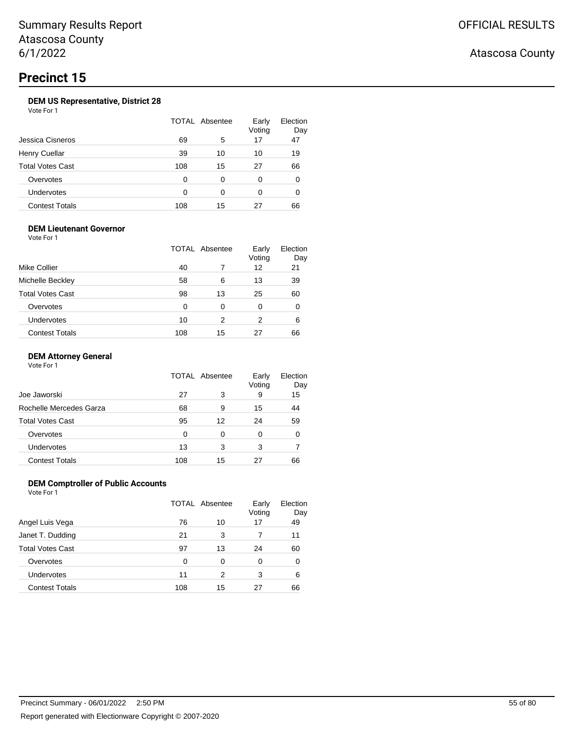# Precinct 15

### DEM US Representative, District 28

Vote For 1

| | TOTAL | Absentee | Early Voting | Election Day |
|---|---|---|---|---|
| Jessica Cisneros | 69 | 5 | 17 | 47 |
| Henry Cuellar | 39 | 10 | 10 | 19 |
| Total Votes Cast | 108 | 15 | 27 | 66 |
| Overvotes | 0 | 0 | 0 | 0 |
| Undervotes | 0 | 0 | 0 | 0 |
| Contest Totals | 108 | 15 | 27 | 66 |

### DEM Lieutenant Governor

Vote For 1

| | TOTAL | Absentee | Early Voting | Election Day |
|---|---|---|---|---|
| Mike Collier | 40 | 7 | 12 | 21 |
| Michelle Beckley | 58 | 6 | 13 | 39 |
| Total Votes Cast | 98 | 13 | 25 | 60 |
| Overvotes | 0 | 0 | 0 | 0 |
| Undervotes | 10 | 2 | 2 | 6 |
| Contest Totals | 108 | 15 | 27 | 66 |

### DEM Attorney General

Vote For 1

| | TOTAL | Absentee | Early Voting | Election Day |
|---|---|---|---|---|
| Joe Jaworski | 27 | 3 | 9 | 15 |
| Rochelle Mercedes Garza | 68 | 9 | 15 | 44 |
| Total Votes Cast | 95 | 12 | 24 | 59 |
| Overvotes | 0 | 0 | 0 | 0 |
| Undervotes | 13 | 3 | 3 | 7 |
| Contest Totals | 108 | 15 | 27 | 66 |

### DEM Comptroller of Public Accounts

Vote For 1

| | TOTAL | Absentee | Early Voting | Election Day |
|---|---|---|---|---|
| Angel Luis Vega | 76 | 10 | 17 | 49 |
| Janet T. Dudding | 21 | 3 | 7 | 11 |
| Total Votes Cast | 97 | 13 | 24 | 60 |
| Overvotes | 0 | 0 | 0 | 0 |
| Undervotes | 11 | 2 | 3 | 6 |
| Contest Totals | 108 | 15 | 27 | 66 |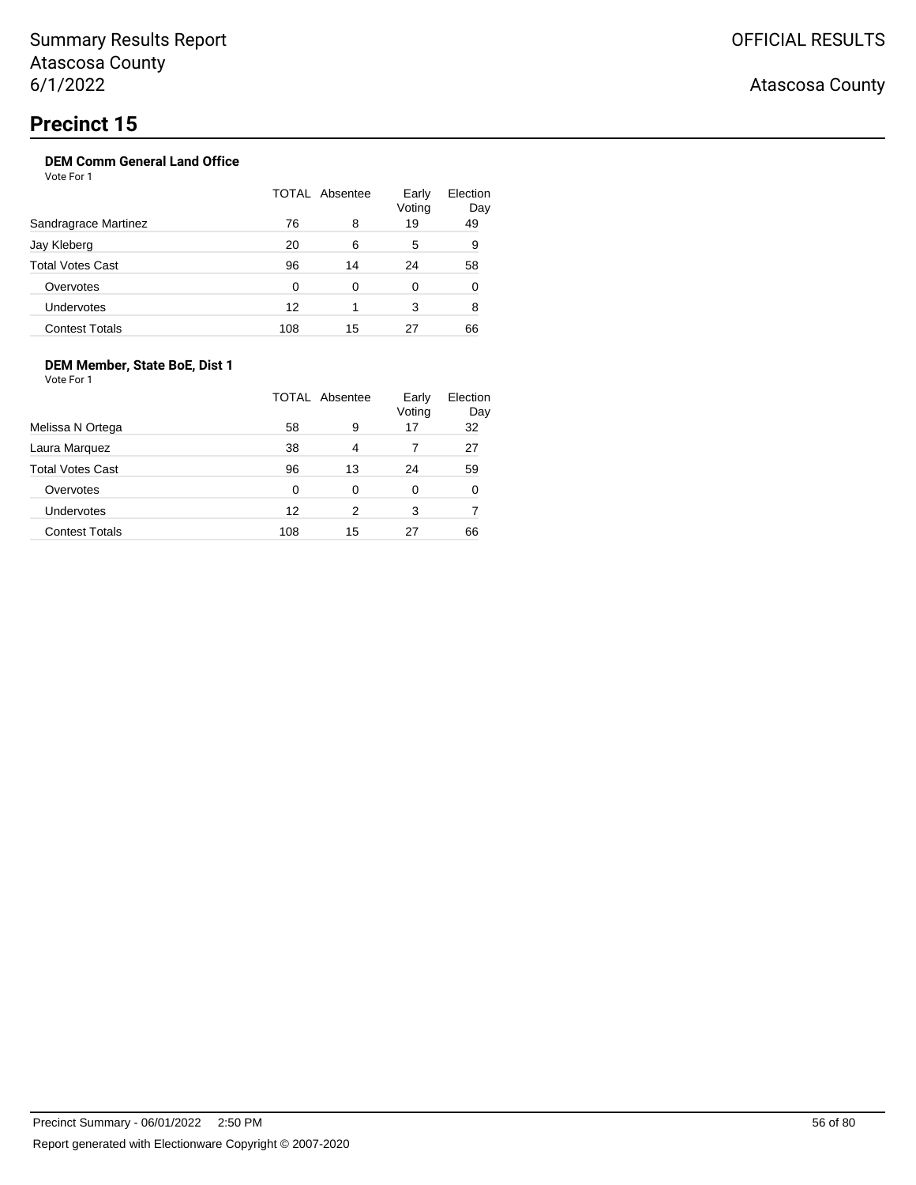Summary Results Report
Atascosa County
6/1/2022

OFFICIAL RESULTS

Atascosa County

# Precinct 15

### DEM Comm General Land Office

Vote For 1

| | TOTAL | Absentee | Early Voting | Election Day |
|---|---|---|---|---|
| Sandragrace Martinez | 76 | 8 | 19 | 49 |
| Jay Kleberg | 20 | 6 | 5 | 9 |
| Total Votes Cast | 96 | 14 | 24 | 58 |
| Overvotes | 0 | 0 | 0 | 0 |
| Undervotes | 12 | 1 | 3 | 8 |
| Contest Totals | 108 | 15 | 27 | 66 |

### DEM Member, State BoE, Dist 1

Vote For 1

| | TOTAL | Absentee | Early Voting | Election Day |
|---|---|---|---|---|
| Melissa N Ortega | 58 | 9 | 17 | 32 |
| Laura Marquez | 38 | 4 | 7 | 27 |
| Total Votes Cast | 96 | 13 | 24 | 59 |
| Overvotes | 0 | 0 | 0 | 0 |
| Undervotes | 12 | 2 | 3 | 7 |
| Contest Totals | 108 | 15 | 27 | 66 |

Precinct Summary - 06/01/2022 2:50 PM

Report generated with Electionware Copyright © 2007-2020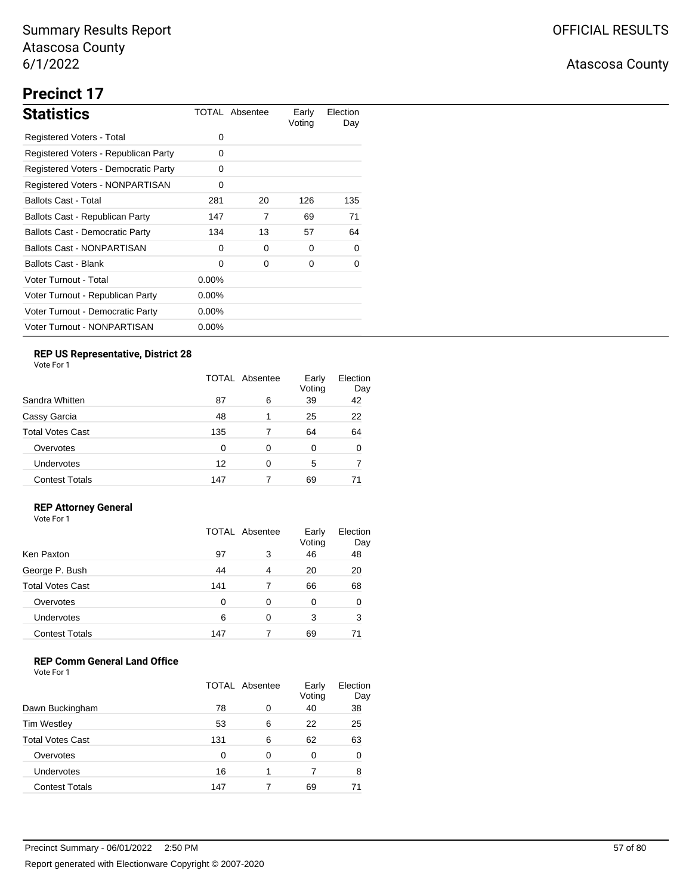# Summary Results Report

Atascosa County

6/1/2022

OFFICIAL RESULTS

Atascosa County

## Precinct 17

### Statistics

| Statistics | TOTAL | Absentee | Early Voting | Election Day |
|---|---|---|---|---|
| Registered Voters - Total | 0 | | | |
| Registered Voters - Republican Party | 0 | | | |
| Registered Voters - Democratic Party | 0 | | | |
| Registered Voters - NONPARTISAN | 0 | | | |
| Ballots Cast - Total | 281 | 20 | 126 | 135 |
| Ballots Cast - Republican Party | 147 | 7 | 69 | 71 |
| Ballots Cast - Democratic Party | 134 | 13 | 57 | 64 |
| Ballots Cast - NONPARTISAN | 0 | 0 | 0 | 0 |
| Ballots Cast - Blank | 0 | 0 | 0 | 0 |
| Voter Turnout - Total | 0.00% | | | |
| Voter Turnout - Republican Party | 0.00% | | | |
| Voter Turnout - Democratic Party | 0.00% | | | |
| Voter Turnout - NONPARTISAN | 0.00% | | | |

#### REP US Representative, District 28

Vote For 1

| | TOTAL | Absentee | Early Voting | Election Day |
|---|---|---|---|---|
| Sandra Whitten | 87 | 6 | 39 | 42 |
| Cassy Garcia | 48 | 1 | 25 | 22 |
| Total Votes Cast | 135 | 7 | 64 | 64 |
| Overvotes | 0 | 0 | 0 | 0 |
| Undervotes | 12 | 0 | 5 | 7 |
| Contest Totals | 147 | 7 | 69 | 71 |

#### REP Attorney General

Vote For 1

| | TOTAL | Absentee | Early Voting | Election Day |
|---|---|---|---|---|
| Ken Paxton | 97 | 3 | 46 | 48 |
| George P. Bush | 44 | 4 | 20 | 20 |
| Total Votes Cast | 141 | 7 | 66 | 68 |
| Overvotes | 0 | 0 | 0 | 0 |
| Undervotes | 6 | 0 | 3 | 3 |
| Contest Totals | 147 | 7 | 69 | 71 |

#### REP Comm General Land Office

Vote For 1

| | TOTAL | Absentee | Early Voting | Election Day |
|---|---|---|---|---|
| Dawn Buckingham | 78 | 0 | 40 | 38 |
| Tim Westley | 53 | 6 | 22 | 25 |
| Total Votes Cast | 131 | 6 | 62 | 63 |
| Overvotes | 0 | 0 | 0 | 0 |
| Undervotes | 16 | 1 | 7 | 8 |
| Contest Totals | 147 | 7 | 69 | 71 |

Precinct Summary - 06/01/2022 2:50 PM

Report generated with Electionware Copyright © 2007-2020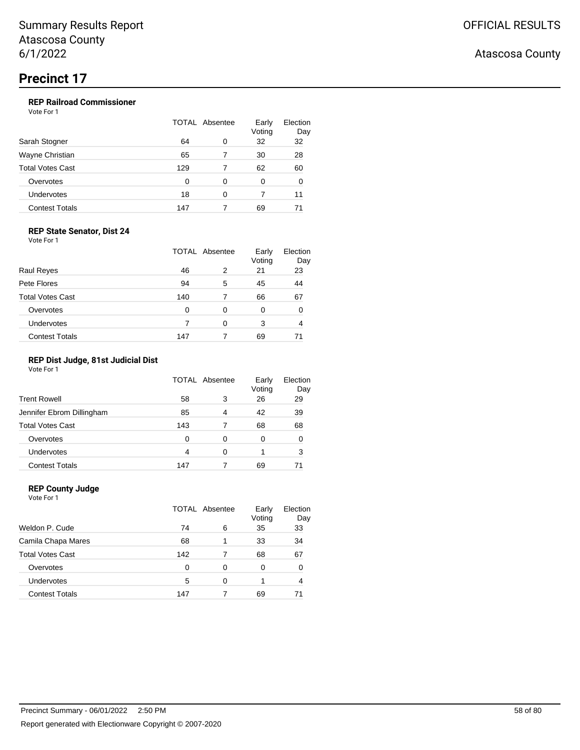# Precinct 17

### REP Railroad Commissioner

Vote For 1

| | TOTAL | Absentee | Early Voting | Election Day |
|---|---|---|---|---|
| Sarah Stogner | 64 | 0 | 32 | 32 |
| Wayne Christian | 65 | 7 | 30 | 28 |
| Total Votes Cast | 129 | 7 | 62 | 60 |
| Overvotes | 0 | 0 | 0 | 0 |
| Undervotes | 18 | 0 | 7 | 11 |
| Contest Totals | 147 | 7 | 69 | 71 |

### REP State Senator, Dist 24

Vote For 1

| | TOTAL | Absentee | Early Voting | Election Day |
|---|---|---|---|---|
| Raul Reyes | 46 | 2 | 21 | 23 |
| Pete Flores | 94 | 5 | 45 | 44 |
| Total Votes Cast | 140 | 7 | 66 | 67 |
| Overvotes | 0 | 0 | 0 | 0 |
| Undervotes | 7 | 0 | 3 | 4 |
| Contest Totals | 147 | 7 | 69 | 71 |

### REP Dist Judge, 81st Judicial Dist

Vote For 1

| | TOTAL | Absentee | Early Voting | Election Day |
|---|---|---|---|---|
| Trent Rowell | 58 | 3 | 26 | 29 |
| Jennifer Ebrom Dillingham | 85 | 4 | 42 | 39 |
| Total Votes Cast | 143 | 7 | 68 | 68 |
| Overvotes | 0 | 0 | 0 | 0 |
| Undervotes | 4 | 0 | 1 | 3 |
| Contest Totals | 147 | 7 | 69 | 71 |

### REP County Judge

Vote For 1

| | TOTAL | Absentee | Early Voting | Election Day |
|---|---|---|---|---|
| Weldon P. Cude | 74 | 6 | 35 | 33 |
| Camila Chapa Mares | 68 | 1 | 33 | 34 |
| Total Votes Cast | 142 | 7 | 68 | 67 |
| Overvotes | 0 | 0 | 0 | 0 |
| Undervotes | 5 | 0 | 1 | 4 |
| Contest Totals | 147 | 7 | 69 | 71 |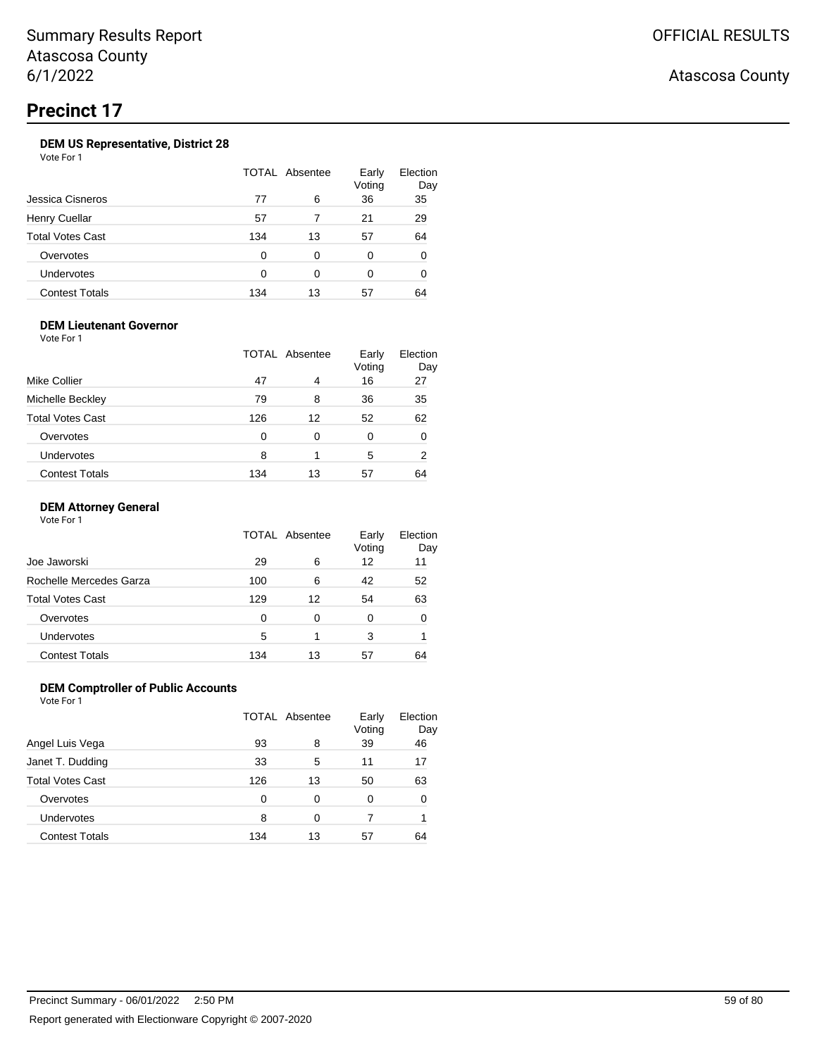# Summary Results Report
# Atascosa County
# 6/1/2022

OFFICIAL RESULTS

Atascosa County

## Precinct 17

### DEM US Representative, District 28

Vote For 1

| | TOTAL | Absentee | Early Voting | Election Day |
|---|---|---|---|---|
| Jessica Cisneros | 77 | 6 | 36 | 35 |
| Henry Cuellar | 57 | 7 | 21 | 29 |
| Total Votes Cast | 134 | 13 | 57 | 64 |
| Overvotes | 0 | 0 | 0 | 0 |
| Undervotes | 0 | 0 | 0 | 0 |
| Contest Totals | 134 | 13 | 57 | 64 |

### DEM Lieutenant Governor

Vote For 1

| | TOTAL | Absentee | Early Voting | Election Day |
|---|---|---|---|---|
| Mike Collier | 47 | 4 | 16 | 27 |
| Michelle Beckley | 79 | 8 | 36 | 35 |
| Total Votes Cast | 126 | 12 | 52 | 62 |
| Overvotes | 0 | 0 | 0 | 0 |
| Undervotes | 8 | 1 | 5 | 2 |
| Contest Totals | 134 | 13 | 57 | 64 |

### DEM Attorney General

Vote For 1

| | TOTAL | Absentee | Early Voting | Election Day |
|---|---|---|---|---|
| Joe Jaworski | 29 | 6 | 12 | 11 |
| Rochelle Mercedes Garza | 100 | 6 | 42 | 52 |
| Total Votes Cast | 129 | 12 | 54 | 63 |
| Overvotes | 0 | 0 | 0 | 0 |
| Undervotes | 5 | 1 | 3 | 1 |
| Contest Totals | 134 | 13 | 57 | 64 |

### DEM Comptroller of Public Accounts

Vote For 1

| | TOTAL | Absentee | Early Voting | Election Day |
|---|---|---|---|---|
| Angel Luis Vega | 93 | 8 | 39 | 46 |
| Janet T. Dudding | 33 | 5 | 11 | 17 |
| Total Votes Cast | 126 | 13 | 50 | 63 |
| Overvotes | 0 | 0 | 0 | 0 |
| Undervotes | 8 | 0 | 7 | 1 |
| Contest Totals | 134 | 13 | 57 | 64 |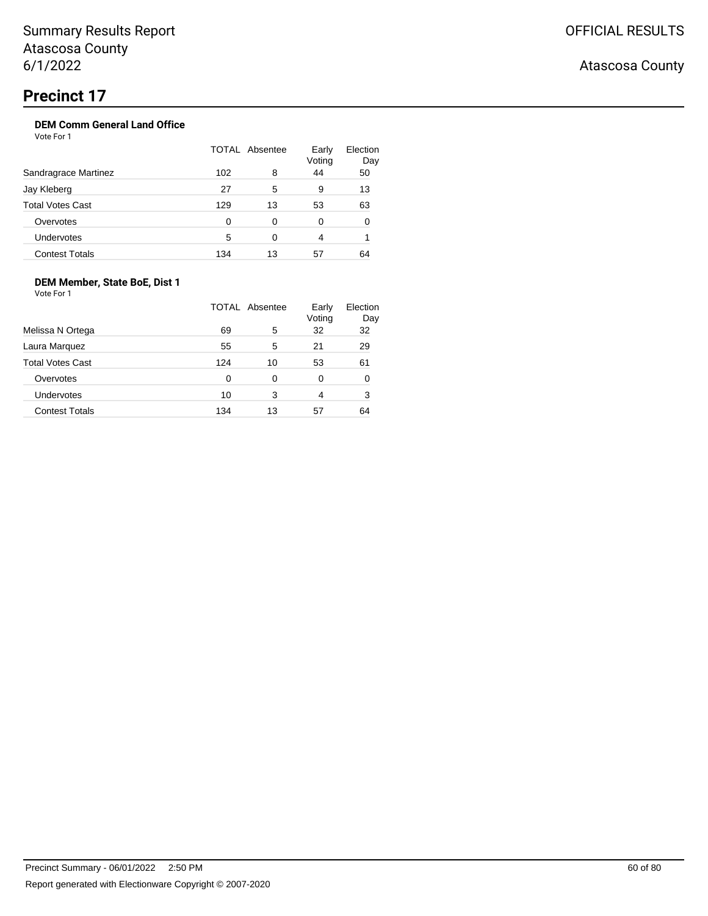# Precinct 17

### DEM Comm General Land Office

Vote For 1

| | TOTAL | Absentee | Early Voting | Election Day |
|---|---|---|---|---|
| Sandragrace Martinez | 102 | 8 | 44 | 50 |
| Jay Kleberg | 27 | 5 | 9 | 13 |
| Total Votes Cast | 129 | 13 | 53 | 63 |
| Overvotes | 0 | 0 | 0 | 0 |
| Undervotes | 5 | 0 | 4 | 1 |
| Contest Totals | 134 | 13 | 57 | 64 |

### DEM Member, State BoE, Dist 1

Vote For 1

| | TOTAL | Absentee | Early Voting | Election Day |
|---|---|---|---|---|
| Melissa N Ortega | 69 | 5 | 32 | 32 |
| Laura Marquez | 55 | 5 | 21 | 29 |
| Total Votes Cast | 124 | 10 | 53 | 61 |
| Overvotes | 0 | 0 | 0 | 0 |
| Undervotes | 10 | 3 | 4 | 3 |
| Contest Totals | 134 | 13 | 57 | 64 |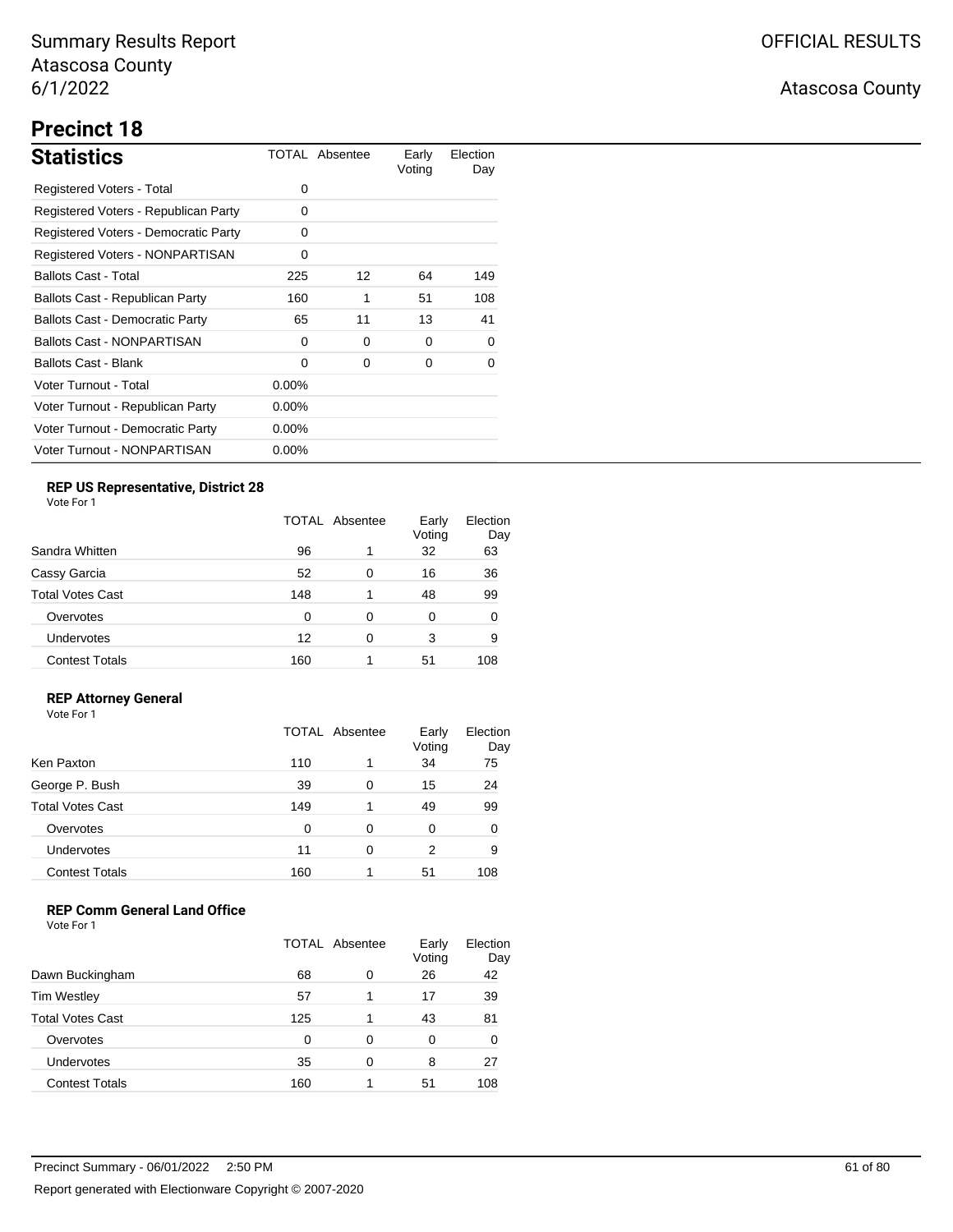Summary Results Report
Atascosa County
6/1/2022

OFFICIAL RESULTS

Atascosa County

# Precinct 18

## Statistics

| Statistics | TOTAL | Absentee | Early Voting | Election Day |
|---|---|---|---|---|
| Registered Voters - Total | 0 | | | |
| Registered Voters - Republican Party | 0 | | | |
| Registered Voters - Democratic Party | 0 | | | |
| Registered Voters - NONPARTISAN | 0 | | | |
| Ballots Cast - Total | 225 | 12 | 64 | 149 |
| Ballots Cast - Republican Party | 160 | 1 | 51 | 108 |
| Ballots Cast - Democratic Party | 65 | 11 | 13 | 41 |
| Ballots Cast - NONPARTISAN | 0 | 0 | 0 | 0 |
| Ballots Cast - Blank | 0 | 0 | 0 | 0 |
| Voter Turnout - Total | 0.00% | | | |
| Voter Turnout - Republican Party | 0.00% | | | |
| Voter Turnout - Democratic Party | 0.00% | | | |
| Voter Turnout - NONPARTISAN | 0.00% | | | |

### REP US Representative, District 28

Vote For 1

| | TOTAL | Absentee | Early Voting | Election Day |
|---|---|---|---|---|
| Sandra Whitten | 96 | 1 | 32 | 63 |
| Cassy Garcia | 52 | 0 | 16 | 36 |
| Total Votes Cast | 148 | 1 | 48 | 99 |
| Overvotes | 0 | 0 | 0 | 0 |
| Undervotes | 12 | 0 | 3 | 9 |
| Contest Totals | 160 | 1 | 51 | 108 |

### REP Attorney General

Vote For 1

| | TOTAL | Absentee | Early Voting | Election Day |
|---|---|---|---|---|
| Ken Paxton | 110 | 1 | 34 | 75 |
| George P. Bush | 39 | 0 | 15 | 24 |
| Total Votes Cast | 149 | 1 | 49 | 99 |
| Overvotes | 0 | 0 | 0 | 0 |
| Undervotes | 11 | 0 | 2 | 9 |
| Contest Totals | 160 | 1 | 51 | 108 |

### REP Comm General Land Office

Vote For 1

| | TOTAL | Absentee | Early Voting | Election Day |
|---|---|---|---|---|
| Dawn Buckingham | 68 | 0 | 26 | 42 |
| Tim Westley | 57 | 1 | 17 | 39 |
| Total Votes Cast | 125 | 1 | 43 | 81 |
| Overvotes | 0 | 0 | 0 | 0 |
| Undervotes | 35 | 0 | 8 | 27 |
| Contest Totals | 160 | 1 | 51 | 108 |

Precinct Summary - 06/01/2022 2:50 PM

Report generated with Electionware Copyright © 2007-2020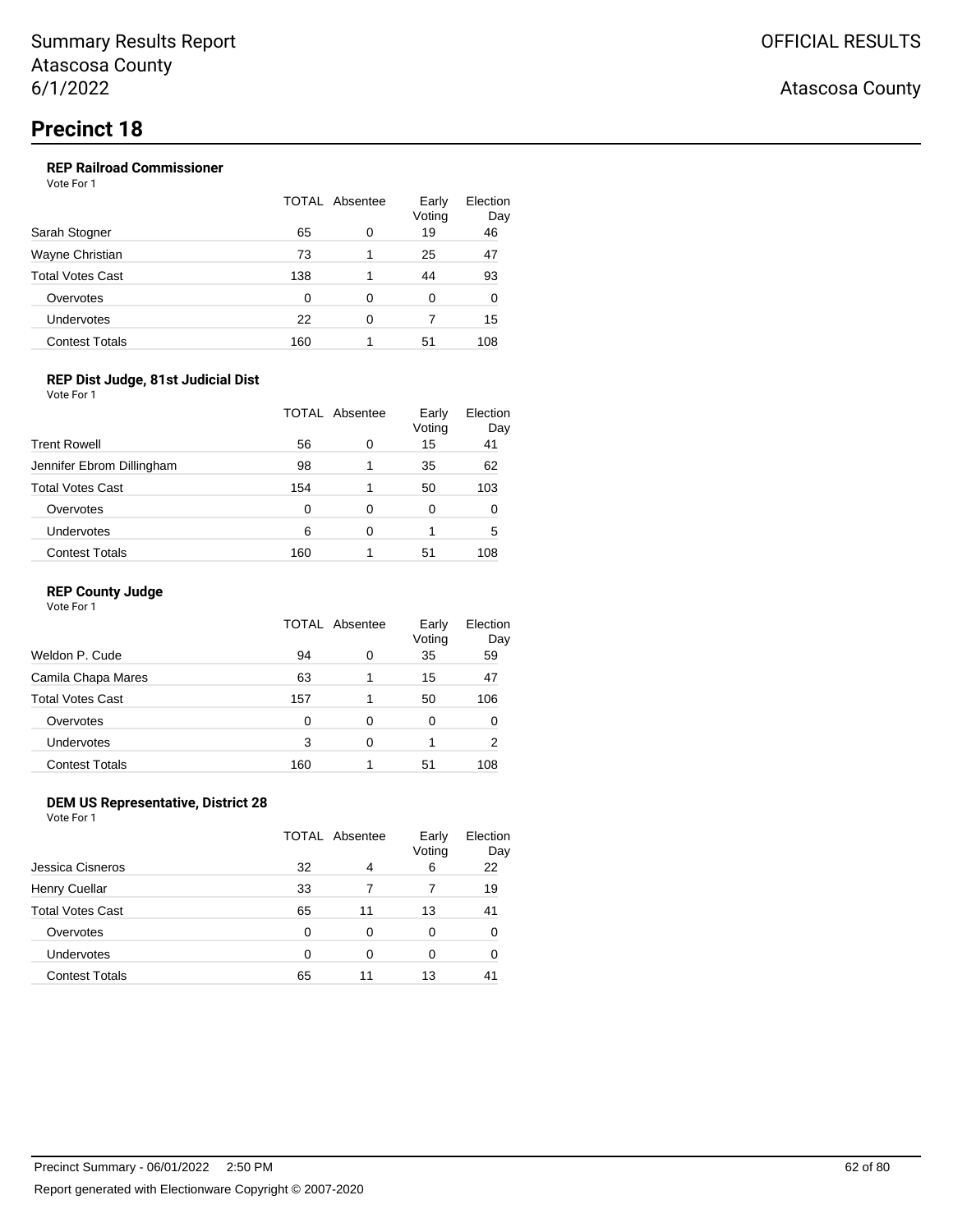Summary Results Report
Atascosa County
6/1/2022

OFFICIAL RESULTS

Atascosa County

# Precinct 18

### REP Railroad Commissioner

Vote For 1

| | TOTAL | Absentee | Early Voting | Election Day |
|---|---|---|---|---|
| Sarah Stogner | 65 | 0 | 19 | 46 |
| Wayne Christian | 73 | 1 | 25 | 47 |
| Total Votes Cast | 138 | 1 | 44 | 93 |
| Overvotes | 0 | 0 | 0 | 0 |
| Undervotes | 22 | 0 | 7 | 15 |
| Contest Totals | 160 | 1 | 51 | 108 |

### REP Dist Judge, 81st Judicial Dist

Vote For 1

| | TOTAL | Absentee | Early Voting | Election Day |
|---|---|---|---|---|
| Trent Rowell | 56 | 0 | 15 | 41 |
| Jennifer Ebrom Dillingham | 98 | 1 | 35 | 62 |
| Total Votes Cast | 154 | 1 | 50 | 103 |
| Overvotes | 0 | 0 | 0 | 0 |
| Undervotes | 6 | 0 | 1 | 5 |
| Contest Totals | 160 | 1 | 51 | 108 |

### REP County Judge

Vote For 1

| | TOTAL | Absentee | Early Voting | Election Day |
|---|---|---|---|---|
| Weldon P. Cude | 94 | 0 | 35 | 59 |
| Camila Chapa Mares | 63 | 1 | 15 | 47 |
| Total Votes Cast | 157 | 1 | 50 | 106 |
| Overvotes | 0 | 0 | 0 | 0 |
| Undervotes | 3 | 0 | 1 | 2 |
| Contest Totals | 160 | 1 | 51 | 108 |

### DEM US Representative, District 28

Vote For 1

| | TOTAL | Absentee | Early Voting | Election Day |
|---|---|---|---|---|
| Jessica Cisneros | 32 | 4 | 6 | 22 |
| Henry Cuellar | 33 | 7 | 7 | 19 |
| Total Votes Cast | 65 | 11 | 13 | 41 |
| Overvotes | 0 | 0 | 0 | 0 |
| Undervotes | 0 | 0 | 0 | 0 |
| Contest Totals | 65 | 11 | 13 | 41 |

Precinct Summary - 06/01/2022 2:50 PM

Report generated with Electionware Copyright © 2007-2020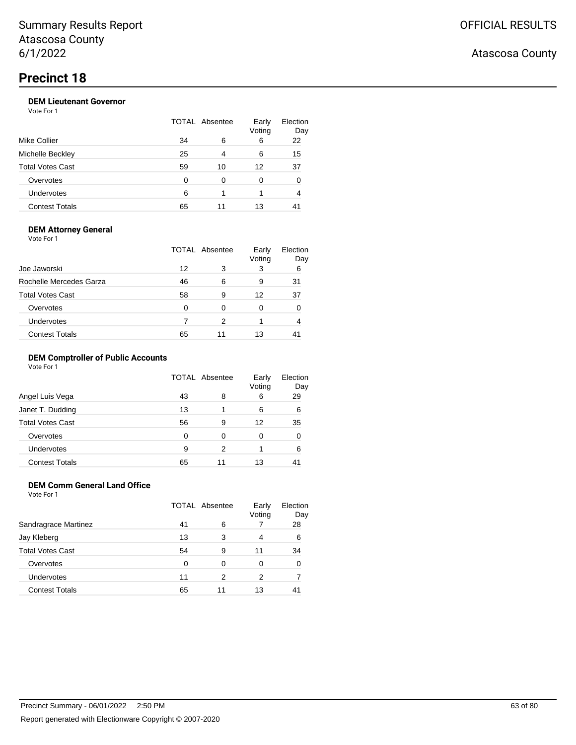# Precinct 18

### DEM Lieutenant Governor

Vote For 1

| | TOTAL | Absentee | Early Voting | Election Day |
|---|---|---|---|---|
| Mike Collier | 34 | 6 | 6 | 22 |
| Michelle Beckley | 25 | 4 | 6 | 15 |
| Total Votes Cast | 59 | 10 | 12 | 37 |
| Overvotes | 0 | 0 | 0 | 0 |
| Undervotes | 6 | 1 | 1 | 4 |
| Contest Totals | 65 | 11 | 13 | 41 |

### DEM Attorney General

Vote For 1

| | TOTAL | Absentee | Early Voting | Election Day |
|---|---|---|---|---|
| Joe Jaworski | 12 | 3 | 3 | 6 |
| Rochelle Mercedes Garza | 46 | 6 | 9 | 31 |
| Total Votes Cast | 58 | 9 | 12 | 37 |
| Overvotes | 0 | 0 | 0 | 0 |
| Undervotes | 7 | 2 | 1 | 4 |
| Contest Totals | 65 | 11 | 13 | 41 |

### DEM Comptroller of Public Accounts

Vote For 1

| | TOTAL | Absentee | Early Voting | Election Day |
|---|---|---|---|---|
| Angel Luis Vega | 43 | 8 | 6 | 29 |
| Janet T. Dudding | 13 | 1 | 6 | 6 |
| Total Votes Cast | 56 | 9 | 12 | 35 |
| Overvotes | 0 | 0 | 0 | 0 |
| Undervotes | 9 | 2 | 1 | 6 |
| Contest Totals | 65 | 11 | 13 | 41 |

### DEM Comm General Land Office

Vote For 1

| | TOTAL | Absentee | Early Voting | Election Day |
|---|---|---|---|---|
| Sandragrace Martinez | 41 | 6 | 7 | 28 |
| Jay Kleberg | 13 | 3 | 4 | 6 |
| Total Votes Cast | 54 | 9 | 11 | 34 |
| Overvotes | 0 | 0 | 0 | 0 |
| Undervotes | 11 | 2 | 2 | 7 |
| Contest Totals | 65 | 11 | 13 | 41 |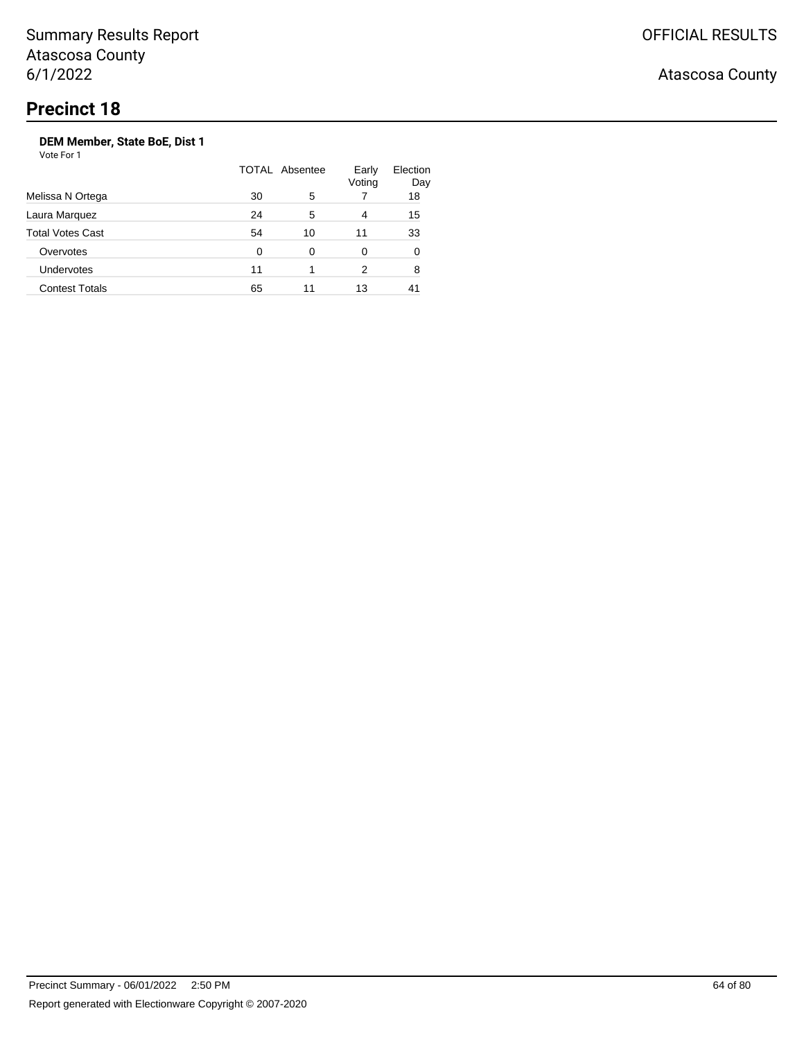# Precinct 18

### DEM Member, State BoE, Dist 1

Vote For 1

| | TOTAL | Absentee | Early Voting | Election Day |
|---|---|---|---|---|
| Melissa N Ortega | 30 | 5 | 7 | 18 |
| Laura Marquez | 24 | 5 | 4 | 15 |
| Total Votes Cast | 54 | 10 | 11 | 33 |
| Overvotes | 0 | 0 | 0 | 0 |
| Undervotes | 11 | 1 | 2 | 8 |
| Contest Totals | 65 | 11 | 13 | 41 |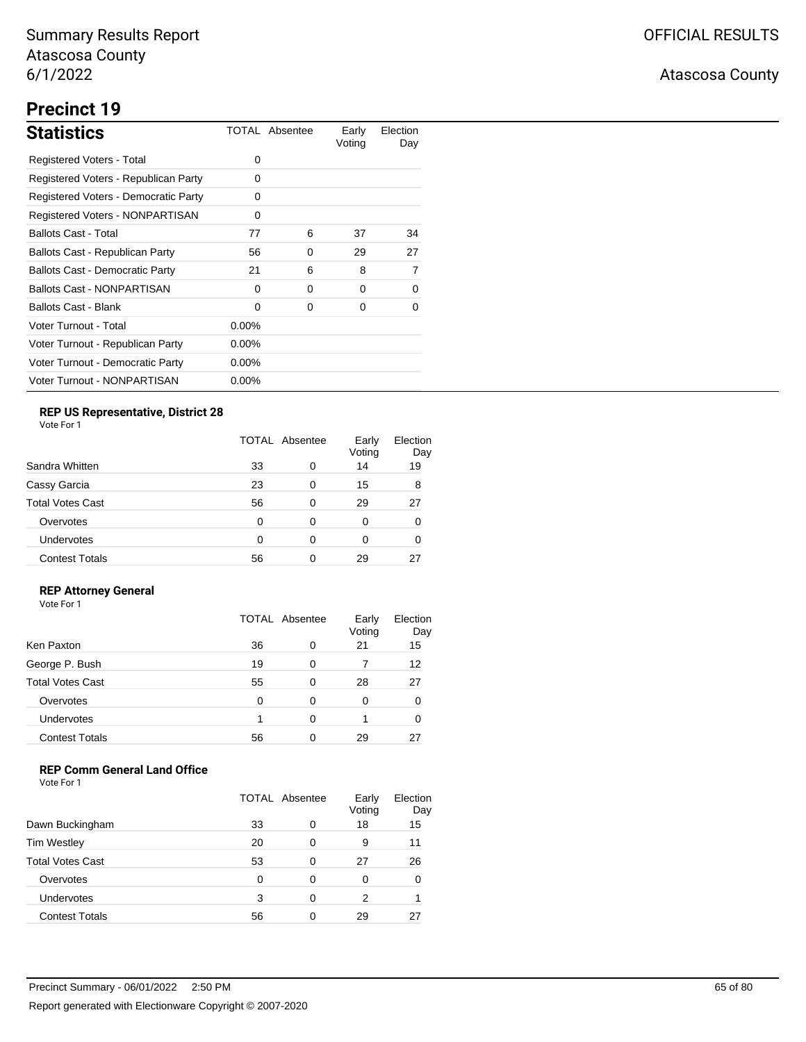# Summary Results Report
Atascosa County
6/1/2022

OFFICIAL RESULTS

Atascosa County

## Precinct 19

### Statistics

| | TOTAL | Absentee | Early Voting | Election Day |
|---|---|---|---|---|
| Registered Voters - Total | 0 | | | |
| Registered Voters - Republican Party | 0 | | | |
| Registered Voters - Democratic Party | 0 | | | |
| Registered Voters - NONPARTISAN | 0 | | | |
| Ballots Cast - Total | 77 | 6 | 37 | 34 |
| Ballots Cast - Republican Party | 56 | 0 | 29 | 27 |
| Ballots Cast - Democratic Party | 21 | 6 | 8 | 7 |
| Ballots Cast - NONPARTISAN | 0 | 0 | 0 | 0 |
| Ballots Cast - Blank | 0 | 0 | 0 | 0 |
| Voter Turnout - Total | 0.00% | | | |
| Voter Turnout - Republican Party | 0.00% | | | |
| Voter Turnout - Democratic Party | 0.00% | | | |
| Voter Turnout - NONPARTISAN | 0.00% | | | |

#### REP US Representative, District 28

Vote For 1

| | TOTAL | Absentee | Early Voting | Election Day |
|---|---|---|---|---|
| Sandra Whitten | 33 | 0 | 14 | 19 |
| Cassy Garcia | 23 | 0 | 15 | 8 |
| Total Votes Cast | 56 | 0 | 29 | 27 |
| Overvotes | 0 | 0 | 0 | 0 |
| Undervotes | 0 | 0 | 0 | 0 |
| Contest Totals | 56 | 0 | 29 | 27 |

#### REP Attorney General

Vote For 1

| | TOTAL | Absentee | Early Voting | Election Day |
|---|---|---|---|---|
| Ken Paxton | 36 | 0 | 21 | 15 |
| George P. Bush | 19 | 0 | 7 | 12 |
| Total Votes Cast | 55 | 0 | 28 | 27 |
| Overvotes | 0 | 0 | 0 | 0 |
| Undervotes | 1 | 0 | 1 | 0 |
| Contest Totals | 56 | 0 | 29 | 27 |

#### REP Comm General Land Office

Vote For 1

| | TOTAL | Absentee | Early Voting | Election Day |
|---|---|---|---|---|
| Dawn Buckingham | 33 | 0 | 18 | 15 |
| Tim Westley | 20 | 0 | 9 | 11 |
| Total Votes Cast | 53 | 0 | 27 | 26 |
| Overvotes | 0 | 0 | 0 | 0 |
| Undervotes | 3 | 0 | 2 | 1 |
| Contest Totals | 56 | 0 | 29 | 27 |

Precinct Summary - 06/01/2022 2:50 PM

Report generated with Electionware Copyright © 2007-2020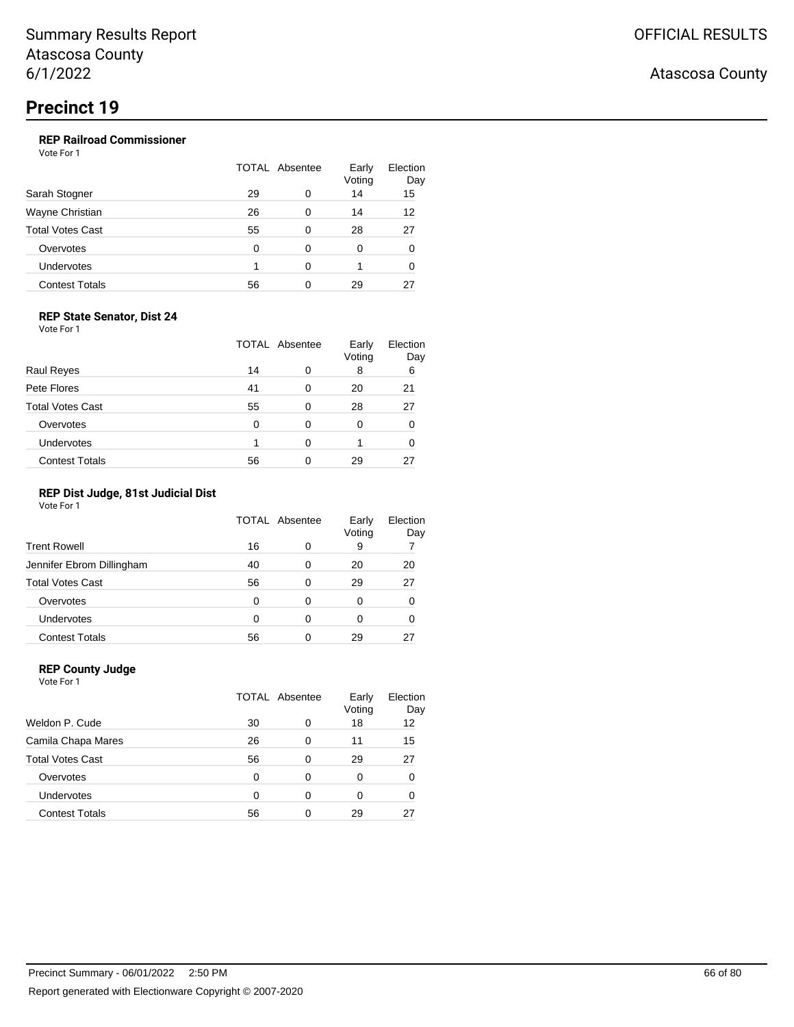# Summary Results Report
Atascosa County
6/1/2022

OFFICIAL RESULTS

Atascosa County

## Precinct 19

### REP Railroad Commissioner

Vote For 1

| | TOTAL | Absentee | Early Voting | Election Day |
|---|---|---|---|---|
| Sarah Stogner | 29 | 0 | 14 | 15 |
| Wayne Christian | 26 | 0 | 14 | 12 |
| Total Votes Cast | 55 | 0 | 28 | 27 |
| Overvotes | 0 | 0 | 0 | 0 |
| Undervotes | 1 | 0 | 1 | 0 |
| Contest Totals | 56 | 0 | 29 | 27 |

### REP State Senator, Dist 24

Vote For 1

| | TOTAL | Absentee | Early Voting | Election Day |
|---|---|---|---|---|
| Raul Reyes | 14 | 0 | 8 | 6 |
| Pete Flores | 41 | 0 | 20 | 21 |
| Total Votes Cast | 55 | 0 | 28 | 27 |
| Overvotes | 0 | 0 | 0 | 0 |
| Undervotes | 1 | 0 | 1 | 0 |
| Contest Totals | 56 | 0 | 29 | 27 |

### REP Dist Judge, 81st Judicial Dist

Vote For 1

| | TOTAL | Absentee | Early Voting | Election Day |
|---|---|---|---|---|
| Trent Rowell | 16 | 0 | 9 | 7 |
| Jennifer Ebrom Dillingham | 40 | 0 | 20 | 20 |
| Total Votes Cast | 56 | 0 | 29 | 27 |
| Overvotes | 0 | 0 | 0 | 0 |
| Undervotes | 0 | 0 | 0 | 0 |
| Contest Totals | 56 | 0 | 29 | 27 |

### REP County Judge

Vote For 1

| | TOTAL | Absentee | Early Voting | Election Day |
|---|---|---|---|---|
| Weldon P. Cude | 30 | 0 | 18 | 12 |
| Camila Chapa Mares | 26 | 0 | 11 | 15 |
| Total Votes Cast | 56 | 0 | 29 | 27 |
| Overvotes | 0 | 0 | 0 | 0 |
| Undervotes | 0 | 0 | 0 | 0 |
| Contest Totals | 56 | 0 | 29 | 27 |

Precinct Summary - 06/01/2022 2:50 PM

Report generated with Electionware Copyright © 2007-2020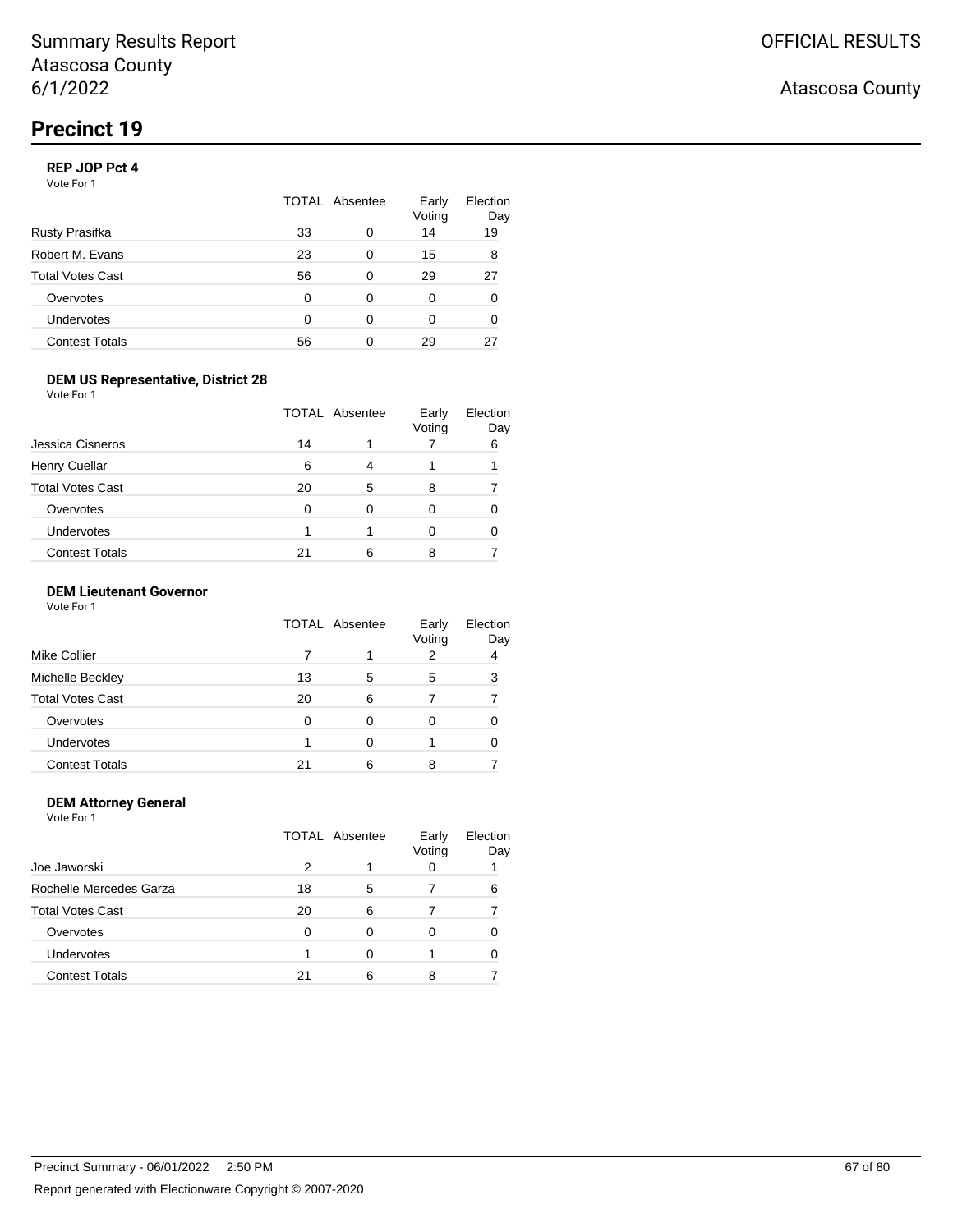Summary Results Report
Atascosa County
6/1/2022

OFFICIAL RESULTS

Atascosa County

# Precinct 19

### REP JOP Pct 4

Vote For 1

| | TOTAL | Absentee | Early Voting | Election Day |
|---|---|---|---|---|
| Rusty Prasifka | 33 | 0 | 14 | 19 |
| Robert M. Evans | 23 | 0 | 15 | 8 |
| Total Votes Cast | 56 | 0 | 29 | 27 |
| Overvotes | 0 | 0 | 0 | 0 |
| Undervotes | 0 | 0 | 0 | 0 |
| Contest Totals | 56 | 0 | 29 | 27 |

### DEM US Representative, District 28

Vote For 1

| | TOTAL | Absentee | Early Voting | Election Day |
|---|---|---|---|---|
| Jessica Cisneros | 14 | 1 | 7 | 6 |
| Henry Cuellar | 6 | 4 | 1 | 1 |
| Total Votes Cast | 20 | 5 | 8 | 7 |
| Overvotes | 0 | 0 | 0 | 0 |
| Undervotes | 1 | 1 | 0 | 0 |
| Contest Totals | 21 | 6 | 8 | 7 |

### DEM Lieutenant Governor

Vote For 1

| | TOTAL | Absentee | Early Voting | Election Day |
|---|---|---|---|---|
| Mike Collier | 7 | 1 | 2 | 4 |
| Michelle Beckley | 13 | 5 | 5 | 3 |
| Total Votes Cast | 20 | 6 | 7 | 7 |
| Overvotes | 0 | 0 | 0 | 0 |
| Undervotes | 1 | 0 | 1 | 0 |
| Contest Totals | 21 | 6 | 8 | 7 |

### DEM Attorney General

Vote For 1

| | TOTAL | Absentee | Early Voting | Election Day |
|---|---|---|---|---|
| Joe Jaworski | 2 | 1 | 0 | 1 |
| Rochelle Mercedes Garza | 18 | 5 | 7 | 6 |
| Total Votes Cast | 20 | 6 | 7 | 7 |
| Overvotes | 0 | 0 | 0 | 0 |
| Undervotes | 1 | 0 | 1 | 0 |
| Contest Totals | 21 | 6 | 8 | 7 |

Precinct Summary - 06/01/2022 2:50 PM

Report generated with Electionware Copyright © 2007-2020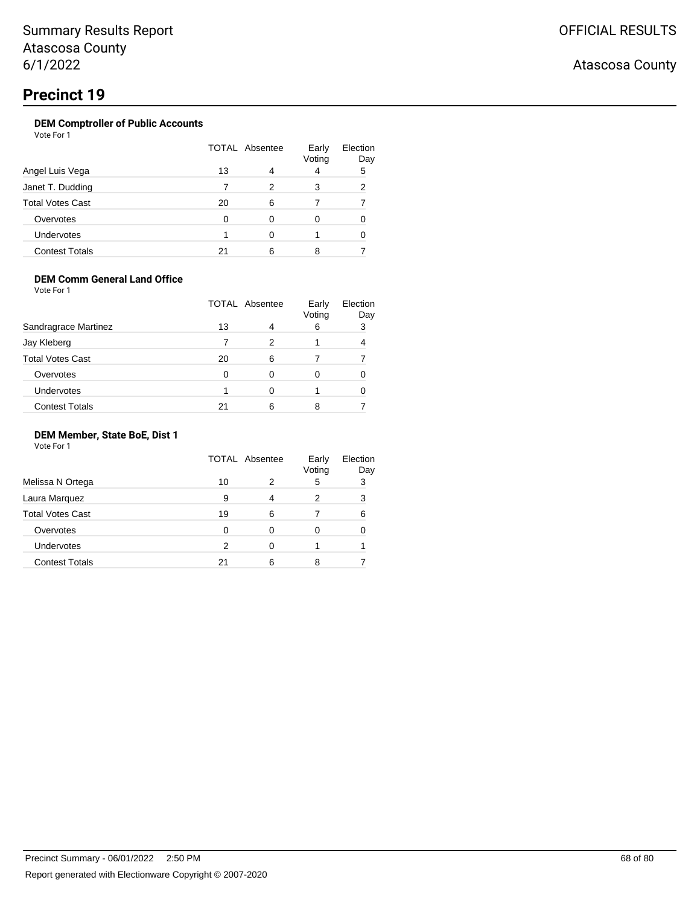# Precinct 19

### DEM Comptroller of Public Accounts

Vote For 1

| | TOTAL | Absentee | Early Voting | Election Day |
|---|---|---|---|---|
| Angel Luis Vega | 13 | 4 | 4 | 5 |
| Janet T. Dudding | 7 | 2 | 3 | 2 |
| Total Votes Cast | 20 | 6 | 7 | 7 |
| Overvotes | 0 | 0 | 0 | 0 |
| Undervotes | 1 | 0 | 1 | 0 |
| Contest Totals | 21 | 6 | 8 | 7 |

### DEM Comm General Land Office

Vote For 1

| | TOTAL | Absentee | Early Voting | Election Day |
|---|---|---|---|---|
| Sandragrace Martinez | 13 | 4 | 6 | 3 |
| Jay Kleberg | 7 | 2 | 1 | 4 |
| Total Votes Cast | 20 | 6 | 7 | 7 |
| Overvotes | 0 | 0 | 0 | 0 |
| Undervotes | 1 | 0 | 1 | 0 |
| Contest Totals | 21 | 6 | 8 | 7 |

### DEM Member, State BoE, Dist 1

Vote For 1

| | TOTAL | Absentee | Early Voting | Election Day |
|---|---|---|---|---|
| Melissa N Ortega | 10 | 2 | 5 | 3 |
| Laura Marquez | 9 | 4 | 2 | 3 |
| Total Votes Cast | 19 | 6 | 7 | 6 |
| Overvotes | 0 | 0 | 0 | 0 |
| Undervotes | 2 | 0 | 1 | 1 |
| Contest Totals | 21 | 6 | 8 | 7 |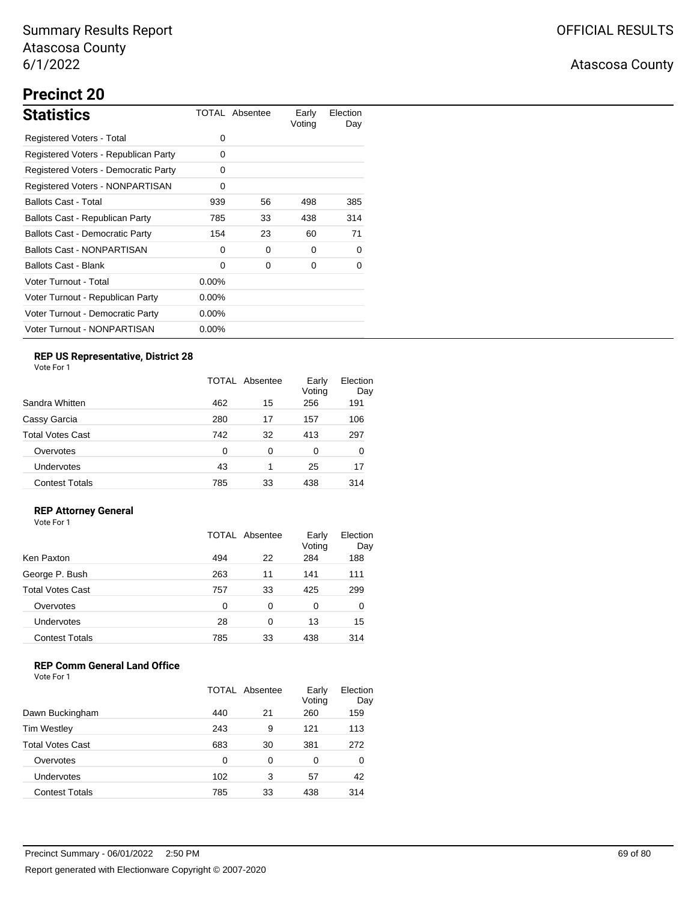Summary Results Report
Atascosa County
6/1/2022

OFFICIAL RESULTS

Atascosa County

# Precinct 20

## Statistics

| | TOTAL | Absentee | Early Voting | Election Day |
|---|---|---|---|---|
| Registered Voters - Total | 0 | | | |
| Registered Voters - Republican Party | 0 | | | |
| Registered Voters - Democratic Party | 0 | | | |
| Registered Voters - NONPARTISAN | 0 | | | |
| Ballots Cast - Total | 939 | 56 | 498 | 385 |
| Ballots Cast - Republican Party | 785 | 33 | 438 | 314 |
| Ballots Cast - Democratic Party | 154 | 23 | 60 | 71 |
| Ballots Cast - NONPARTISAN | 0 | 0 | 0 | 0 |
| Ballots Cast - Blank | 0 | 0 | 0 | 0 |
| Voter Turnout - Total | 0.00% | | | |
| Voter Turnout - Republican Party | 0.00% | | | |
| Voter Turnout - Democratic Party | 0.00% | | | |
| Voter Turnout - NONPARTISAN | 0.00% | | | |

### REP US Representative, District 28

Vote For 1

| | TOTAL | Absentee | Early Voting | Election Day |
|---|---|---|---|---|
| Sandra Whitten | 462 | 15 | 256 | 191 |
| Cassy Garcia | 280 | 17 | 157 | 106 |
| Total Votes Cast | 742 | 32 | 413 | 297 |
| Overvotes | 0 | 0 | 0 | 0 |
| Undervotes | 43 | 1 | 25 | 17 |
| Contest Totals | 785 | 33 | 438 | 314 |

### REP Attorney General

Vote For 1

| | TOTAL | Absentee | Early Voting | Election Day |
|---|---|---|---|---|
| Ken Paxton | 494 | 22 | 284 | 188 |
| George P. Bush | 263 | 11 | 141 | 111 |
| Total Votes Cast | 757 | 33 | 425 | 299 |
| Overvotes | 0 | 0 | 0 | 0 |
| Undervotes | 28 | 0 | 13 | 15 |
| Contest Totals | 785 | 33 | 438 | 314 |

### REP Comm General Land Office

Vote For 1

| | TOTAL | Absentee | Early Voting | Election Day |
|---|---|---|---|---|
| Dawn Buckingham | 440 | 21 | 260 | 159 |
| Tim Westley | 243 | 9 | 121 | 113 |
| Total Votes Cast | 683 | 30 | 381 | 272 |
| Overvotes | 0 | 0 | 0 | 0 |
| Undervotes | 102 | 3 | 57 | 42 |
| Contest Totals | 785 | 33 | 438 | 314 |

Precinct Summary - 06/01/2022 2:50 PM

Report generated with Electionware Copyright © 2007-2020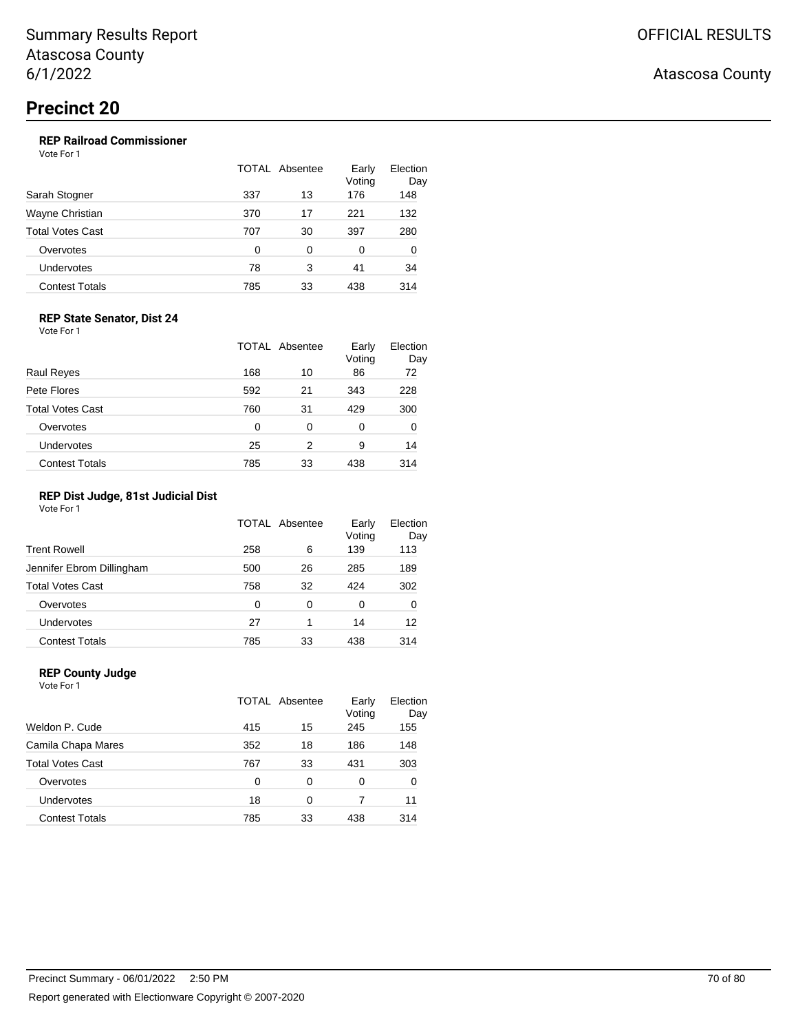# Summary Results Report
Atascosa County
6/1/2022

OFFICIAL RESULTS

Atascosa County

## Precinct 20

### REP Railroad Commissioner

Vote For 1

| | TOTAL | Absentee | Early Voting | Election Day |
|---|---|---|---|---|
| Sarah Stogner | 337 | 13 | 176 | 148 |
| Wayne Christian | 370 | 17 | 221 | 132 |
| Total Votes Cast | 707 | 30 | 397 | 280 |
| Overvotes | 0 | 0 | 0 | 0 |
| Undervotes | 78 | 3 | 41 | 34 |
| Contest Totals | 785 | 33 | 438 | 314 |

### REP State Senator, Dist 24

Vote For 1

| | TOTAL | Absentee | Early Voting | Election Day |
|---|---|---|---|---|
| Raul Reyes | 168 | 10 | 86 | 72 |
| Pete Flores | 592 | 21 | 343 | 228 |
| Total Votes Cast | 760 | 31 | 429 | 300 |
| Overvotes | 0 | 0 | 0 | 0 |
| Undervotes | 25 | 2 | 9 | 14 |
| Contest Totals | 785 | 33 | 438 | 314 |

### REP Dist Judge, 81st Judicial Dist

Vote For 1

| | TOTAL | Absentee | Early Voting | Election Day |
|---|---|---|---|---|
| Trent Rowell | 258 | 6 | 139 | 113 |
| Jennifer Ebrom Dillingham | 500 | 26 | 285 | 189 |
| Total Votes Cast | 758 | 32 | 424 | 302 |
| Overvotes | 0 | 0 | 0 | 0 |
| Undervotes | 27 | 1 | 14 | 12 |
| Contest Totals | 785 | 33 | 438 | 314 |

### REP County Judge

Vote For 1

| | TOTAL | Absentee | Early Voting | Election Day |
|---|---|---|---|---|
| Weldon P. Cude | 415 | 15 | 245 | 155 |
| Camila Chapa Mares | 352 | 18 | 186 | 148 |
| Total Votes Cast | 767 | 33 | 431 | 303 |
| Overvotes | 0 | 0 | 0 | 0 |
| Undervotes | 18 | 0 | 7 | 11 |
| Contest Totals | 785 | 33 | 438 | 314 |

Precinct Summary - 06/01/2022 2:50 PM

Report generated with Electionware Copyright © 2007-2020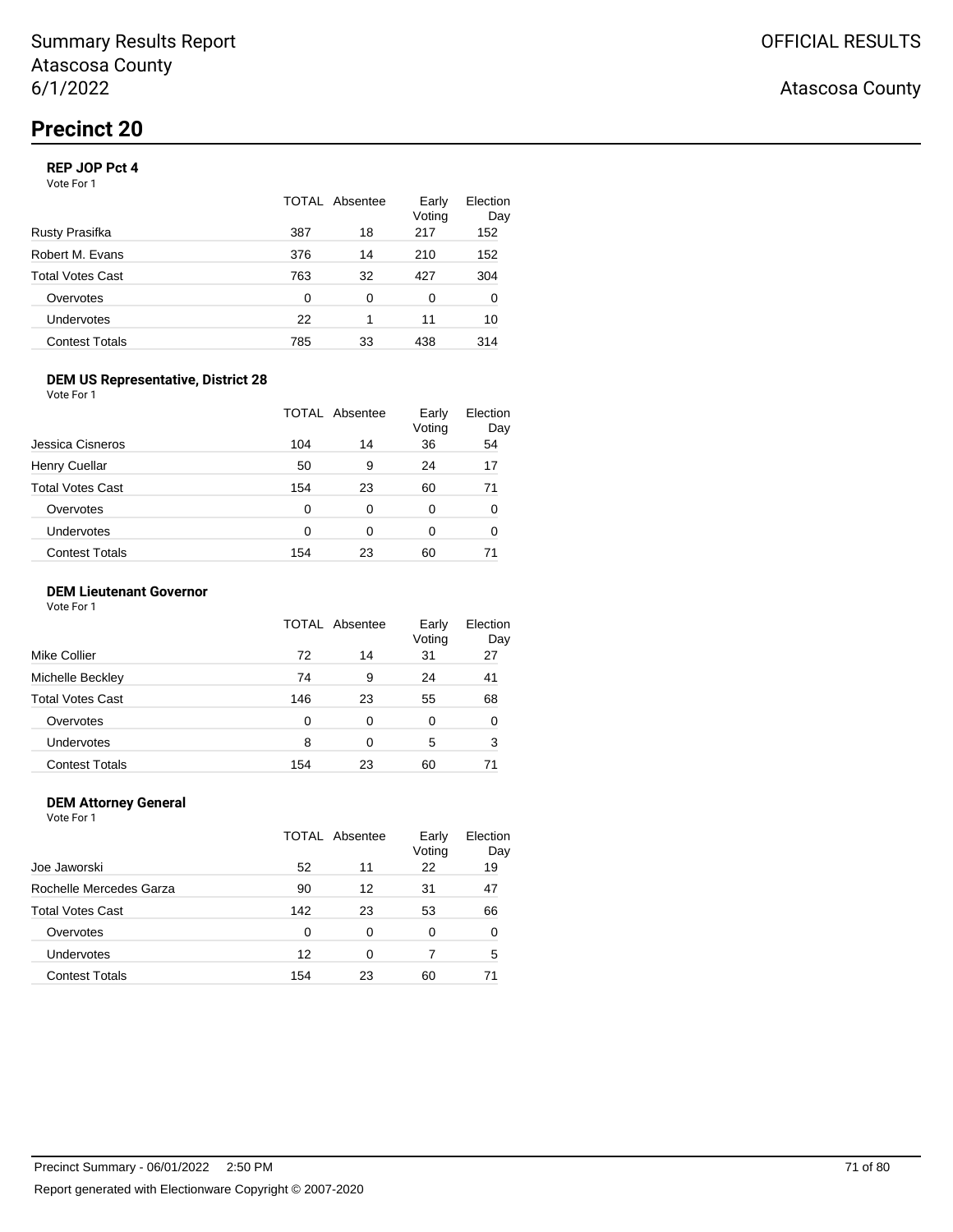# Precinct 20

### REP JOP Pct 4

Vote For 1

| | TOTAL | Absentee | Early Voting | Election Day |
|---|---|---|---|---|
| Rusty Prasifka | 387 | 18 | 217 | 152 |
| Robert M. Evans | 376 | 14 | 210 | 152 |
| Total Votes Cast | 763 | 32 | 427 | 304 |
| Overvotes | 0 | 0 | 0 | 0 |
| Undervotes | 22 | 1 | 11 | 10 |
| Contest Totals | 785 | 33 | 438 | 314 |

### DEM US Representative, District 28

Vote For 1

| | TOTAL | Absentee | Early Voting | Election Day |
|---|---|---|---|---|
| Jessica Cisneros | 104 | 14 | 36 | 54 |
| Henry Cuellar | 50 | 9 | 24 | 17 |
| Total Votes Cast | 154 | 23 | 60 | 71 |
| Overvotes | 0 | 0 | 0 | 0 |
| Undervotes | 0 | 0 | 0 | 0 |
| Contest Totals | 154 | 23 | 60 | 71 |

### DEM Lieutenant Governor

Vote For 1

| | TOTAL | Absentee | Early Voting | Election Day |
|---|---|---|---|---|
| Mike Collier | 72 | 14 | 31 | 27 |
| Michelle Beckley | 74 | 9 | 24 | 41 |
| Total Votes Cast | 146 | 23 | 55 | 68 |
| Overvotes | 0 | 0 | 0 | 0 |
| Undervotes | 8 | 0 | 5 | 3 |
| Contest Totals | 154 | 23 | 60 | 71 |

### DEM Attorney General

Vote For 1

| | TOTAL | Absentee | Early Voting | Election Day |
|---|---|---|---|---|
| Joe Jaworski | 52 | 11 | 22 | 19 |
| Rochelle Mercedes Garza | 90 | 12 | 31 | 47 |
| Total Votes Cast | 142 | 23 | 53 | 66 |
| Overvotes | 0 | 0 | 0 | 0 |
| Undervotes | 12 | 0 | 7 | 5 |
| Contest Totals | 154 | 23 | 60 | 71 |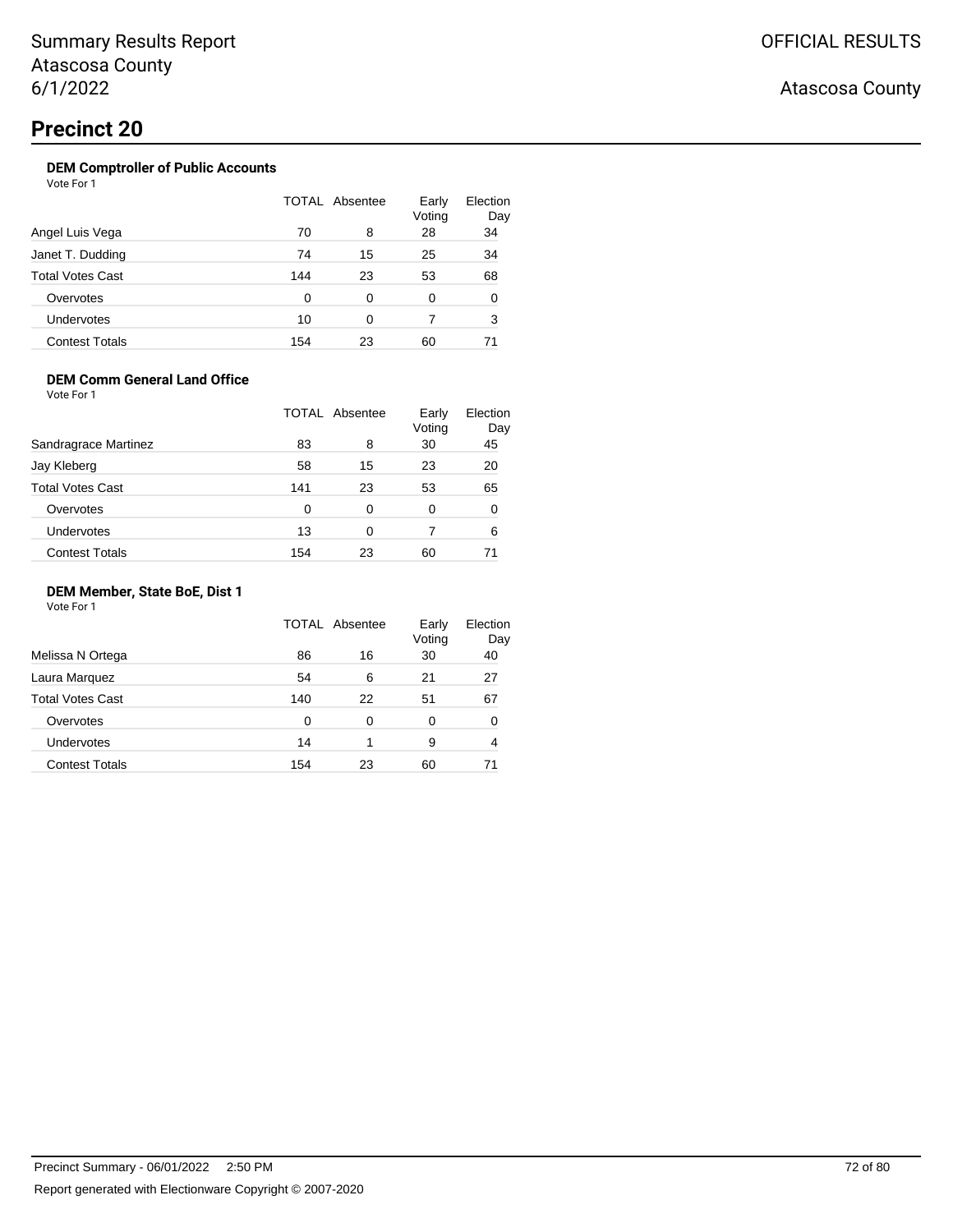Summary Results Report
Atascosa County
6/1/2022

OFFICIAL RESULTS

Atascosa County

# Precinct 20

### DEM Comptroller of Public Accounts

Vote For 1

| | TOTAL | Absentee | Early Voting | Election Day |
|---|---|---|---|---|
| Angel Luis Vega | 70 | 8 | 28 | 34 |
| Janet T. Dudding | 74 | 15 | 25 | 34 |
| Total Votes Cast | 144 | 23 | 53 | 68 |
| Overvotes | 0 | 0 | 0 | 0 |
| Undervotes | 10 | 0 | 7 | 3 |
| Contest Totals | 154 | 23 | 60 | 71 |

### DEM Comm General Land Office

Vote For 1

| | TOTAL | Absentee | Early Voting | Election Day |
|---|---|---|---|---|
| Sandragrace Martinez | 83 | 8 | 30 | 45 |
| Jay Kleberg | 58 | 15 | 23 | 20 |
| Total Votes Cast | 141 | 23 | 53 | 65 |
| Overvotes | 0 | 0 | 0 | 0 |
| Undervotes | 13 | 0 | 7 | 6 |
| Contest Totals | 154 | 23 | 60 | 71 |

### DEM Member, State BoE, Dist 1

Vote For 1

| | TOTAL | Absentee | Early Voting | Election Day |
|---|---|---|---|---|
| Melissa N Ortega | 86 | 16 | 30 | 40 |
| Laura Marquez | 54 | 6 | 21 | 27 |
| Total Votes Cast | 140 | 22 | 51 | 67 |
| Overvotes | 0 | 0 | 0 | 0 |
| Undervotes | 14 | 1 | 9 | 4 |
| Contest Totals | 154 | 23 | 60 | 71 |

Precinct Summary - 06/01/2022 2:50 PM

Report generated with Electionware Copyright © 2007-2020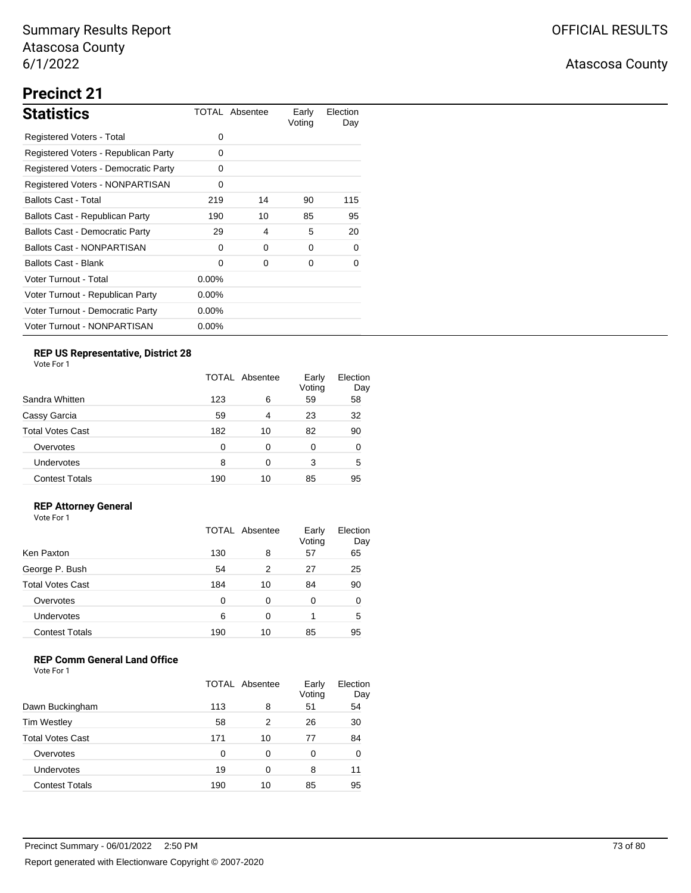# Precinct 21

## Statistics

| Statistics | TOTAL | Absentee | Early Voting | Election Day |
|---|---|---|---|---|
| Registered Voters - Total | 0 | | | |
| Registered Voters - Republican Party | 0 | | | |
| Registered Voters - Democratic Party | 0 | | | |
| Registered Voters - NONPARTISAN | 0 | | | |
| Ballots Cast - Total | 219 | 14 | 90 | 115 |
| Ballots Cast - Republican Party | 190 | 10 | 85 | 95 |
| Ballots Cast - Democratic Party | 29 | 4 | 5 | 20 |
| Ballots Cast - NONPARTISAN | 0 | 0 | 0 | 0 |
| Ballots Cast - Blank | 0 | 0 | 0 | 0 |
| Voter Turnout - Total | 0.00% | | | |
| Voter Turnout - Republican Party | 0.00% | | | |
| Voter Turnout - Democratic Party | 0.00% | | | |
| Voter Turnout - NONPARTISAN | 0.00% | | | |

### REP US Representative, District 28

Vote For 1

| | TOTAL | Absentee | Early Voting | Election Day |
|---|---|---|---|---|
| Sandra Whitten | 123 | 6 | 59 | 58 |
| Cassy Garcia | 59 | 4 | 23 | 32 |
| Total Votes Cast | 182 | 10 | 82 | 90 |
| Overvotes | 0 | 0 | 0 | 0 |
| Undervotes | 8 | 0 | 3 | 5 |
| Contest Totals | 190 | 10 | 85 | 95 |

### REP Attorney General

Vote For 1

| | TOTAL | Absentee | Early Voting | Election Day |
|---|---|---|---|---|
| Ken Paxton | 130 | 8 | 57 | 65 |
| George P. Bush | 54 | 2 | 27 | 25 |
| Total Votes Cast | 184 | 10 | 84 | 90 |
| Overvotes | 0 | 0 | 0 | 0 |
| Undervotes | 6 | 0 | 1 | 5 |
| Contest Totals | 190 | 10 | 85 | 95 |

### REP Comm General Land Office

Vote For 1

| | TOTAL | Absentee | Early Voting | Election Day |
|---|---|---|---|---|
| Dawn Buckingham | 113 | 8 | 51 | 54 |
| Tim Westley | 58 | 2 | 26 | 30 |
| Total Votes Cast | 171 | 10 | 77 | 84 |
| Overvotes | 0 | 0 | 0 | 0 |
| Undervotes | 19 | 0 | 8 | 11 |
| Contest Totals | 190 | 10 | 85 | 95 |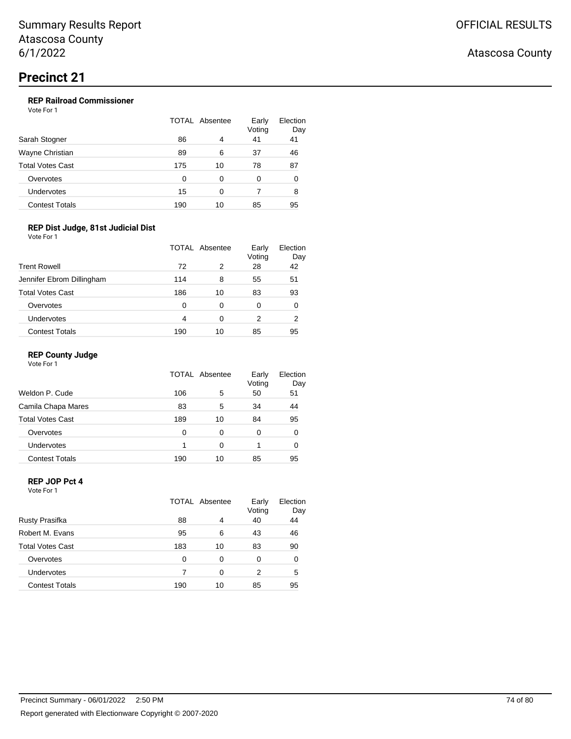Summary Results Report
Atascosa County
6/1/2022

OFFICIAL RESULTS

Atascosa County

# Precinct 21

### REP Railroad Commissioner

Vote For 1

| | TOTAL | Absentee | Early Voting | Election Day |
|---|---|---|---|---|
| Sarah Stogner | 86 | 4 | 41 | 41 |
| Wayne Christian | 89 | 6 | 37 | 46 |
| Total Votes Cast | 175 | 10 | 78 | 87 |
| Overvotes | 0 | 0 | 0 | 0 |
| Undervotes | 15 | 0 | 7 | 8 |
| Contest Totals | 190 | 10 | 85 | 95 |

### REP Dist Judge, 81st Judicial Dist

Vote For 1

| | TOTAL | Absentee | Early Voting | Election Day |
|---|---|---|---|---|
| Trent Rowell | 72 | 2 | 28 | 42 |
| Jennifer Ebrom Dillingham | 114 | 8 | 55 | 51 |
| Total Votes Cast | 186 | 10 | 83 | 93 |
| Overvotes | 0 | 0 | 0 | 0 |
| Undervotes | 4 | 0 | 2 | 2 |
| Contest Totals | 190 | 10 | 85 | 95 |

### REP County Judge

Vote For 1

| | TOTAL | Absentee | Early Voting | Election Day |
|---|---|---|---|---|
| Weldon P. Cude | 106 | 5 | 50 | 51 |
| Camila Chapa Mares | 83 | 5 | 34 | 44 |
| Total Votes Cast | 189 | 10 | 84 | 95 |
| Overvotes | 0 | 0 | 0 | 0 |
| Undervotes | 1 | 0 | 1 | 0 |
| Contest Totals | 190 | 10 | 85 | 95 |

### REP JOP Pct 4

Vote For 1

| | TOTAL | Absentee | Early Voting | Election Day |
|---|---|---|---|---|
| Rusty Prasifka | 88 | 4 | 40 | 44 |
| Robert M. Evans | 95 | 6 | 43 | 46 |
| Total Votes Cast | 183 | 10 | 83 | 90 |
| Overvotes | 0 | 0 | 0 | 0 |
| Undervotes | 7 | 0 | 2 | 5 |
| Contest Totals | 190 | 10 | 85 | 95 |

Precinct Summary - 06/01/2022 2:50 PM

Report generated with Electionware Copyright © 2007-2020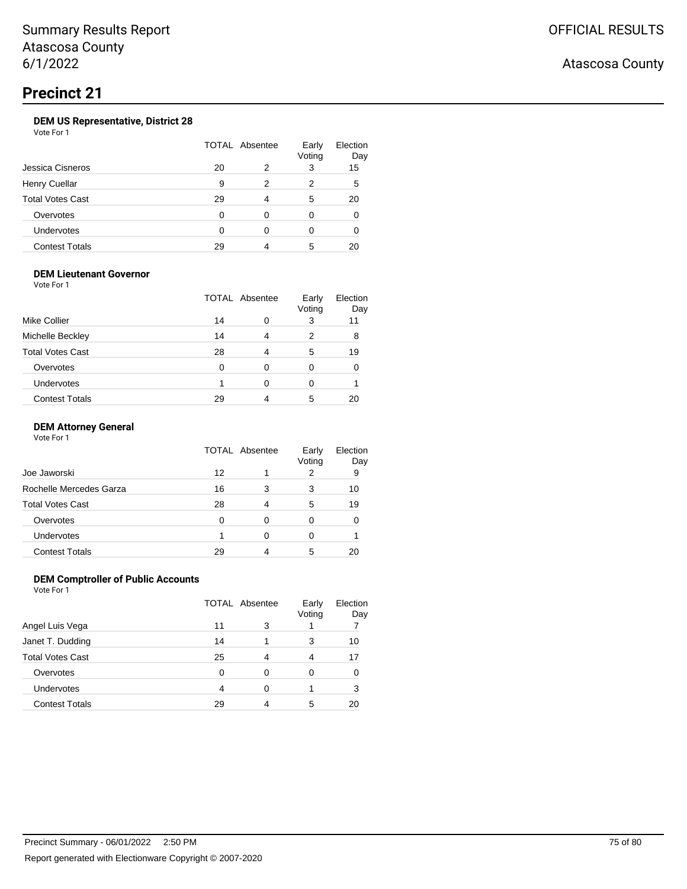Summary Results Report
Atascosa County
6/1/2022

OFFICIAL RESULTS

Atascosa County

# Precinct 21

### DEM US Representative, District 28

Vote For 1

| | TOTAL | Absentee | Early Voting | Election Day |
|---|---|---|---|---|
| Jessica Cisneros | 20 | 2 | 3 | 15 |
| Henry Cuellar | 9 | 2 | 2 | 5 |
| Total Votes Cast | 29 | 4 | 5 | 20 |
| Overvotes | 0 | 0 | 0 | 0 |
| Undervotes | 0 | 0 | 0 | 0 |
| Contest Totals | 29 | 4 | 5 | 20 |

### DEM Lieutenant Governor

Vote For 1

| | TOTAL | Absentee | Early Voting | Election Day |
|---|---|---|---|---|
| Mike Collier | 14 | 0 | 3 | 11 |
| Michelle Beckley | 14 | 4 | 2 | 8 |
| Total Votes Cast | 28 | 4 | 5 | 19 |
| Overvotes | 0 | 0 | 0 | 0 |
| Undervotes | 1 | 0 | 0 | 1 |
| Contest Totals | 29 | 4 | 5 | 20 |

### DEM Attorney General

Vote For 1

| | TOTAL | Absentee | Early Voting | Election Day |
|---|---|---|---|---|
| Joe Jaworski | 12 | 1 | 2 | 9 |
| Rochelle Mercedes Garza | 16 | 3 | 3 | 10 |
| Total Votes Cast | 28 | 4 | 5 | 19 |
| Overvotes | 0 | 0 | 0 | 0 |
| Undervotes | 1 | 0 | 0 | 1 |
| Contest Totals | 29 | 4 | 5 | 20 |

### DEM Comptroller of Public Accounts

Vote For 1

| | TOTAL | Absentee | Early Voting | Election Day |
|---|---|---|---|---|
| Angel Luis Vega | 11 | 3 | 1 | 7 |
| Janet T. Dudding | 14 | 1 | 3 | 10 |
| Total Votes Cast | 25 | 4 | 4 | 17 |
| Overvotes | 0 | 0 | 0 | 0 |
| Undervotes | 4 | 0 | 1 | 3 |
| Contest Totals | 29 | 4 | 5 | 20 |

Precinct Summary - 06/01/2022 2:50 PM

Report generated with Electionware Copyright © 2007-2020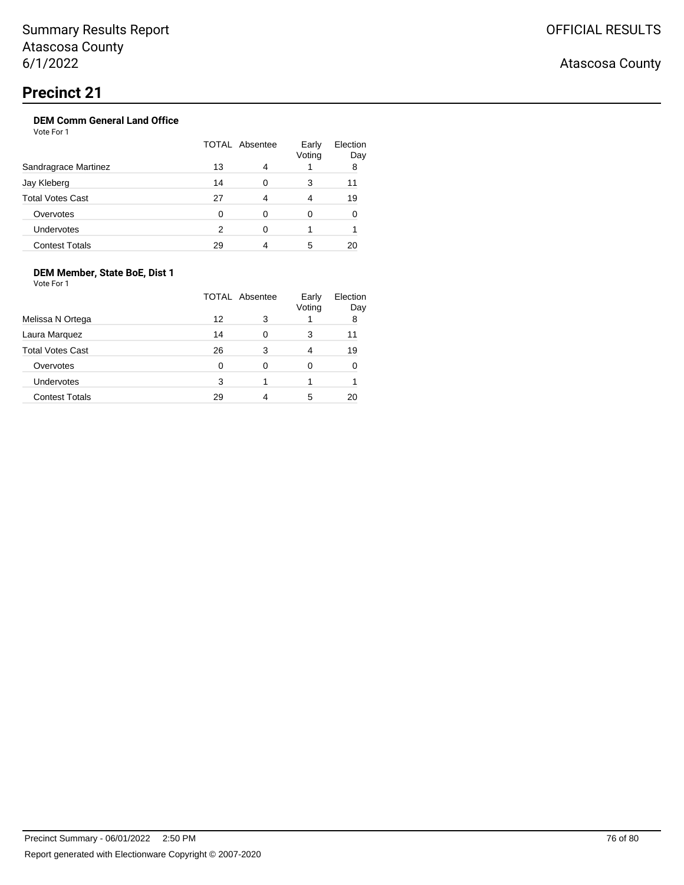# Precinct 21

### DEM Comm General Land Office

Vote For 1

| | TOTAL | Absentee | Early Voting | Election Day |
|---|---|---|---|---|
| Sandragrace Martinez | 13 | 4 | 1 | 8 |
| Jay Kleberg | 14 | 0 | 3 | 11 |
| Total Votes Cast | 27 | 4 | 4 | 19 |
| Overvotes | 0 | 0 | 0 | 0 |
| Undervotes | 2 | 0 | 1 | 1 |
| Contest Totals | 29 | 4 | 5 | 20 |

### DEM Member, State BoE, Dist 1

Vote For 1

| | TOTAL | Absentee | Early Voting | Election Day |
|---|---|---|---|---|
| Melissa N Ortega | 12 | 3 | 1 | 8 |
| Laura Marquez | 14 | 0 | 3 | 11 |
| Total Votes Cast | 26 | 3 | 4 | 19 |
| Overvotes | 0 | 0 | 0 | 0 |
| Undervotes | 3 | 1 | 1 | 1 |
| Contest Totals | 29 | 4 | 5 | 20 |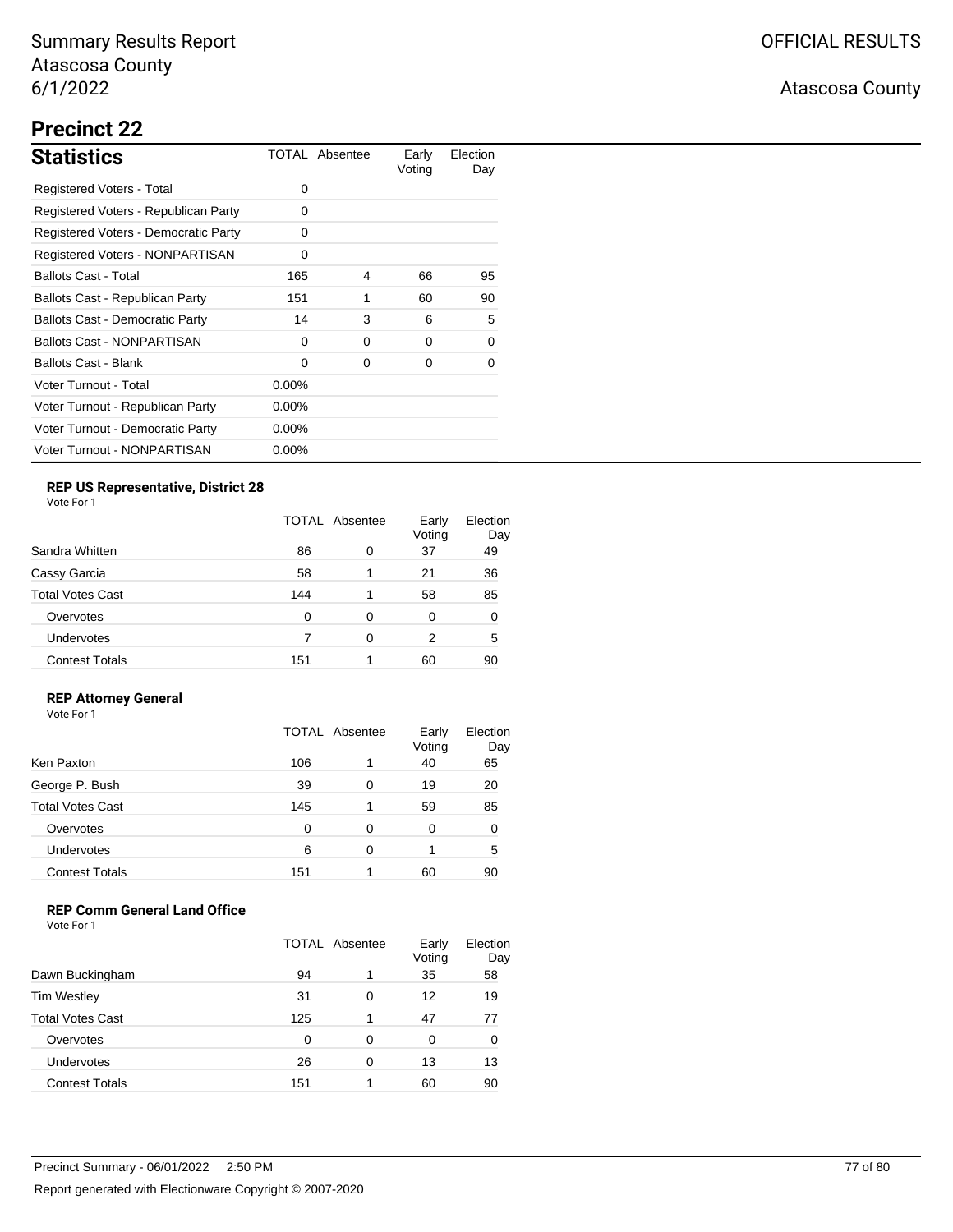Summary Results Report
Atascosa County
6/1/2022

OFFICIAL RESULTS

Atascosa County

## Precinct 22

| Statistics | TOTAL | Absentee | Early Voting | Election Day |
|---|---|---|---|---|
| Registered Voters - Total | 0 | | | |
| Registered Voters - Republican Party | 0 | | | |
| Registered Voters - Democratic Party | 0 | | | |
| Registered Voters - NONPARTISAN | 0 | | | |
| Ballots Cast - Total | 165 | 4 | 66 | 95 |
| Ballots Cast - Republican Party | 151 | 1 | 60 | 90 |
| Ballots Cast - Democratic Party | 14 | 3 | 6 | 5 |
| Ballots Cast - NONPARTISAN | 0 | 0 | 0 | 0 |
| Ballots Cast - Blank | 0 | 0 | 0 | 0 |
| Voter Turnout - Total | 0.00% | | | |
| Voter Turnout - Republican Party | 0.00% | | | |
| Voter Turnout - Democratic Party | 0.00% | | | |
| Voter Turnout - NONPARTISAN | 0.00% | | | |

### REP US Representative, District 28

Vote For 1

| | TOTAL | Absentee | Early Voting | Election Day |
|---|---|---|---|---|
| Sandra Whitten | 86 | 0 | 37 | 49 |
| Cassy Garcia | 58 | 1 | 21 | 36 |
| Total Votes Cast | 144 | 1 | 58 | 85 |
| Overvotes | 0 | 0 | 0 | 0 |
| Undervotes | 7 | 0 | 2 | 5 |
| Contest Totals | 151 | 1 | 60 | 90 |

### REP Attorney General

Vote For 1

| | TOTAL | Absentee | Early Voting | Election Day |
|---|---|---|---|---|
| Ken Paxton | 106 | 1 | 40 | 65 |
| George P. Bush | 39 | 0 | 19 | 20 |
| Total Votes Cast | 145 | 1 | 59 | 85 |
| Overvotes | 0 | 0 | 0 | 0 |
| Undervotes | 6 | 0 | 1 | 5 |
| Contest Totals | 151 | 1 | 60 | 90 |

### REP Comm General Land Office

Vote For 1

| | TOTAL | Absentee | Early Voting | Election Day |
|---|---|---|---|---|
| Dawn Buckingham | 94 | 1 | 35 | 58 |
| Tim Westley | 31 | 0 | 12 | 19 |
| Total Votes Cast | 125 | 1 | 47 | 77 |
| Overvotes | 0 | 0 | 0 | 0 |
| Undervotes | 26 | 0 | 13 | 13 |
| Contest Totals | 151 | 1 | 60 | 90 |

Precinct Summary - 06/01/2022 2:50 PM

Report generated with Electionware Copyright © 2007-2020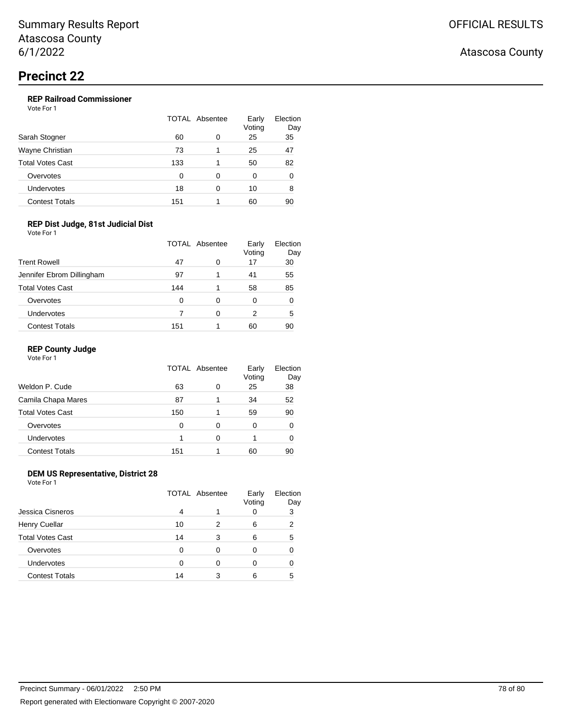# Precinct 22

### REP Railroad Commissioner

Vote For 1

| | TOTAL | Absentee | Early Voting | Election Day |
|---|---|---|---|---|
| Sarah Stogner | 60 | 0 | 25 | 35 |
| Wayne Christian | 73 | 1 | 25 | 47 |
| Total Votes Cast | 133 | 1 | 50 | 82 |
| Overvotes | 0 | 0 | 0 | 0 |
| Undervotes | 18 | 0 | 10 | 8 |
| Contest Totals | 151 | 1 | 60 | 90 |

### REP Dist Judge, 81st Judicial Dist

Vote For 1

| | TOTAL | Absentee | Early Voting | Election Day |
|---|---|---|---|---|
| Trent Rowell | 47 | 0 | 17 | 30 |
| Jennifer Ebrom Dillingham | 97 | 1 | 41 | 55 |
| Total Votes Cast | 144 | 1 | 58 | 85 |
| Overvotes | 0 | 0 | 0 | 0 |
| Undervotes | 7 | 0 | 2 | 5 |
| Contest Totals | 151 | 1 | 60 | 90 |

### REP County Judge

Vote For 1

| | TOTAL | Absentee | Early Voting | Election Day |
|---|---|---|---|---|
| Weldon P. Cude | 63 | 0 | 25 | 38 |
| Camila Chapa Mares | 87 | 1 | 34 | 52 |
| Total Votes Cast | 150 | 1 | 59 | 90 |
| Overvotes | 0 | 0 | 0 | 0 |
| Undervotes | 1 | 0 | 1 | 0 |
| Contest Totals | 151 | 1 | 60 | 90 |

### DEM US Representative, District 28

Vote For 1

| | TOTAL | Absentee | Early Voting | Election Day |
|---|---|---|---|---|
| Jessica Cisneros | 4 | 1 | 0 | 3 |
| Henry Cuellar | 10 | 2 | 6 | 2 |
| Total Votes Cast | 14 | 3 | 6 | 5 |
| Overvotes | 0 | 0 | 0 | 0 |
| Undervotes | 0 | 0 | 0 | 0 |
| Contest Totals | 14 | 3 | 6 | 5 |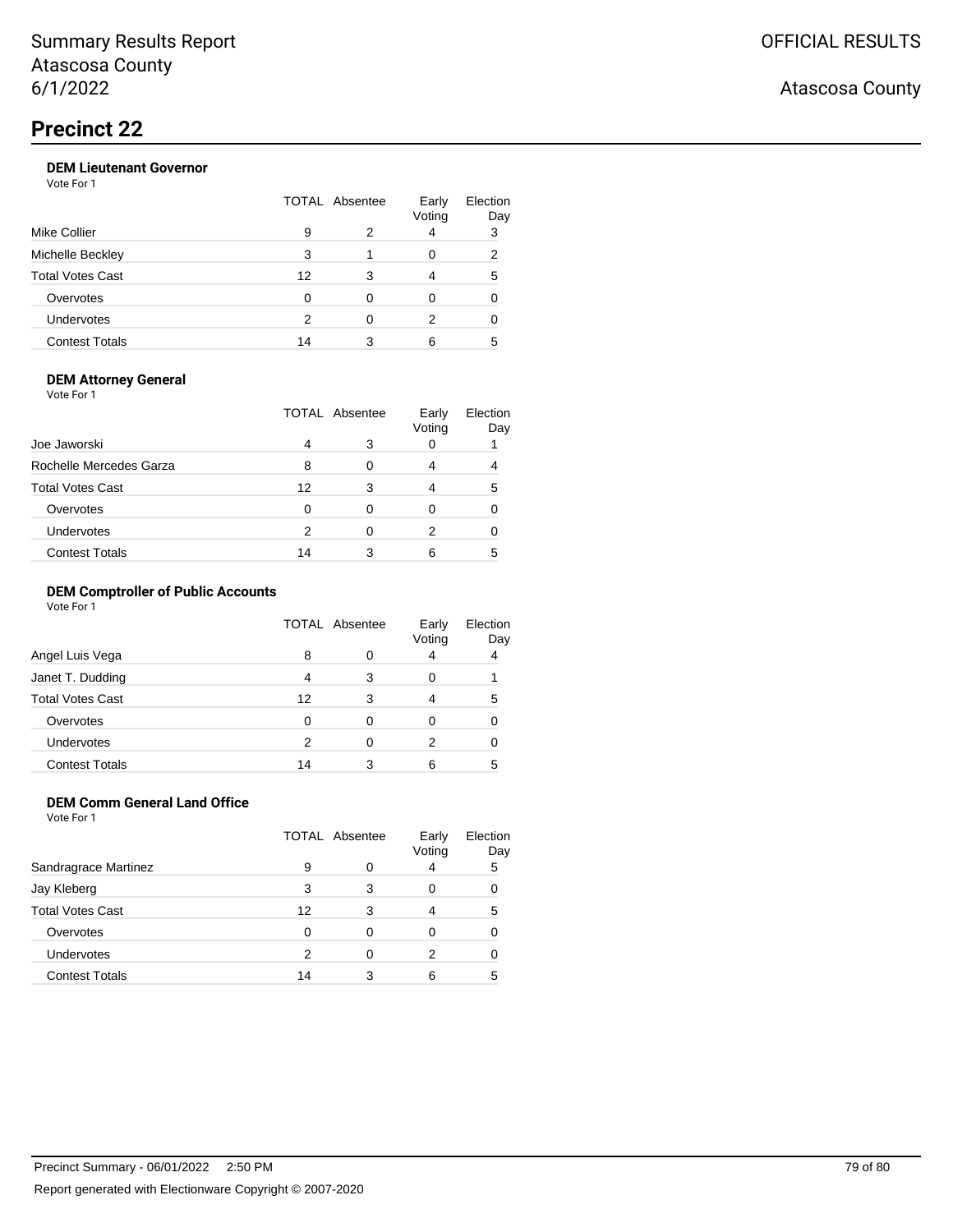Summary Results Report
Atascosa County
6/1/2022

OFFICIAL RESULTS

Atascosa County

# Precinct 22

### DEM Lieutenant Governor

Vote For 1

| | TOTAL | Absentee | Early Voting | Election Day |
|---|---|---|---|---|
| Mike Collier | 9 | 2 | 4 | 3 |
| Michelle Beckley | 3 | 1 | 0 | 2 |
| Total Votes Cast | 12 | 3 | 4 | 5 |
| Overvotes | 0 | 0 | 0 | 0 |
| Undervotes | 2 | 0 | 2 | 0 |
| Contest Totals | 14 | 3 | 6 | 5 |

### DEM Attorney General

Vote For 1

| | TOTAL | Absentee | Early Voting | Election Day |
|---|---|---|---|---|
| Joe Jaworski | 4 | 3 | 0 | 1 |
| Rochelle Mercedes Garza | 8 | 0 | 4 | 4 |
| Total Votes Cast | 12 | 3 | 4 | 5 |
| Overvotes | 0 | 0 | 0 | 0 |
| Undervotes | 2 | 0 | 2 | 0 |
| Contest Totals | 14 | 3 | 6 | 5 |

### DEM Comptroller of Public Accounts

Vote For 1

| | TOTAL | Absentee | Early Voting | Election Day |
|---|---|---|---|---|
| Angel Luis Vega | 8 | 0 | 4 | 4 |
| Janet T. Dudding | 4 | 3 | 0 | 1 |
| Total Votes Cast | 12 | 3 | 4 | 5 |
| Overvotes | 0 | 0 | 0 | 0 |
| Undervotes | 2 | 0 | 2 | 0 |
| Contest Totals | 14 | 3 | 6 | 5 |

### DEM Comm General Land Office

Vote For 1

| | TOTAL | Absentee | Early Voting | Election Day |
|---|---|---|---|---|
| Sandragrace Martinez | 9 | 0 | 4 | 5 |
| Jay Kleberg | 3 | 3 | 0 | 0 |
| Total Votes Cast | 12 | 3 | 4 | 5 |
| Overvotes | 0 | 0 | 0 | 0 |
| Undervotes | 2 | 0 | 2 | 0 |
| Contest Totals | 14 | 3 | 6 | 5 |

Precinct Summary - 06/01/2022 2:50 PM

Report generated with Electionware Copyright © 2007-2020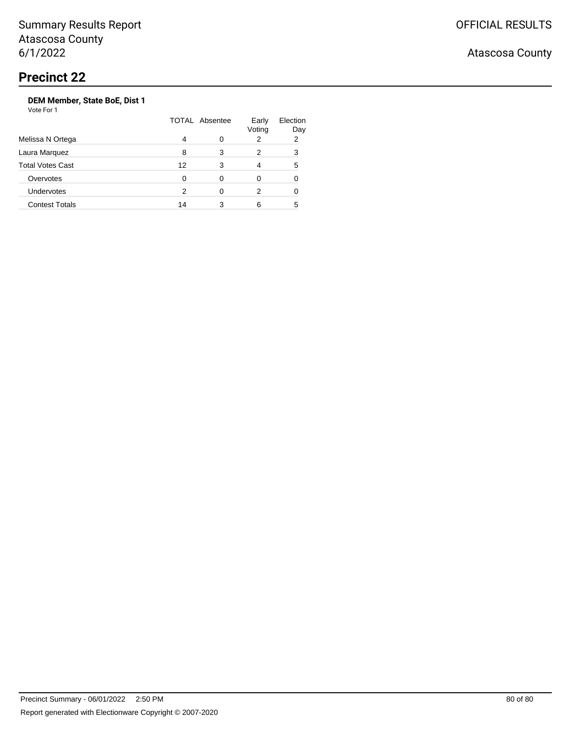# Precinct 22

**DEM Member, State BoE, Dist 1**

Vote For 1

| | TOTAL | Absentee | Early Voting | Election Day |
|---|---|---|---|---|
| Melissa N Ortega | 4 | 0 | 2 | 2 |
| Laura Marquez | 8 | 3 | 2 | 3 |
| Total Votes Cast | 12 | 3 | 4 | 5 |
| Overvotes | 0 | 0 | 0 | 0 |
| Undervotes | 2 | 0 | 2 | 0 |
| Contest Totals | 14 | 3 | 6 | 5 |